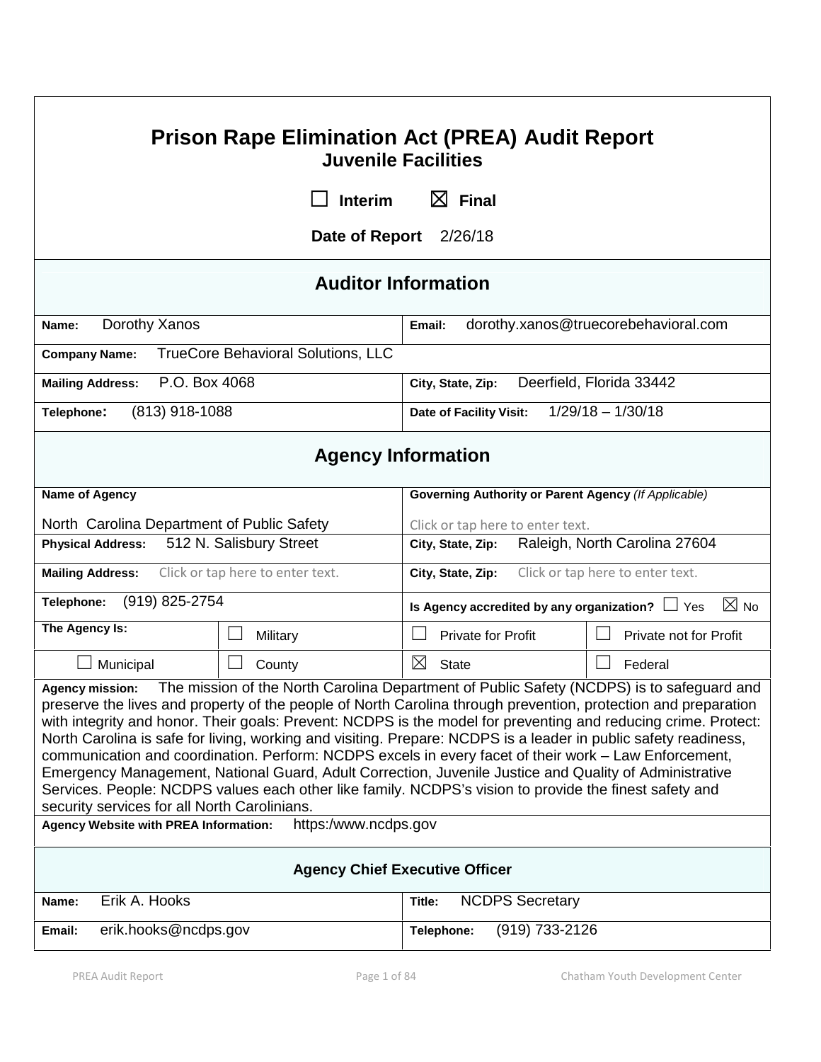# Prison Rape Elimination Act (PREA) Audit Report
## Juvenile Facilities

☐ Interim ☒ Final

**Date of Report** 2/26/18

## Auditor Information

| | |
|---|---|
| **Name:** Dorothy Xanos | **Email:** dorothy.xanos@truecorebehavioral.com |
| **Company Name:** TrueCore Behavioral Solutions, LLC | |
| **Mailing Address:** P.O. Box 4068 | **City, State, Zip:** Deerfield, Florida 33442 |
| **Telephone:** (813) 918-1088 | **Date of Facility Visit:** 1/29/18 – 1/30/18 |

## Agency Information

| | | | |
|---|---|---|---|
| **Name of Agency** North Carolina Department of Public Safety | | **Governing Authority or Parent Agency** *(If Applicable)* Click or tap here to enter text. | |
| **Physical Address:** 512 N. Salisbury Street | | **City, State, Zip:** Raleigh, North Carolina 27604 | |
| **Mailing Address:** Click or tap here to enter text. | | **City, State, Zip:** Click or tap here to enter text. | |
| **Telephone:** (919) 825-2754 | | **Is Agency accredited by any organization?** ☐ Yes ☒ No | |
| **The Agency Is:** | ☐ Military | ☐ Private for Profit | ☐ Private not for Profit |
| ☐ Municipal | ☐ County | ☒ State | ☐ Federal |

**Agency mission:** The mission of the North Carolina Department of Public Safety (NCDPS) is to safeguard and preserve the lives and property of the people of North Carolina through prevention, protection and preparation with integrity and honor. Their goals: Prevent: NCDPS is the model for preventing and reducing crime. Protect: North Carolina is safe for living, working and visiting. Prepare: NCDPS is a leader in public safety readiness, communication and coordination. Perform: NCDPS excels in every facet of their work – Law Enforcement, Emergency Management, National Guard, Adult Correction, Juvenile Justice and Quality of Administrative Services. People: NCDPS values each other like family. NCDPS's vision to provide the finest safety and security services for all North Carolinians.

**Agency Website with PREA Information:** https:/www.ncdps.gov

### Agency Chief Executive Officer

| | |
|---|---|
| **Name:** Erik A. Hooks | **Title:** NCDPS Secretary |
| **Email:** erik.hooks@ncdps.gov | **Telephone:** (919) 733-2126 |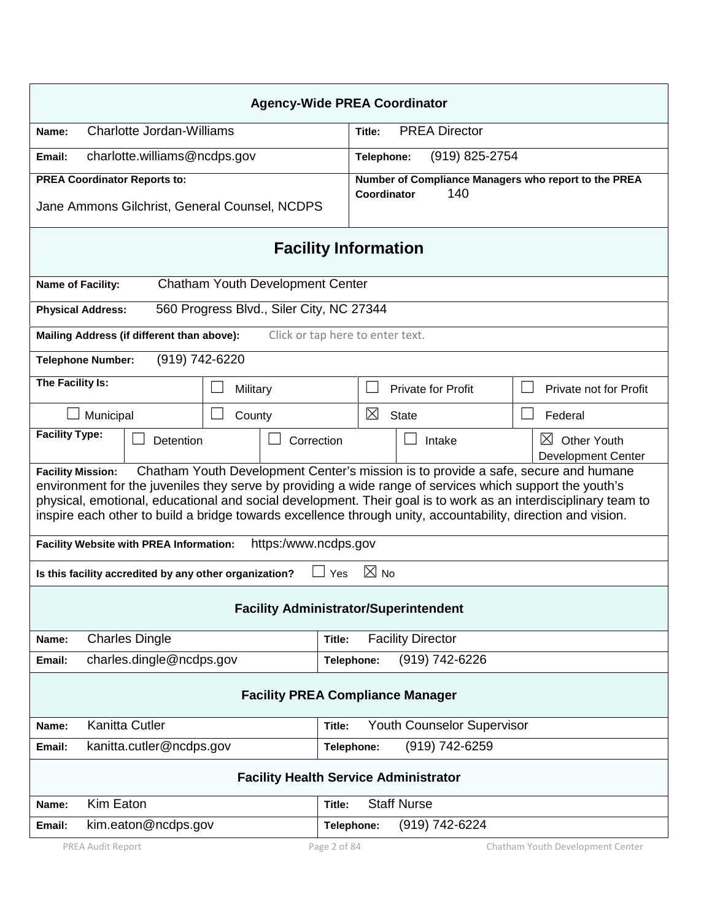## Agency-Wide PREA Coordinator

| | |
|---|---|
| **Name:** Charlotte Jordan-Williams | **Title:** PREA Director |
| **Email:** charlotte.williams@ncdps.gov | **Telephone:** (919) 825-2754 |
| **PREA Coordinator Reports to:** Jane Ammons Gilchrist, General Counsel, NCDPS | **Number of Compliance Managers who report to the PREA Coordinator** 140 |

## Facility Information

**Name of Facility:** Chatham Youth Development Center

**Physical Address:** 560 Progress Blvd., Siler City, NC 27344

**Mailing Address (if different than above):** Click or tap here to enter text.

**Telephone Number:** (919) 742-6220

| **The Facility Is:** | ☐ Military | ☐ Private for Profit | ☐ Private not for Profit |
|---|---|---|---|
| ☐ Municipal | ☐ County | ☒ State | ☐ Federal |

| **Facility Type:** | ☐ Detention | ☐ Correction | ☐ Intake | ☒ Other Youth Development Center |
|---|---|---|---|---|

**Facility Mission:** Chatham Youth Development Center's mission is to provide a safe, secure and humane environment for the juveniles they serve by providing a wide range of services which support the youth's physical, emotional, educational and social development. Their goal is to work as an interdisciplinary team to inspire each other to build a bridge towards excellence through unity, accountability, direction and vision.

**Facility Website with PREA Information:** https:/www.ncdps.gov

**Is this facility accredited by any other organization?** ☐ Yes ☒ No

## Facility Administrator/Superintendent

| | |
|---|---|
| **Name:** Charles Dingle | **Title:** Facility Director |
| **Email:** charles.dingle@ncdps.gov | **Telephone:** (919) 742-6226 |

## Facility PREA Compliance Manager

| | |
|---|---|
| **Name:** Kanitta Cutler | **Title:** Youth Counselor Supervisor |
| **Email:** kanitta.cutler@ncdps.gov | **Telephone:** (919) 742-6259 |

## Facility Health Service Administrator

| | |
|---|---|
| **Name:** Kim Eaton | **Title:** Staff Nurse |
| **Email:** kim.eaton@ncdps.gov | **Telephone:** (919) 742-6224 |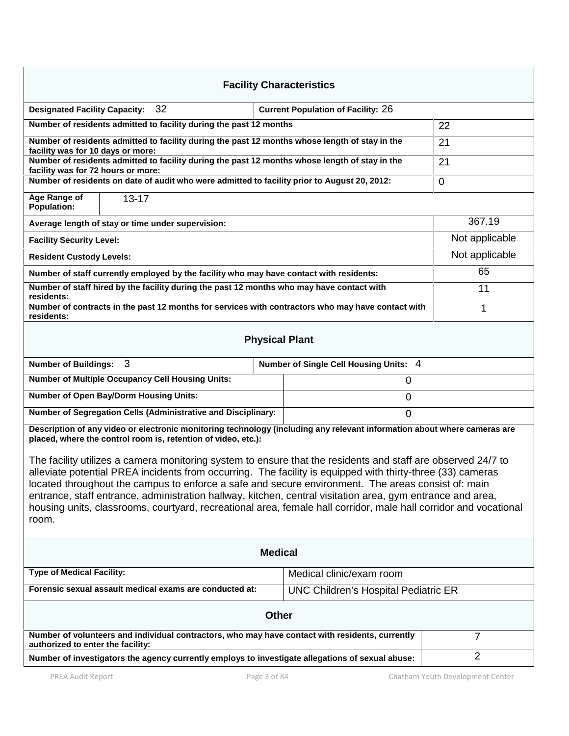## Facility Characteristics

| | |
|---|---|
| **Designated Facility Capacity:** 32 | **Current Population of Facility:** 26 |
| **Number of residents admitted to facility during the past 12 months** | 22 |
| **Number of residents admitted to facility during the past 12 months whose length of stay in the facility was for 10 days or more:** | 21 |
| **Number of residents admitted to facility during the past 12 months whose length of stay in the facility was for 72 hours or more:** | 21 |
| **Number of residents on date of audit who were admitted to facility prior to August 20, 2012:** | 0 |
| **Age Range of Population:** | 13-17 |
| **Average length of stay or time under supervision:** | 367.19 |
| **Facility Security Level:** | Not applicable |
| **Resident Custody Levels:** | Not applicable |
| **Number of staff currently employed by the facility who may have contact with residents:** | 65 |
| **Number of staff hired by the facility during the past 12 months who may have contact with residents:** | 11 |
| **Number of contracts in the past 12 months for services with contractors who may have contact with residents:** | 1 |

## Physical Plant

| | |
|---|---|
| **Number of Buildings:** 3 | **Number of Single Cell Housing Units:** 4 |
| **Number of Multiple Occupancy Cell Housing Units:** | 0 |
| **Number of Open Bay/Dorm Housing Units:** | 0 |
| **Number of Segregation Cells (Administrative and Disciplinary:** | 0 |

**Description of any video or electronic monitoring technology (including any relevant information about where cameras are placed, where the control room is, retention of video, etc.):**

The facility utilizes a camera monitoring system to ensure that the residents and staff are observed 24/7 to alleviate potential PREA incidents from occurring. The facility is equipped with thirty-three (33) cameras located throughout the campus to enforce a safe and secure environment. The areas consist of: main entrance, staff entrance, administration hallway, kitchen, central visitation area, gym entrance and area, housing units, classrooms, courtyard, recreational area, female hall corridor, male hall corridor and vocational room.

## Medical

| | |
|---|---|
| **Type of Medical Facility:** | Medical clinic/exam room |
| **Forensic sexual assault medical exams are conducted at:** | UNC Children's Hospital Pediatric ER |

## Other

| | |
|---|---|
| **Number of volunteers and individual contractors, who may have contact with residents, currently authorized to enter the facility:** | 7 |
| **Number of investigators the agency currently employs to investigate allegations of sexual abuse:** | 2 |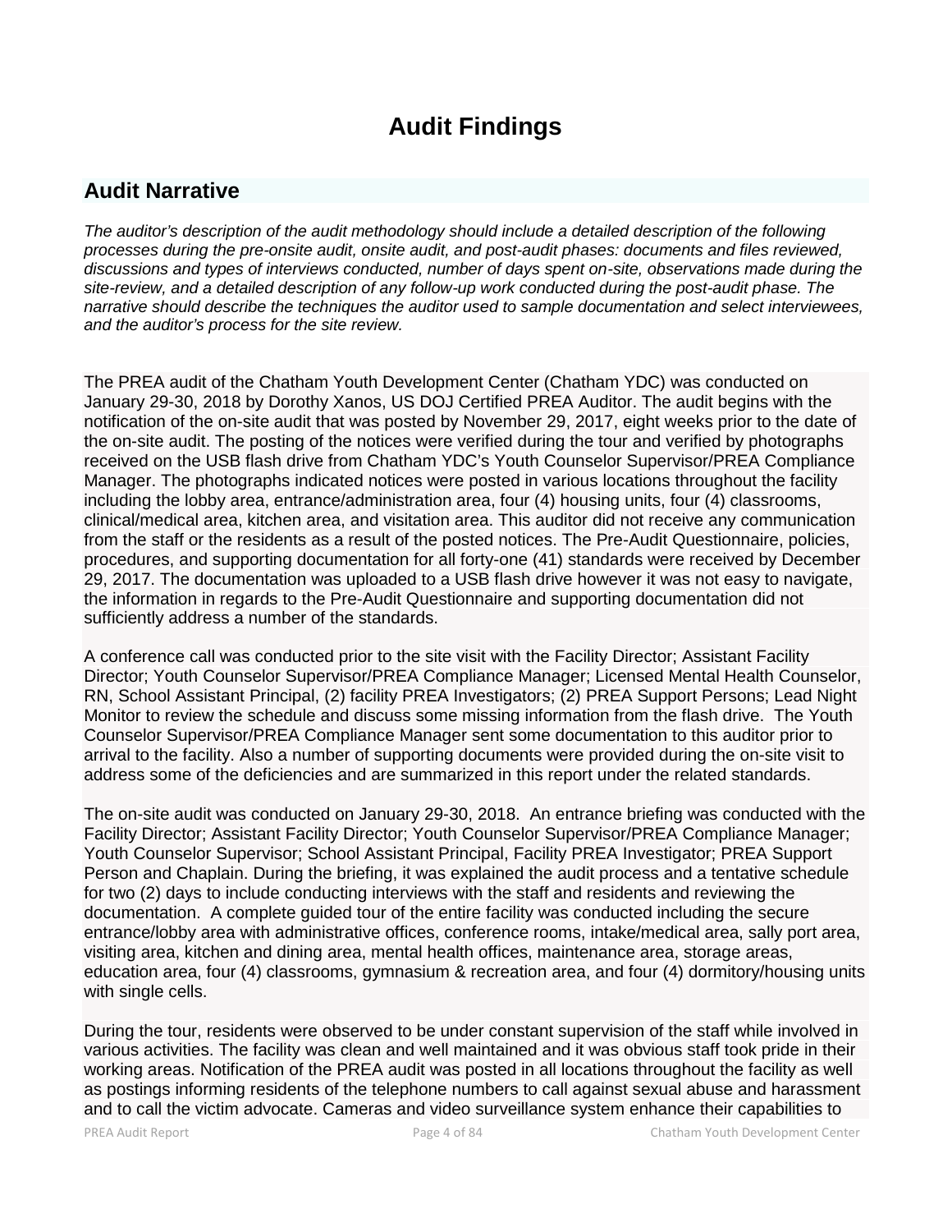# Audit Findings

## Audit Narrative

*The auditor's description of the audit methodology should include a detailed description of the following processes during the pre-onsite audit, onsite audit, and post-audit phases: documents and files reviewed, discussions and types of interviews conducted, number of days spent on-site, observations made during the site-review, and a detailed description of any follow-up work conducted during the post-audit phase. The narrative should describe the techniques the auditor used to sample documentation and select interviewees, and the auditor's process for the site review.*

The PREA audit of the Chatham Youth Development Center (Chatham YDC) was conducted on January 29-30, 2018 by Dorothy Xanos, US DOJ Certified PREA Auditor. The audit begins with the notification of the on-site audit that was posted by November 29, 2017, eight weeks prior to the date of the on-site audit. The posting of the notices were verified during the tour and verified by photographs received on the USB flash drive from Chatham YDC's Youth Counselor Supervisor/PREA Compliance Manager. The photographs indicated notices were posted in various locations throughout the facility including the lobby area, entrance/administration area, four (4) housing units, four (4) classrooms, clinical/medical area, kitchen area, and visitation area. This auditor did not receive any communication from the staff or the residents as a result of the posted notices. The Pre-Audit Questionnaire, policies, procedures, and supporting documentation for all forty-one (41) standards were received by December 29, 2017. The documentation was uploaded to a USB flash drive however it was not easy to navigate, the information in regards to the Pre-Audit Questionnaire and supporting documentation did not sufficiently address a number of the standards.

A conference call was conducted prior to the site visit with the Facility Director; Assistant Facility Director; Youth Counselor Supervisor/PREA Compliance Manager; Licensed Mental Health Counselor, RN, School Assistant Principal, (2) facility PREA Investigators; (2) PREA Support Persons; Lead Night Monitor to review the schedule and discuss some missing information from the flash drive. The Youth Counselor Supervisor/PREA Compliance Manager sent some documentation to this auditor prior to arrival to the facility. Also a number of supporting documents were provided during the on-site visit to address some of the deficiencies and are summarized in this report under the related standards.

The on-site audit was conducted on January 29-30, 2018. An entrance briefing was conducted with the Facility Director; Assistant Facility Director; Youth Counselor Supervisor/PREA Compliance Manager; Youth Counselor Supervisor; School Assistant Principal, Facility PREA Investigator; PREA Support Person and Chaplain. During the briefing, it was explained the audit process and a tentative schedule for two (2) days to include conducting interviews with the staff and residents and reviewing the documentation. A complete guided tour of the entire facility was conducted including the secure entrance/lobby area with administrative offices, conference rooms, intake/medical area, sally port area, visiting area, kitchen and dining area, mental health offices, maintenance area, storage areas, education area, four (4) classrooms, gymnasium & recreation area, and four (4) dormitory/housing units with single cells.

During the tour, residents were observed to be under constant supervision of the staff while involved in various activities. The facility was clean and well maintained and it was obvious staff took pride in their working areas. Notification of the PREA audit was posted in all locations throughout the facility as well as postings informing residents of the telephone numbers to call against sexual abuse and harassment and to call the victim advocate. Cameras and video surveillance system enhance their capabilities to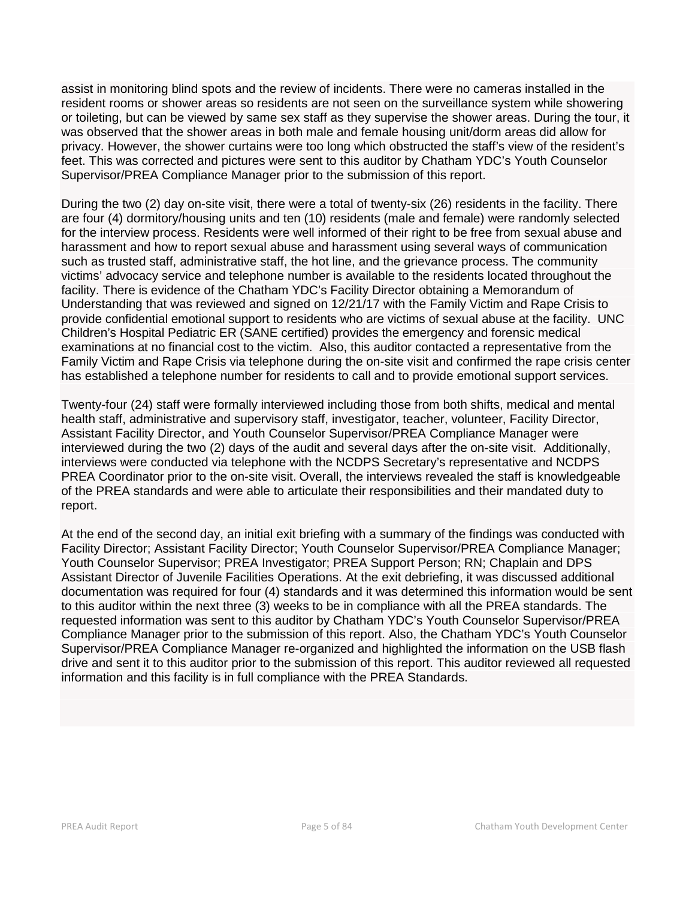assist in monitoring blind spots and the review of incidents. There were no cameras installed in the resident rooms or shower areas so residents are not seen on the surveillance system while showering or toileting, but can be viewed by same sex staff as they supervise the shower areas. During the tour, it was observed that the shower areas in both male and female housing unit/dorm areas did allow for privacy. However, the shower curtains were too long which obstructed the staff's view of the resident's feet. This was corrected and pictures were sent to this auditor by Chatham YDC's Youth Counselor Supervisor/PREA Compliance Manager prior to the submission of this report.

During the two (2) day on-site visit, there were a total of twenty-six (26) residents in the facility. There are four (4) dormitory/housing units and ten (10) residents (male and female) were randomly selected for the interview process. Residents were well informed of their right to be free from sexual abuse and harassment and how to report sexual abuse and harassment using several ways of communication such as trusted staff, administrative staff, the hot line, and the grievance process. The community victims' advocacy service and telephone number is available to the residents located throughout the facility. There is evidence of the Chatham YDC's Facility Director obtaining a Memorandum of Understanding that was reviewed and signed on 12/21/17 with the Family Victim and Rape Crisis to provide confidential emotional support to residents who are victims of sexual abuse at the facility. UNC Children's Hospital Pediatric ER (SANE certified) provides the emergency and forensic medical examinations at no financial cost to the victim. Also, this auditor contacted a representative from the Family Victim and Rape Crisis via telephone during the on-site visit and confirmed the rape crisis center has established a telephone number for residents to call and to provide emotional support services.

Twenty-four (24) staff were formally interviewed including those from both shifts, medical and mental health staff, administrative and supervisory staff, investigator, teacher, volunteer, Facility Director, Assistant Facility Director, and Youth Counselor Supervisor/PREA Compliance Manager were interviewed during the two (2) days of the audit and several days after the on-site visit. Additionally, interviews were conducted via telephone with the NCDPS Secretary's representative and NCDPS PREA Coordinator prior to the on-site visit. Overall, the interviews revealed the staff is knowledgeable of the PREA standards and were able to articulate their responsibilities and their mandated duty to report.

At the end of the second day, an initial exit briefing with a summary of the findings was conducted with Facility Director; Assistant Facility Director; Youth Counselor Supervisor/PREA Compliance Manager; Youth Counselor Supervisor; PREA Investigator; PREA Support Person; RN; Chaplain and DPS Assistant Director of Juvenile Facilities Operations. At the exit debriefing, it was discussed additional documentation was required for four (4) standards and it was determined this information would be sent to this auditor within the next three (3) weeks to be in compliance with all the PREA standards. The requested information was sent to this auditor by Chatham YDC's Youth Counselor Supervisor/PREA Compliance Manager prior to the submission of this report. Also, the Chatham YDC's Youth Counselor Supervisor/PREA Compliance Manager re-organized and highlighted the information on the USB flash drive and sent it to this auditor prior to the submission of this report. This auditor reviewed all requested information and this facility is in full compliance with the PREA Standards.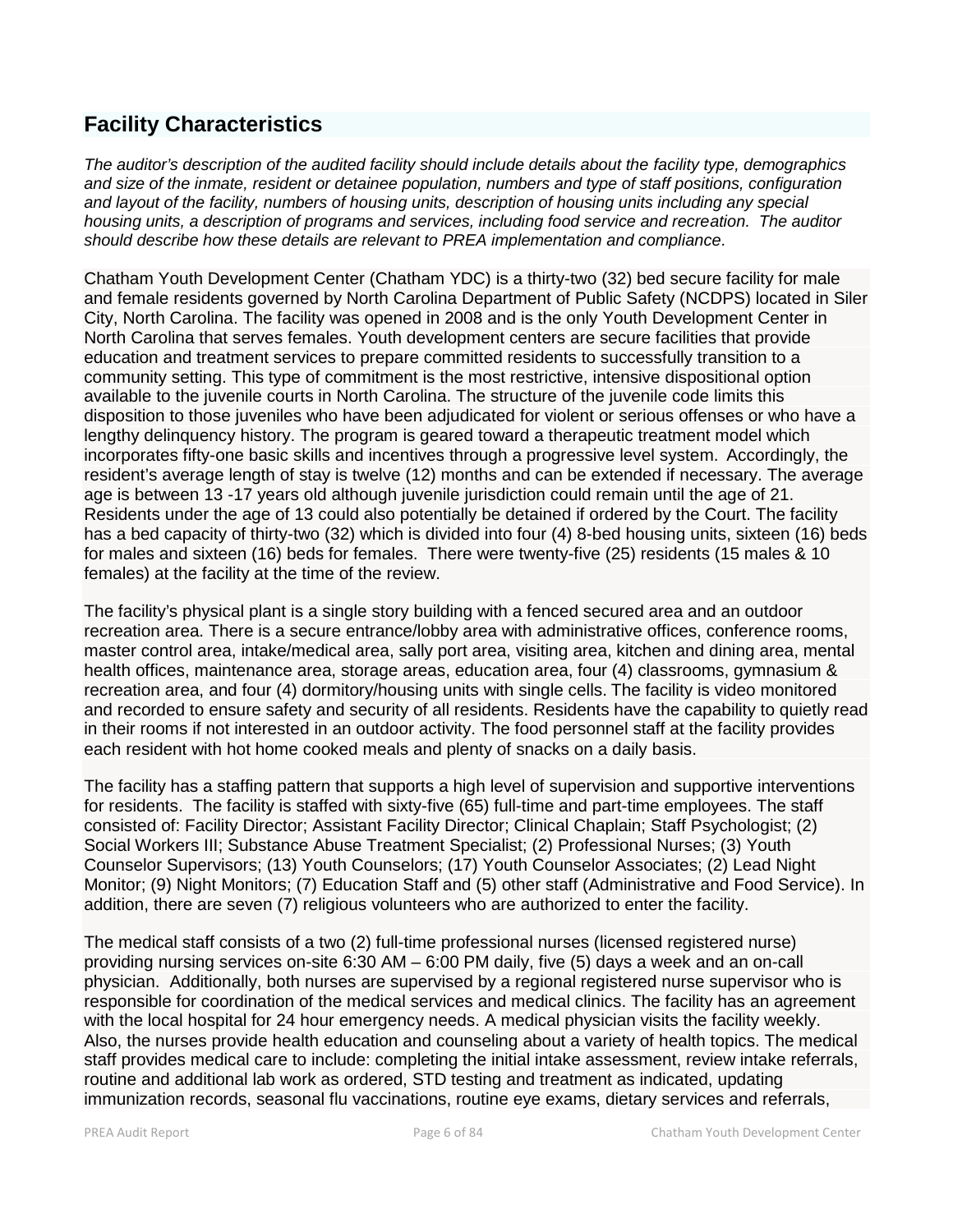## Facility Characteristics

*The auditor's description of the audited facility should include details about the facility type, demographics and size of the inmate, resident or detainee population, numbers and type of staff positions, configuration and layout of the facility, numbers of housing units, description of housing units including any special housing units, a description of programs and services, including food service and recreation. The auditor should describe how these details are relevant to PREA implementation and compliance.*

Chatham Youth Development Center (Chatham YDC) is a thirty-two (32) bed secure facility for male and female residents governed by North Carolina Department of Public Safety (NCDPS) located in Siler City, North Carolina. The facility was opened in 2008 and is the only Youth Development Center in North Carolina that serves females. Youth development centers are secure facilities that provide education and treatment services to prepare committed residents to successfully transition to a community setting. This type of commitment is the most restrictive, intensive dispositional option available to the juvenile courts in North Carolina. The structure of the juvenile code limits this disposition to those juveniles who have been adjudicated for violent or serious offenses or who have a lengthy delinquency history. The program is geared toward a therapeutic treatment model which incorporates fifty-one basic skills and incentives through a progressive level system. Accordingly, the resident's average length of stay is twelve (12) months and can be extended if necessary. The average age is between 13 -17 years old although juvenile jurisdiction could remain until the age of 21. Residents under the age of 13 could also potentially be detained if ordered by the Court. The facility has a bed capacity of thirty-two (32) which is divided into four (4) 8-bed housing units, sixteen (16) beds for males and sixteen (16) beds for females. There were twenty-five (25) residents (15 males & 10 females) at the facility at the time of the review.

The facility's physical plant is a single story building with a fenced secured area and an outdoor recreation area. There is a secure entrance/lobby area with administrative offices, conference rooms, master control area, intake/medical area, sally port area, visiting area, kitchen and dining area, mental health offices, maintenance area, storage areas, education area, four (4) classrooms, gymnasium & recreation area, and four (4) dormitory/housing units with single cells. The facility is video monitored and recorded to ensure safety and security of all residents. Residents have the capability to quietly read in their rooms if not interested in an outdoor activity. The food personnel staff at the facility provides each resident with hot home cooked meals and plenty of snacks on a daily basis.

The facility has a staffing pattern that supports a high level of supervision and supportive interventions for residents. The facility is staffed with sixty-five (65) full-time and part-time employees. The staff consisted of: Facility Director; Assistant Facility Director; Clinical Chaplain; Staff Psychologist; (2) Social Workers III; Substance Abuse Treatment Specialist; (2) Professional Nurses; (3) Youth Counselor Supervisors; (13) Youth Counselors; (17) Youth Counselor Associates; (2) Lead Night Monitor; (9) Night Monitors; (7) Education Staff and (5) other staff (Administrative and Food Service). In addition, there are seven (7) religious volunteers who are authorized to enter the facility.

The medical staff consists of a two (2) full-time professional nurses (licensed registered nurse) providing nursing services on-site 6:30 AM – 6:00 PM daily, five (5) days a week and an on-call physician. Additionally, both nurses are supervised by a regional registered nurse supervisor who is responsible for coordination of the medical services and medical clinics. The facility has an agreement with the local hospital for 24 hour emergency needs. A medical physician visits the facility weekly. Also, the nurses provide health education and counseling about a variety of health topics. The medical staff provides medical care to include: completing the initial intake assessment, review intake referrals, routine and additional lab work as ordered, STD testing and treatment as indicated, updating immunization records, seasonal flu vaccinations, routine eye exams, dietary services and referrals,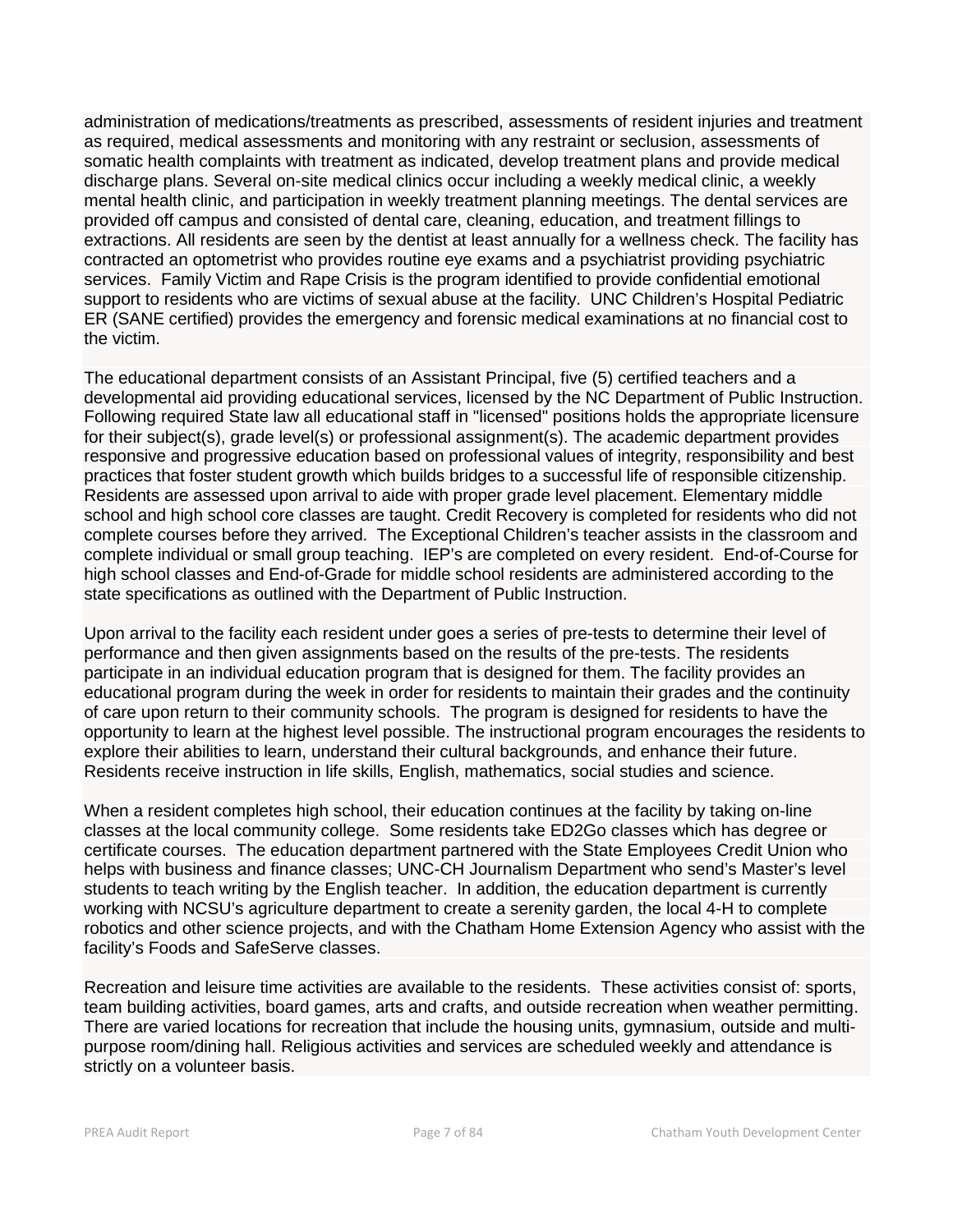administration of medications/treatments as prescribed, assessments of resident injuries and treatment as required, medical assessments and monitoring with any restraint or seclusion, assessments of somatic health complaints with treatment as indicated, develop treatment plans and provide medical discharge plans. Several on-site medical clinics occur including a weekly medical clinic, a weekly mental health clinic, and participation in weekly treatment planning meetings. The dental services are provided off campus and consisted of dental care, cleaning, education, and treatment fillings to extractions. All residents are seen by the dentist at least annually for a wellness check. The facility has contracted an optometrist who provides routine eye exams and a psychiatrist providing psychiatric services. Family Victim and Rape Crisis is the program identified to provide confidential emotional support to residents who are victims of sexual abuse at the facility. UNC Children's Hospital Pediatric ER (SANE certified) provides the emergency and forensic medical examinations at no financial cost to the victim.

The educational department consists of an Assistant Principal, five (5) certified teachers and a developmental aid providing educational services, licensed by the NC Department of Public Instruction. Following required State law all educational staff in "licensed" positions holds the appropriate licensure for their subject(s), grade level(s) or professional assignment(s). The academic department provides responsive and progressive education based on professional values of integrity, responsibility and best practices that foster student growth which builds bridges to a successful life of responsible citizenship. Residents are assessed upon arrival to aide with proper grade level placement. Elementary middle school and high school core classes are taught. Credit Recovery is completed for residents who did not complete courses before they arrived. The Exceptional Children's teacher assists in the classroom and complete individual or small group teaching. IEP's are completed on every resident. End-of-Course for high school classes and End-of-Grade for middle school residents are administered according to the state specifications as outlined with the Department of Public Instruction.

Upon arrival to the facility each resident under goes a series of pre-tests to determine their level of performance and then given assignments based on the results of the pre-tests. The residents participate in an individual education program that is designed for them. The facility provides an educational program during the week in order for residents to maintain their grades and the continuity of care upon return to their community schools. The program is designed for residents to have the opportunity to learn at the highest level possible. The instructional program encourages the residents to explore their abilities to learn, understand their cultural backgrounds, and enhance their future. Residents receive instruction in life skills, English, mathematics, social studies and science.

When a resident completes high school, their education continues at the facility by taking on-line classes at the local community college. Some residents take ED2Go classes which has degree or certificate courses. The education department partnered with the State Employees Credit Union who helps with business and finance classes; UNC-CH Journalism Department who send's Master's level students to teach writing by the English teacher. In addition, the education department is currently working with NCSU's agriculture department to create a serenity garden, the local 4-H to complete robotics and other science projects, and with the Chatham Home Extension Agency who assist with the facility's Foods and SafeServe classes.

Recreation and leisure time activities are available to the residents. These activities consist of: sports, team building activities, board games, arts and crafts, and outside recreation when weather permitting. There are varied locations for recreation that include the housing units, gymnasium, outside and multi-purpose room/dining hall. Religious activities and services are scheduled weekly and attendance is strictly on a volunteer basis.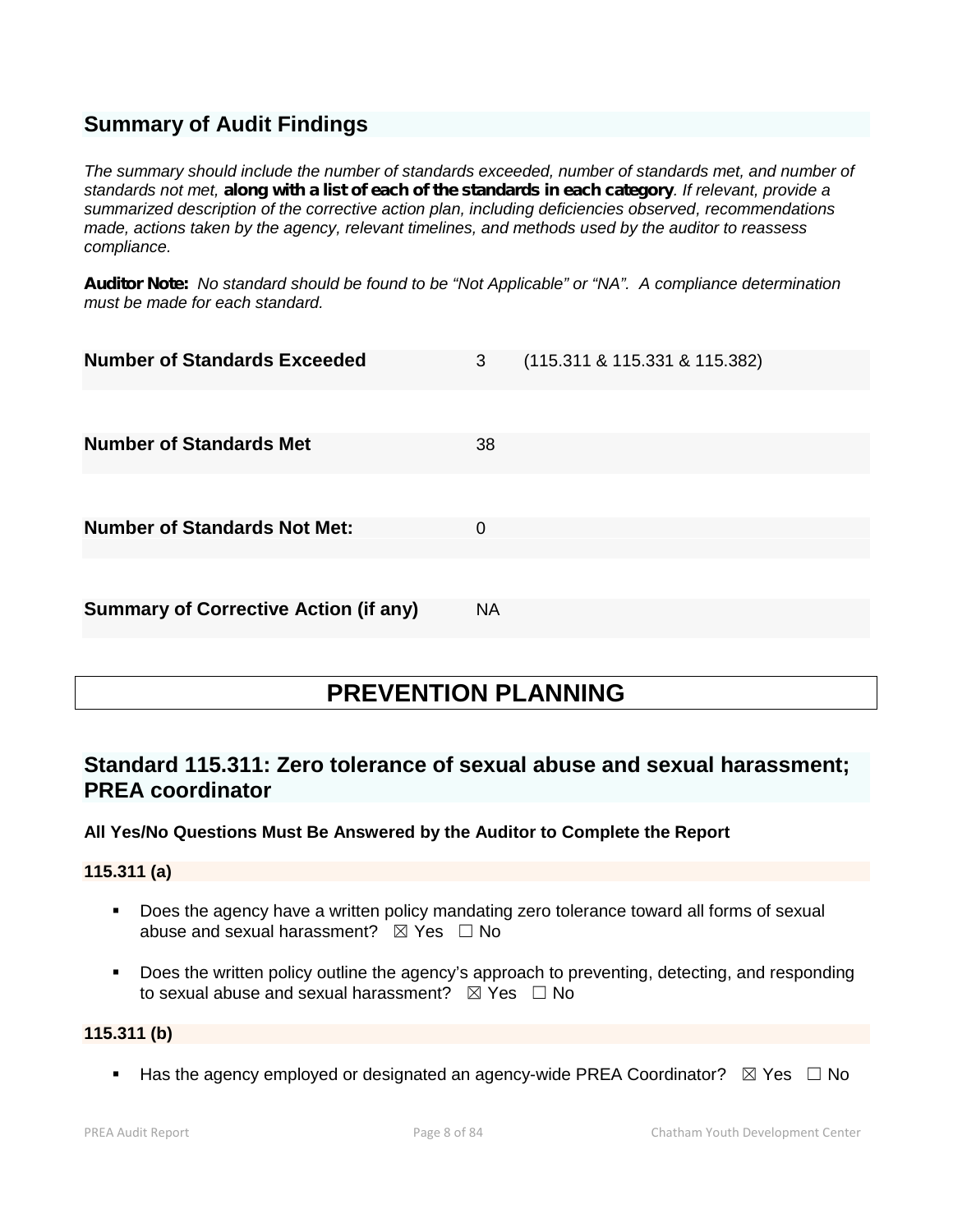## Summary of Audit Findings

*The summary should include the number of standards exceeded, number of standards met, and number of standards not met,* **along with a list of each of the standards in each category**. *If relevant, provide a summarized description of the corrective action plan, including deficiencies observed, recommendations made, actions taken by the agency, relevant timelines, and methods used by the auditor to reassess compliance.*

**Auditor Note:** *No standard should be found to be "Not Applicable" or "NA". A compliance determination must be made for each standard.*

| | | |
|---|---|---|
| **Number of Standards Exceeded** | 3 | (115.311 & 115.331 & 115.382) |
| **Number of Standards Met** | 38 | |
| **Number of Standards Not Met:** | 0 | |
| **Summary of Corrective Action (if any)** | NA | |

# PREVENTION PLANNING

## Standard 115.311: Zero tolerance of sexual abuse and sexual harassment; PREA coordinator

**All Yes/No Questions Must Be Answered by the Auditor to Complete the Report**

**115.311 (a)**

- Does the agency have a written policy mandating zero tolerance toward all forms of sexual abuse and sexual harassment? ☒ Yes ☐ No
- Does the written policy outline the agency's approach to preventing, detecting, and responding to sexual abuse and sexual harassment? ☒ Yes ☐ No

**115.311 (b)**

- Has the agency employed or designated an agency-wide PREA Coordinator? ☒ Yes ☐ No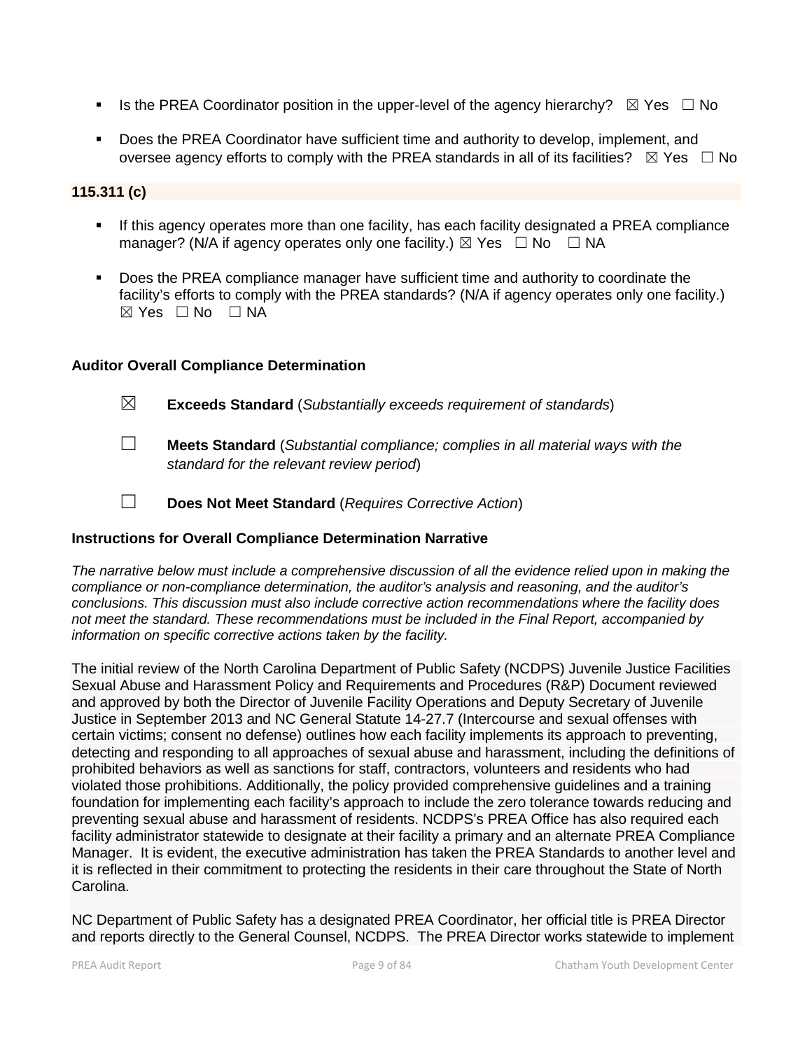- Is the PREA Coordinator position in the upper-level of the agency hierarchy? ☒ Yes ☐ No

- Does the PREA Coordinator have sufficient time and authority to develop, implement, and oversee agency efforts to comply with the PREA standards in all of its facilities? ☒ Yes ☐ No

**115.311 (c)**

- If this agency operates more than one facility, has each facility designated a PREA compliance manager? (N/A if agency operates only one facility.) ☒ Yes ☐ No ☐ NA

- Does the PREA compliance manager have sufficient time and authority to coordinate the facility's efforts to comply with the PREA standards? (N/A if agency operates only one facility.) ☒ Yes ☐ No ☐ NA

**Auditor Overall Compliance Determination**

☒ **Exceeds Standard** (*Substantially exceeds requirement of standards*)

☐ **Meets Standard** (*Substantial compliance; complies in all material ways with the standard for the relevant review period*)

☐ **Does Not Meet Standard** (*Requires Corrective Action*)

**Instructions for Overall Compliance Determination Narrative**

*The narrative below must include a comprehensive discussion of all the evidence relied upon in making the compliance or non-compliance determination, the auditor's analysis and reasoning, and the auditor's conclusions. This discussion must also include corrective action recommendations where the facility does not meet the standard. These recommendations must be included in the Final Report, accompanied by information on specific corrective actions taken by the facility.*

The initial review of the North Carolina Department of Public Safety (NCDPS) Juvenile Justice Facilities Sexual Abuse and Harassment Policy and Requirements and Procedures (R&P) Document reviewed and approved by both the Director of Juvenile Facility Operations and Deputy Secretary of Juvenile Justice in September 2013 and NC General Statute 14-27.7 (Intercourse and sexual offenses with certain victims; consent no defense) outlines how each facility implements its approach to preventing, detecting and responding to all approaches of sexual abuse and harassment, including the definitions of prohibited behaviors as well as sanctions for staff, contractors, volunteers and residents who had violated those prohibitions. Additionally, the policy provided comprehensive guidelines and a training foundation for implementing each facility's approach to include the zero tolerance towards reducing and preventing sexual abuse and harassment of residents. NCDPS's PREA Office has also required each facility administrator statewide to designate at their facility a primary and an alternate PREA Compliance Manager. It is evident, the executive administration has taken the PREA Standards to another level and it is reflected in their commitment to protecting the residents in their care throughout the State of North Carolina.

NC Department of Public Safety has a designated PREA Coordinator, her official title is PREA Director and reports directly to the General Counsel, NCDPS. The PREA Director works statewide to implement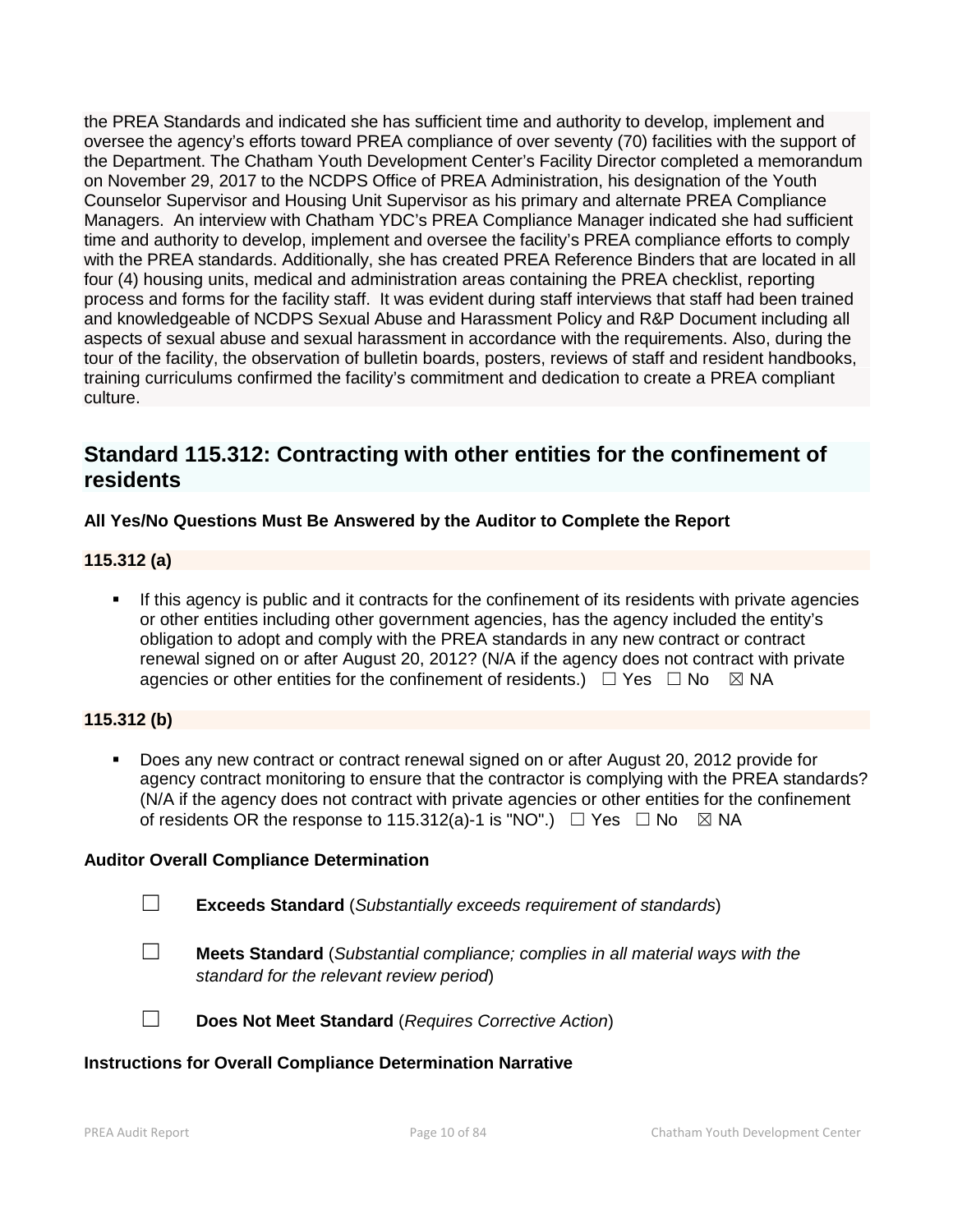the PREA Standards and indicated she has sufficient time and authority to develop, implement and oversee the agency's efforts toward PREA compliance of over seventy (70) facilities with the support of the Department. The Chatham Youth Development Center's Facility Director completed a memorandum on November 29, 2017 to the NCDPS Office of PREA Administration, his designation of the Youth Counselor Supervisor and Housing Unit Supervisor as his primary and alternate PREA Compliance Managers. An interview with Chatham YDC's PREA Compliance Manager indicated she had sufficient time and authority to develop, implement and oversee the facility's PREA compliance efforts to comply with the PREA standards. Additionally, she has created PREA Reference Binders that are located in all four (4) housing units, medical and administration areas containing the PREA checklist, reporting process and forms for the facility staff. It was evident during staff interviews that staff had been trained and knowledgeable of NCDPS Sexual Abuse and Harassment Policy and R&P Document including all aspects of sexual abuse and sexual harassment in accordance with the requirements. Also, during the tour of the facility, the observation of bulletin boards, posters, reviews of staff and resident handbooks, training curriculums confirmed the facility's commitment and dedication to create a PREA compliant culture.

## Standard 115.312: Contracting with other entities for the confinement of residents

**All Yes/No Questions Must Be Answered by the Auditor to Complete the Report**

**115.312 (a)**

- If this agency is public and it contracts for the confinement of its residents with private agencies or other entities including other government agencies, has the agency included the entity's obligation to adopt and comply with the PREA standards in any new contract or contract renewal signed on or after August 20, 2012? (N/A if the agency does not contract with private agencies or other entities for the confinement of residents.) ☐ Yes ☐ No ☒ NA

**115.312 (b)**

- Does any new contract or contract renewal signed on or after August 20, 2012 provide for agency contract monitoring to ensure that the contractor is complying with the PREA standards? (N/A if the agency does not contract with private agencies or other entities for the confinement of residents OR the response to 115.312(a)-1 is "NO".) ☐ Yes ☐ No ☒ NA

**Auditor Overall Compliance Determination**

☐ **Exceeds Standard** (*Substantially exceeds requirement of standards*)

☐ **Meets Standard** (*Substantial compliance; complies in all material ways with the standard for the relevant review period*)

☐ **Does Not Meet Standard** (*Requires Corrective Action*)

**Instructions for Overall Compliance Determination Narrative**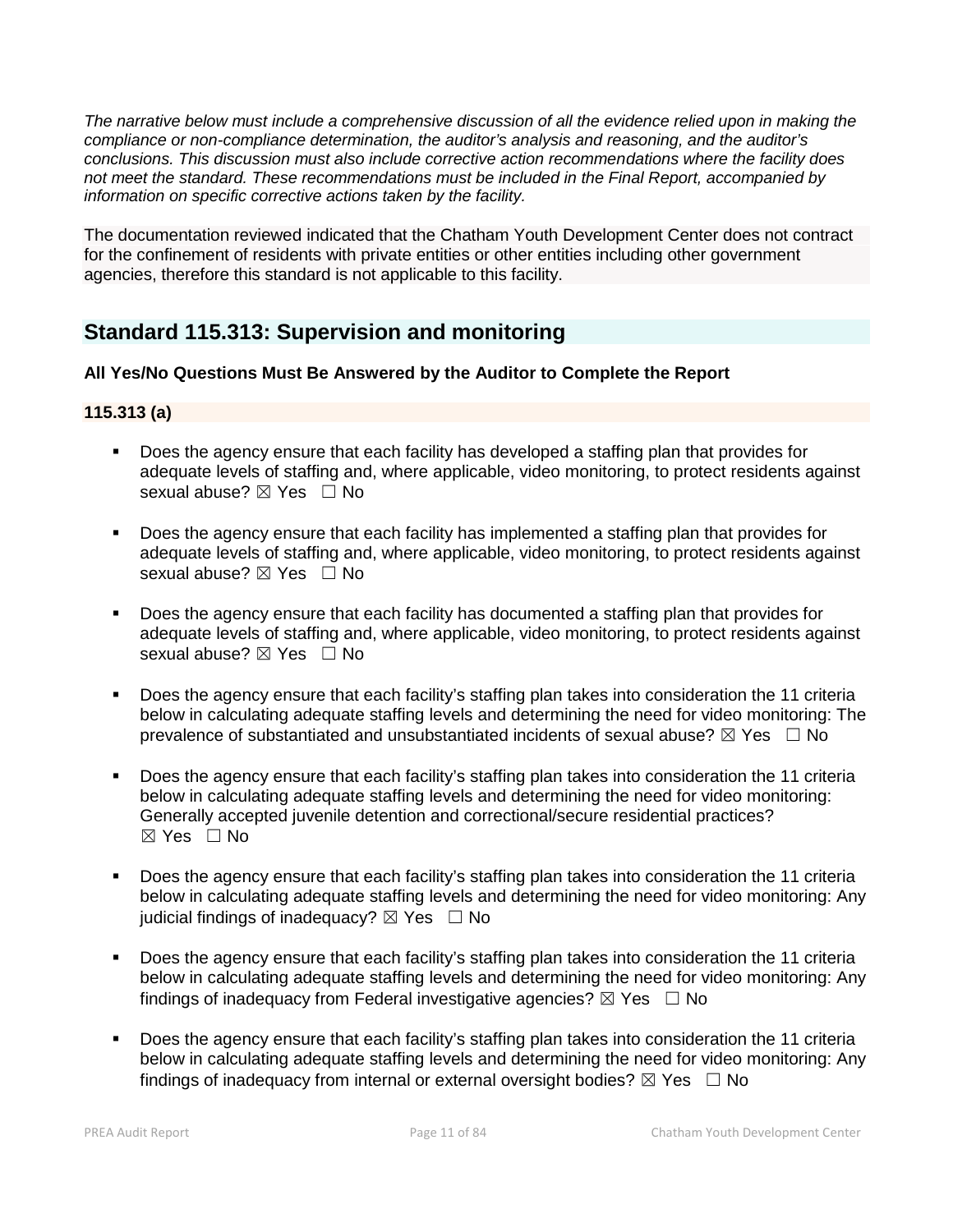*The narrative below must include a comprehensive discussion of all the evidence relied upon in making the compliance or non-compliance determination, the auditor's analysis and reasoning, and the auditor's conclusions. This discussion must also include corrective action recommendations where the facility does not meet the standard. These recommendations must be included in the Final Report, accompanied by information on specific corrective actions taken by the facility.*

The documentation reviewed indicated that the Chatham Youth Development Center does not contract for the confinement of residents with private entities or other entities including other government agencies, therefore this standard is not applicable to this facility.

## Standard 115.313: Supervision and monitoring

**All Yes/No Questions Must Be Answered by the Auditor to Complete the Report**

**115.313 (a)**

- Does the agency ensure that each facility has developed a staffing plan that provides for adequate levels of staffing and, where applicable, video monitoring, to protect residents against sexual abuse? ☒ Yes ☐ No
- Does the agency ensure that each facility has implemented a staffing plan that provides for adequate levels of staffing and, where applicable, video monitoring, to protect residents against sexual abuse? ☒ Yes ☐ No
- Does the agency ensure that each facility has documented a staffing plan that provides for adequate levels of staffing and, where applicable, video monitoring, to protect residents against sexual abuse? ☒ Yes ☐ No
- Does the agency ensure that each facility's staffing plan takes into consideration the 11 criteria below in calculating adequate staffing levels and determining the need for video monitoring: The prevalence of substantiated and unsubstantiated incidents of sexual abuse? ☒ Yes ☐ No
- Does the agency ensure that each facility's staffing plan takes into consideration the 11 criteria below in calculating adequate staffing levels and determining the need for video monitoring: Generally accepted juvenile detention and correctional/secure residential practices? ☒ Yes ☐ No
- Does the agency ensure that each facility's staffing plan takes into consideration the 11 criteria below in calculating adequate staffing levels and determining the need for video monitoring: Any judicial findings of inadequacy? ☒ Yes ☐ No
- Does the agency ensure that each facility's staffing plan takes into consideration the 11 criteria below in calculating adequate staffing levels and determining the need for video monitoring: Any findings of inadequacy from Federal investigative agencies? ☒ Yes ☐ No
- Does the agency ensure that each facility's staffing plan takes into consideration the 11 criteria below in calculating adequate staffing levels and determining the need for video monitoring: Any findings of inadequacy from internal or external oversight bodies? ☒ Yes ☐ No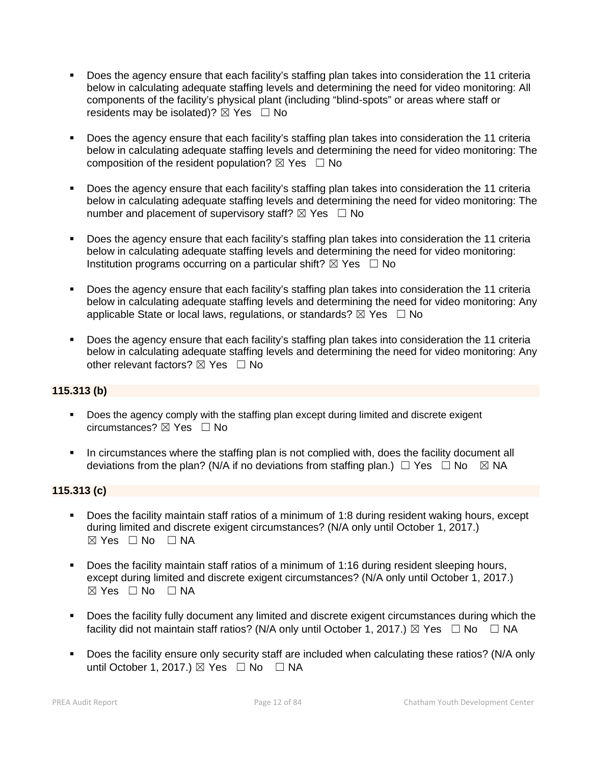- Does the agency ensure that each facility's staffing plan takes into consideration the 11 criteria below in calculating adequate staffing levels and determining the need for video monitoring: All components of the facility's physical plant (including "blind-spots" or areas where staff or residents may be isolated)? ☒ Yes ☐ No

- Does the agency ensure that each facility's staffing plan takes into consideration the 11 criteria below in calculating adequate staffing levels and determining the need for video monitoring: The composition of the resident population? ☒ Yes ☐ No

- Does the agency ensure that each facility's staffing plan takes into consideration the 11 criteria below in calculating adequate staffing levels and determining the need for video monitoring: The number and placement of supervisory staff? ☒ Yes ☐ No

- Does the agency ensure that each facility's staffing plan takes into consideration the 11 criteria below in calculating adequate staffing levels and determining the need for video monitoring: Institution programs occurring on a particular shift? ☒ Yes ☐ No

- Does the agency ensure that each facility's staffing plan takes into consideration the 11 criteria below in calculating adequate staffing levels and determining the need for video monitoring: Any applicable State or local laws, regulations, or standards? ☒ Yes ☐ No

- Does the agency ensure that each facility's staffing plan takes into consideration the 11 criteria below in calculating adequate staffing levels and determining the need for video monitoring: Any other relevant factors? ☒ Yes ☐ No

**115.313 (b)**

- Does the agency comply with the staffing plan except during limited and discrete exigent circumstances? ☒ Yes ☐ No

- In circumstances where the staffing plan is not complied with, does the facility document all deviations from the plan? (N/A if no deviations from staffing plan.) ☐ Yes ☐ No ☒ NA

**115.313 (c)**

- Does the facility maintain staff ratios of a minimum of 1:8 during resident waking hours, except during limited and discrete exigent circumstances? (N/A only until October 1, 2017.) ☒ Yes ☐ No ☐ NA

- Does the facility maintain staff ratios of a minimum of 1:16 during resident sleeping hours, except during limited and discrete exigent circumstances? (N/A only until October 1, 2017.) ☒ Yes ☐ No ☐ NA

- Does the facility fully document any limited and discrete exigent circumstances during which the facility did not maintain staff ratios? (N/A only until October 1, 2017.) ☒ Yes ☐ No ☐ NA

- Does the facility ensure only security staff are included when calculating these ratios? (N/A only until October 1, 2017.) ☒ Yes ☐ No ☐ NA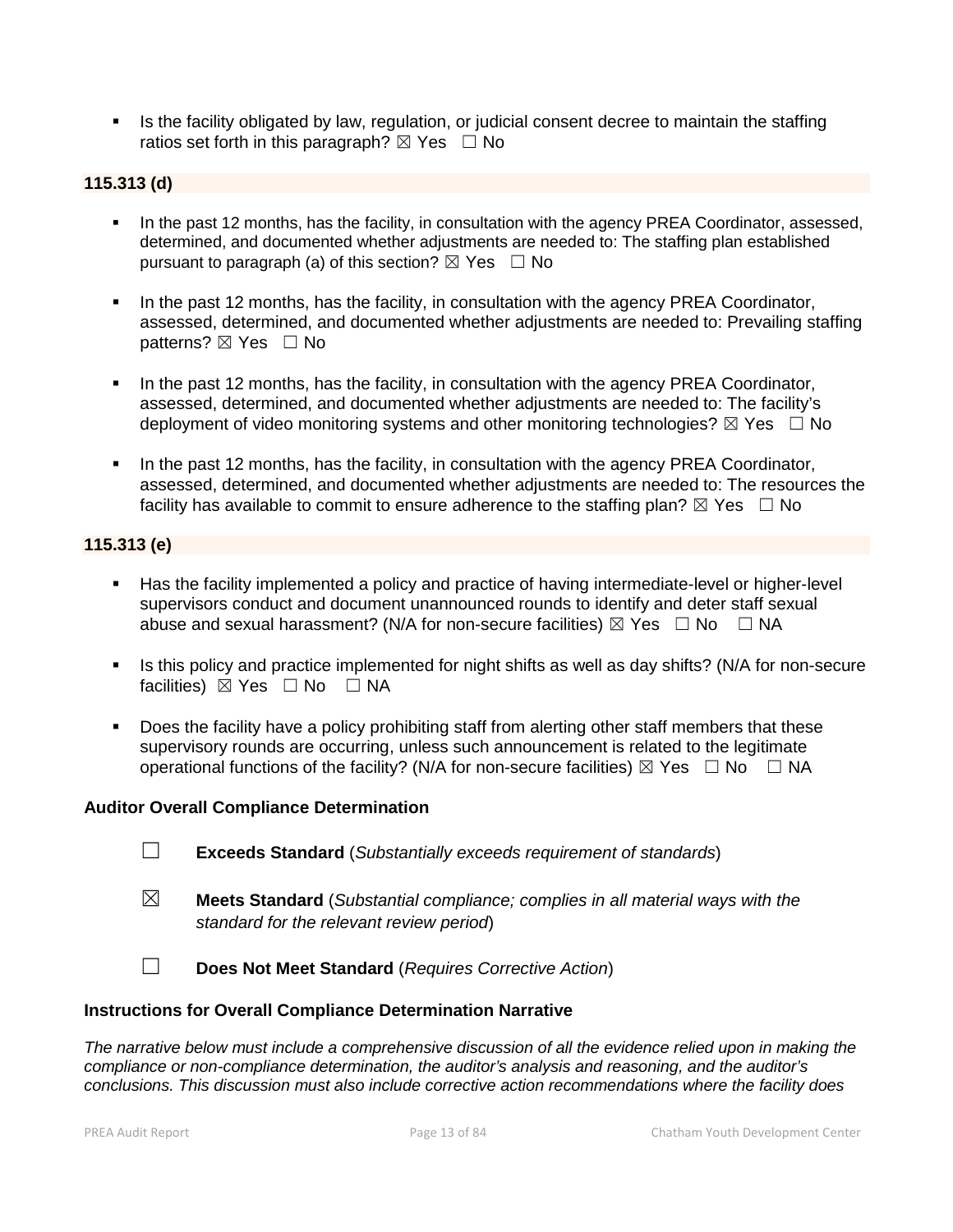- Is the facility obligated by law, regulation, or judicial consent decree to maintain the staffing ratios set forth in this paragraph? ☒ Yes ☐ No

**115.313 (d)**

- In the past 12 months, has the facility, in consultation with the agency PREA Coordinator, assessed, determined, and documented whether adjustments are needed to: The staffing plan established pursuant to paragraph (a) of this section? ☒ Yes ☐ No
- In the past 12 months, has the facility, in consultation with the agency PREA Coordinator, assessed, determined, and documented whether adjustments are needed to: Prevailing staffing patterns? ☒ Yes ☐ No
- In the past 12 months, has the facility, in consultation with the agency PREA Coordinator, assessed, determined, and documented whether adjustments are needed to: The facility's deployment of video monitoring systems and other monitoring technologies? ☒ Yes ☐ No
- In the past 12 months, has the facility, in consultation with the agency PREA Coordinator, assessed, determined, and documented whether adjustments are needed to: The resources the facility has available to commit to ensure adherence to the staffing plan? ☒ Yes ☐ No

**115.313 (e)**

- Has the facility implemented a policy and practice of having intermediate-level or higher-level supervisors conduct and document unannounced rounds to identify and deter staff sexual abuse and sexual harassment? (N/A for non-secure facilities) ☒ Yes ☐ No ☐ NA
- Is this policy and practice implemented for night shifts as well as day shifts? (N/A for non-secure facilities) ☒ Yes ☐ No ☐ NA
- Does the facility have a policy prohibiting staff from alerting other staff members that these supervisory rounds are occurring, unless such announcement is related to the legitimate operational functions of the facility? (N/A for non-secure facilities) ☒ Yes ☐ No ☐ NA

**Auditor Overall Compliance Determination**

☐ **Exceeds Standard** (*Substantially exceeds requirement of standards*)

☒ **Meets Standard** (*Substantial compliance; complies in all material ways with the standard for the relevant review period*)

☐ **Does Not Meet Standard** (*Requires Corrective Action*)

**Instructions for Overall Compliance Determination Narrative**

*The narrative below must include a comprehensive discussion of all the evidence relied upon in making the compliance or non-compliance determination, the auditor's analysis and reasoning, and the auditor's conclusions. This discussion must also include corrective action recommendations where the facility does*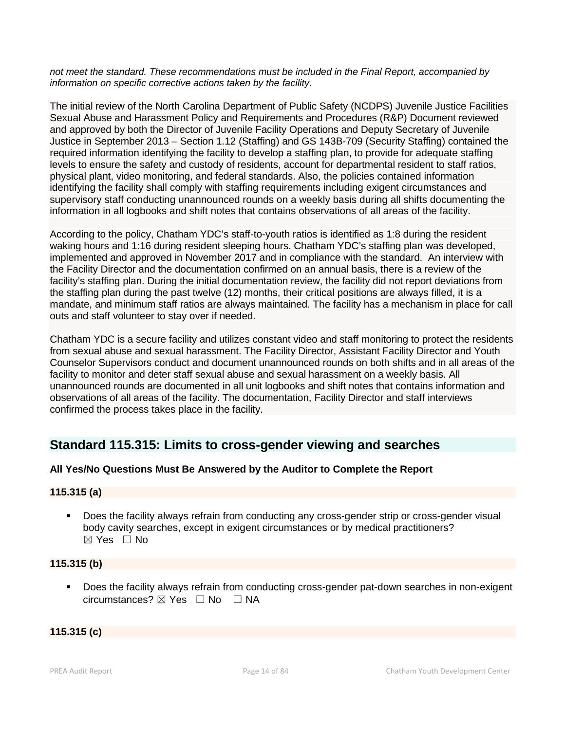*not meet the standard. These recommendations must be included in the Final Report, accompanied by information on specific corrective actions taken by the facility.*

The initial review of the North Carolina Department of Public Safety (NCDPS) Juvenile Justice Facilities Sexual Abuse and Harassment Policy and Requirements and Procedures (R&P) Document reviewed and approved by both the Director of Juvenile Facility Operations and Deputy Secretary of Juvenile Justice in September 2013 – Section 1.12 (Staffing) and GS 143B-709 (Security Staffing) contained the required information identifying the facility to develop a staffing plan, to provide for adequate staffing levels to ensure the safety and custody of residents, account for departmental resident to staff ratios, physical plant, video monitoring, and federal standards. Also, the policies contained information identifying the facility shall comply with staffing requirements including exigent circumstances and supervisory staff conducting unannounced rounds on a weekly basis during all shifts documenting the information in all logbooks and shift notes that contains observations of all areas of the facility.

According to the policy, Chatham YDC's staff-to-youth ratios is identified as 1:8 during the resident waking hours and 1:16 during resident sleeping hours. Chatham YDC's staffing plan was developed, implemented and approved in November 2017 and in compliance with the standard. An interview with the Facility Director and the documentation confirmed on an annual basis, there is a review of the facility's staffing plan. During the initial documentation review, the facility did not report deviations from the staffing plan during the past twelve (12) months, their critical positions are always filled, it is a mandate, and minimum staff ratios are always maintained. The facility has a mechanism in place for call outs and staff volunteer to stay over if needed.

Chatham YDC is a secure facility and utilizes constant video and staff monitoring to protect the residents from sexual abuse and sexual harassment. The Facility Director, Assistant Facility Director and Youth Counselor Supervisors conduct and document unannounced rounds on both shifts and in all areas of the facility to monitor and deter staff sexual abuse and sexual harassment on a weekly basis. All unannounced rounds are documented in all unit logbooks and shift notes that contains information and observations of all areas of the facility. The documentation, Facility Director and staff interviews confirmed the process takes place in the facility.

## Standard 115.315: Limits to cross-gender viewing and searches

**All Yes/No Questions Must Be Answered by the Auditor to Complete the Report**

**115.315 (a)**

- Does the facility always refrain from conducting any cross-gender strip or cross-gender visual body cavity searches, except in exigent circumstances or by medical practitioners?
  ☒ Yes ☐ No

**115.315 (b)**

- Does the facility always refrain from conducting cross-gender pat-down searches in non-exigent circumstances? ☒ Yes ☐ No ☐ NA

**115.315 (c)**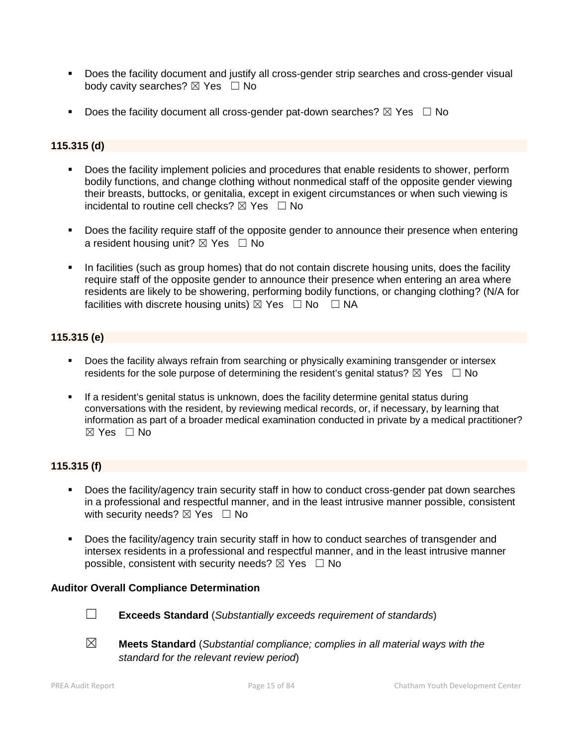- Does the facility document and justify all cross-gender strip searches and cross-gender visual body cavity searches? ☒ Yes ☐ No

- Does the facility document all cross-gender pat-down searches? ☒ Yes ☐ No

**115.315 (d)**

- Does the facility implement policies and procedures that enable residents to shower, perform bodily functions, and change clothing without nonmedical staff of the opposite gender viewing their breasts, buttocks, or genitalia, except in exigent circumstances or when such viewing is incidental to routine cell checks? ☒ Yes ☐ No

- Does the facility require staff of the opposite gender to announce their presence when entering a resident housing unit? ☒ Yes ☐ No

- In facilities (such as group homes) that do not contain discrete housing units, does the facility require staff of the opposite gender to announce their presence when entering an area where residents are likely to be showering, performing bodily functions, or changing clothing? (N/A for facilities with discrete housing units) ☒ Yes ☐ No ☐ NA

**115.315 (e)**

- Does the facility always refrain from searching or physically examining transgender or intersex residents for the sole purpose of determining the resident's genital status? ☒ Yes ☐ No

- If a resident's genital status is unknown, does the facility determine genital status during conversations with the resident, by reviewing medical records, or, if necessary, by learning that information as part of a broader medical examination conducted in private by a medical practitioner? ☒ Yes ☐ No

**115.315 (f)**

- Does the facility/agency train security staff in how to conduct cross-gender pat down searches in a professional and respectful manner, and in the least intrusive manner possible, consistent with security needs? ☒ Yes ☐ No

- Does the facility/agency train security staff in how to conduct searches of transgender and intersex residents in a professional and respectful manner, and in the least intrusive manner possible, consistent with security needs? ☒ Yes ☐ No

**Auditor Overall Compliance Determination**

☐ **Exceeds Standard** (*Substantially exceeds requirement of standards*)

☒ **Meets Standard** (*Substantial compliance; complies in all material ways with the standard for the relevant review period*)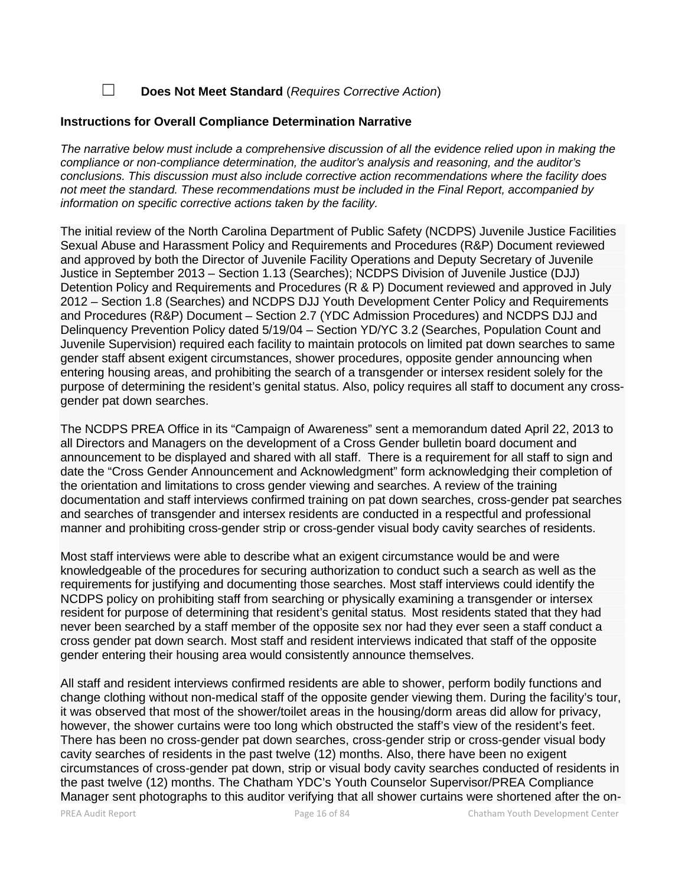☐ **Does Not Meet Standard** (*Requires Corrective Action*)

**Instructions for Overall Compliance Determination Narrative**

*The narrative below must include a comprehensive discussion of all the evidence relied upon in making the compliance or non-compliance determination, the auditor's analysis and reasoning, and the auditor's conclusions. This discussion must also include corrective action recommendations where the facility does not meet the standard. These recommendations must be included in the Final Report, accompanied by information on specific corrective actions taken by the facility.*

The initial review of the North Carolina Department of Public Safety (NCDPS) Juvenile Justice Facilities Sexual Abuse and Harassment Policy and Requirements and Procedures (R&P) Document reviewed and approved by both the Director of Juvenile Facility Operations and Deputy Secretary of Juvenile Justice in September 2013 – Section 1.13 (Searches); NCDPS Division of Juvenile Justice (DJJ) Detention Policy and Requirements and Procedures (R & P) Document reviewed and approved in July 2012 – Section 1.8 (Searches) and NCDPS DJJ Youth Development Center Policy and Requirements and Procedures (R&P) Document – Section 2.7 (YDC Admission Procedures) and NCDPS DJJ and Delinquency Prevention Policy dated 5/19/04 – Section YD/YC 3.2 (Searches, Population Count and Juvenile Supervision) required each facility to maintain protocols on limited pat down searches to same gender staff absent exigent circumstances, shower procedures, opposite gender announcing when entering housing areas, and prohibiting the search of a transgender or intersex resident solely for the purpose of determining the resident's genital status. Also, policy requires all staff to document any cross-gender pat down searches.

The NCDPS PREA Office in its "Campaign of Awareness" sent a memorandum dated April 22, 2013 to all Directors and Managers on the development of a Cross Gender bulletin board document and announcement to be displayed and shared with all staff. There is a requirement for all staff to sign and date the "Cross Gender Announcement and Acknowledgment" form acknowledging their completion of the orientation and limitations to cross gender viewing and searches. A review of the training documentation and staff interviews confirmed training on pat down searches, cross-gender pat searches and searches of transgender and intersex residents are conducted in a respectful and professional manner and prohibiting cross-gender strip or cross-gender visual body cavity searches of residents.

Most staff interviews were able to describe what an exigent circumstance would be and were knowledgeable of the procedures for securing authorization to conduct such a search as well as the requirements for justifying and documenting those searches. Most staff interviews could identify the NCDPS policy on prohibiting staff from searching or physically examining a transgender or intersex resident for purpose of determining that resident's genital status. Most residents stated that they had never been searched by a staff member of the opposite sex nor had they ever seen a staff conduct a cross gender pat down search. Most staff and resident interviews indicated that staff of the opposite gender entering their housing area would consistently announce themselves.

All staff and resident interviews confirmed residents are able to shower, perform bodily functions and change clothing without non-medical staff of the opposite gender viewing them. During the facility's tour, it was observed that most of the shower/toilet areas in the housing/dorm areas did allow for privacy, however, the shower curtains were too long which obstructed the staff's view of the resident's feet. There has been no cross-gender pat down searches, cross-gender strip or cross-gender visual body cavity searches of residents in the past twelve (12) months. Also, there have been no exigent circumstances of cross-gender pat down, strip or visual body cavity searches conducted of residents in the past twelve (12) months. The Chatham YDC's Youth Counselor Supervisor/PREA Compliance Manager sent photographs to this auditor verifying that all shower curtains were shortened after the on-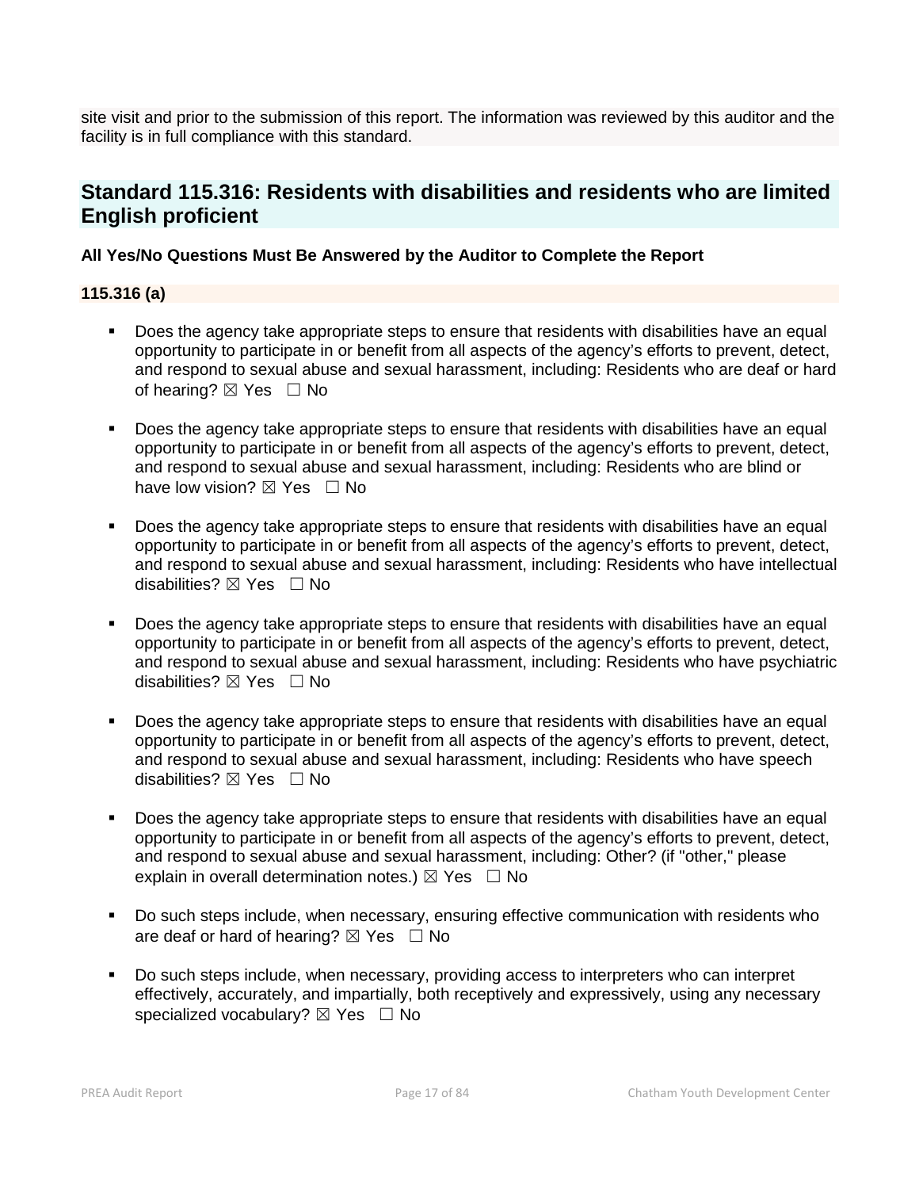site visit and prior to the submission of this report. The information was reviewed by this auditor and the facility is in full compliance with this standard.

## Standard 115.316: Residents with disabilities and residents who are limited English proficient

**All Yes/No Questions Must Be Answered by the Auditor to Complete the Report**

**115.316 (a)**

- Does the agency take appropriate steps to ensure that residents with disabilities have an equal opportunity to participate in or benefit from all aspects of the agency's efforts to prevent, detect, and respond to sexual abuse and sexual harassment, including: Residents who are deaf or hard of hearing? ☒ Yes ☐ No
- Does the agency take appropriate steps to ensure that residents with disabilities have an equal opportunity to participate in or benefit from all aspects of the agency's efforts to prevent, detect, and respond to sexual abuse and sexual harassment, including: Residents who are blind or have low vision? ☒ Yes ☐ No
- Does the agency take appropriate steps to ensure that residents with disabilities have an equal opportunity to participate in or benefit from all aspects of the agency's efforts to prevent, detect, and respond to sexual abuse and sexual harassment, including: Residents who have intellectual disabilities? ☒ Yes ☐ No
- Does the agency take appropriate steps to ensure that residents with disabilities have an equal opportunity to participate in or benefit from all aspects of the agency's efforts to prevent, detect, and respond to sexual abuse and sexual harassment, including: Residents who have psychiatric disabilities? ☒ Yes ☐ No
- Does the agency take appropriate steps to ensure that residents with disabilities have an equal opportunity to participate in or benefit from all aspects of the agency's efforts to prevent, detect, and respond to sexual abuse and sexual harassment, including: Residents who have speech disabilities? ☒ Yes ☐ No
- Does the agency take appropriate steps to ensure that residents with disabilities have an equal opportunity to participate in or benefit from all aspects of the agency's efforts to prevent, detect, and respond to sexual abuse and sexual harassment, including: Other? (if "other," please explain in overall determination notes.) ☒ Yes ☐ No
- Do such steps include, when necessary, ensuring effective communication with residents who are deaf or hard of hearing? ☒ Yes ☐ No
- Do such steps include, when necessary, providing access to interpreters who can interpret effectively, accurately, and impartially, both receptively and expressively, using any necessary specialized vocabulary? ☒ Yes ☐ No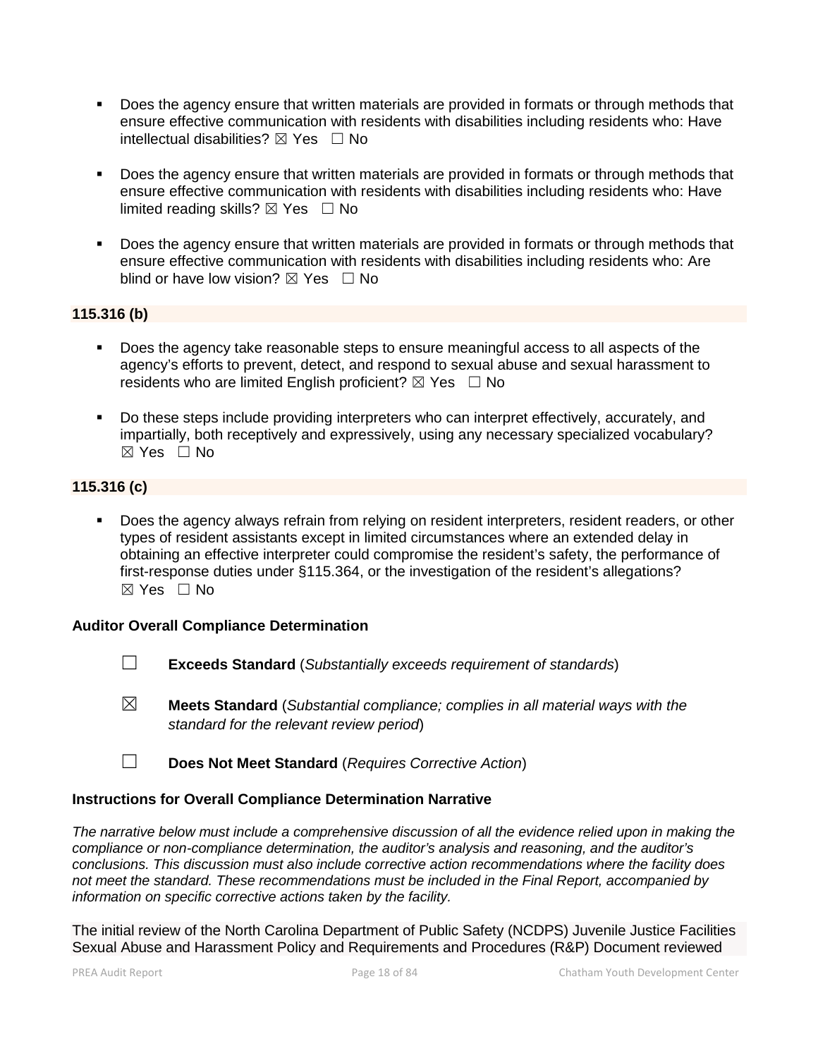- Does the agency ensure that written materials are provided in formats or through methods that ensure effective communication with residents with disabilities including residents who: Have intellectual disabilities? ☒ Yes ☐ No

- Does the agency ensure that written materials are provided in formats or through methods that ensure effective communication with residents with disabilities including residents who: Have limited reading skills? ☒ Yes ☐ No

- Does the agency ensure that written materials are provided in formats or through methods that ensure effective communication with residents with disabilities including residents who: Are blind or have low vision? ☒ Yes ☐ No

**115.316 (b)**

- Does the agency take reasonable steps to ensure meaningful access to all aspects of the agency's efforts to prevent, detect, and respond to sexual abuse and sexual harassment to residents who are limited English proficient? ☒ Yes ☐ No

- Do these steps include providing interpreters who can interpret effectively, accurately, and impartially, both receptively and expressively, using any necessary specialized vocabulary? ☒ Yes ☐ No

**115.316 (c)**

- Does the agency always refrain from relying on resident interpreters, resident readers, or other types of resident assistants except in limited circumstances where an extended delay in obtaining an effective interpreter could compromise the resident's safety, the performance of first-response duties under §115.364, or the investigation of the resident's allegations? ☒ Yes ☐ No

**Auditor Overall Compliance Determination**

☐ **Exceeds Standard** (*Substantially exceeds requirement of standards*)

☒ **Meets Standard** (*Substantial compliance; complies in all material ways with the standard for the relevant review period*)

☐ **Does Not Meet Standard** (*Requires Corrective Action*)

**Instructions for Overall Compliance Determination Narrative**

*The narrative below must include a comprehensive discussion of all the evidence relied upon in making the compliance or non-compliance determination, the auditor's analysis and reasoning, and the auditor's conclusions. This discussion must also include corrective action recommendations where the facility does not meet the standard. These recommendations must be included in the Final Report, accompanied by information on specific corrective actions taken by the facility.*

The initial review of the North Carolina Department of Public Safety (NCDPS) Juvenile Justice Facilities Sexual Abuse and Harassment Policy and Requirements and Procedures (R&P) Document reviewed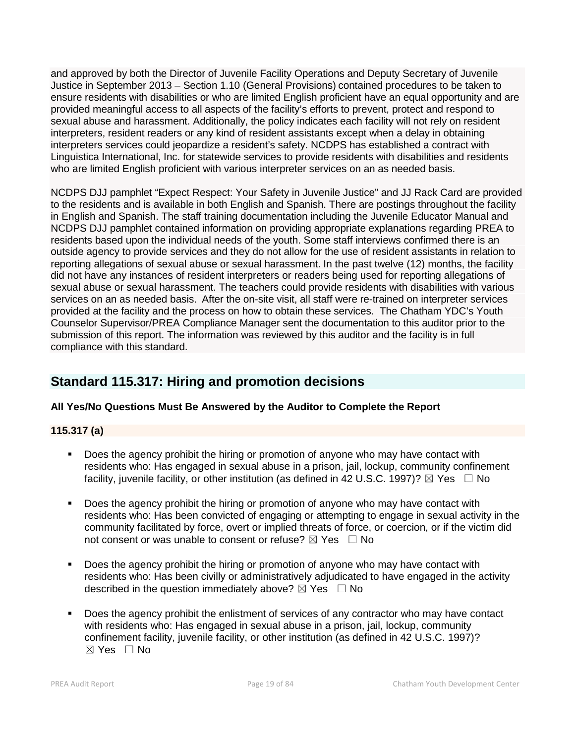and approved by both the Director of Juvenile Facility Operations and Deputy Secretary of Juvenile Justice in September 2013 – Section 1.10 (General Provisions) contained procedures to be taken to ensure residents with disabilities or who are limited English proficient have an equal opportunity and are provided meaningful access to all aspects of the facility's efforts to prevent, protect and respond to sexual abuse and harassment. Additionally, the policy indicates each facility will not rely on resident interpreters, resident readers or any kind of resident assistants except when a delay in obtaining interpreters services could jeopardize a resident's safety. NCDPS has established a contract with Linguistica International, Inc. for statewide services to provide residents with disabilities and residents who are limited English proficient with various interpreter services on an as needed basis.

NCDPS DJJ pamphlet "Expect Respect: Your Safety in Juvenile Justice" and JJ Rack Card are provided to the residents and is available in both English and Spanish. There are postings throughout the facility in English and Spanish. The staff training documentation including the Juvenile Educator Manual and NCDPS DJJ pamphlet contained information on providing appropriate explanations regarding PREA to residents based upon the individual needs of the youth. Some staff interviews confirmed there is an outside agency to provide services and they do not allow for the use of resident assistants in relation to reporting allegations of sexual abuse or sexual harassment. In the past twelve (12) months, the facility did not have any instances of resident interpreters or readers being used for reporting allegations of sexual abuse or sexual harassment. The teachers could provide residents with disabilities with various services on an as needed basis. After the on-site visit, all staff were re-trained on interpreter services provided at the facility and the process on how to obtain these services. The Chatham YDC's Youth Counselor Supervisor/PREA Compliance Manager sent the documentation to this auditor prior to the submission of this report. The information was reviewed by this auditor and the facility is in full compliance with this standard.

## Standard 115.317: Hiring and promotion decisions

**All Yes/No Questions Must Be Answered by the Auditor to Complete the Report**

**115.317 (a)**

- Does the agency prohibit the hiring or promotion of anyone who may have contact with residents who: Has engaged in sexual abuse in a prison, jail, lockup, community confinement facility, juvenile facility, or other institution (as defined in 42 U.S.C. 1997)? ☒ Yes ☐ No

- Does the agency prohibit the hiring or promotion of anyone who may have contact with residents who: Has been convicted of engaging or attempting to engage in sexual activity in the community facilitated by force, overt or implied threats of force, or coercion, or if the victim did not consent or was unable to consent or refuse? ☒ Yes ☐ No

- Does the agency prohibit the hiring or promotion of anyone who may have contact with residents who: Has been civilly or administratively adjudicated to have engaged in the activity described in the question immediately above? ☒ Yes ☐ No

- Does the agency prohibit the enlistment of services of any contractor who may have contact with residents who: Has engaged in sexual abuse in a prison, jail, lockup, community confinement facility, juvenile facility, or other institution (as defined in 42 U.S.C. 1997)? ☒ Yes ☐ No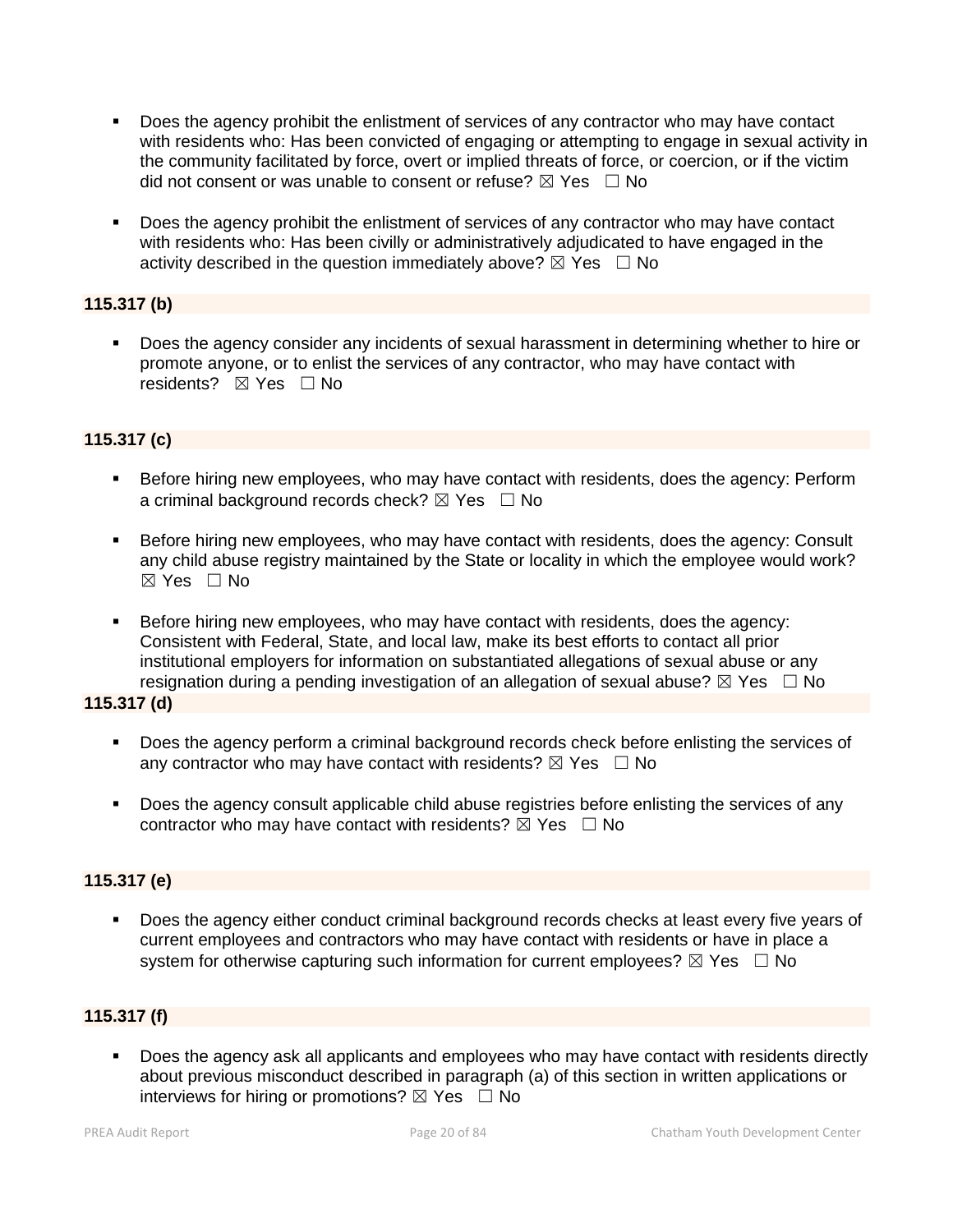- Does the agency prohibit the enlistment of services of any contractor who may have contact with residents who: Has been convicted of engaging or attempting to engage in sexual activity in the community facilitated by force, overt or implied threats of force, or coercion, or if the victim did not consent or was unable to consent or refuse? ☒ Yes ☐ No

- Does the agency prohibit the enlistment of services of any contractor who may have contact with residents who: Has been civilly or administratively adjudicated to have engaged in the activity described in the question immediately above? ☒ Yes ☐ No

**115.317 (b)**

- Does the agency consider any incidents of sexual harassment in determining whether to hire or promote anyone, or to enlist the services of any contractor, who may have contact with residents? ☒ Yes ☐ No

**115.317 (c)**

- Before hiring new employees, who may have contact with residents, does the agency: Perform a criminal background records check? ☒ Yes ☐ No

- Before hiring new employees, who may have contact with residents, does the agency: Consult any child abuse registry maintained by the State or locality in which the employee would work? ☒ Yes ☐ No

- Before hiring new employees, who may have contact with residents, does the agency: Consistent with Federal, State, and local law, make its best efforts to contact all prior institutional employers for information on substantiated allegations of sexual abuse or any resignation during a pending investigation of an allegation of sexual abuse? ☒ Yes ☐ No

**115.317 (d)**

- Does the agency perform a criminal background records check before enlisting the services of any contractor who may have contact with residents? ☒ Yes ☐ No

- Does the agency consult applicable child abuse registries before enlisting the services of any contractor who may have contact with residents? ☒ Yes ☐ No

**115.317 (e)**

- Does the agency either conduct criminal background records checks at least every five years of current employees and contractors who may have contact with residents or have in place a system for otherwise capturing such information for current employees? ☒ Yes ☐ No

**115.317 (f)**

- Does the agency ask all applicants and employees who may have contact with residents directly about previous misconduct described in paragraph (a) of this section in written applications or interviews for hiring or promotions? ☒ Yes ☐ No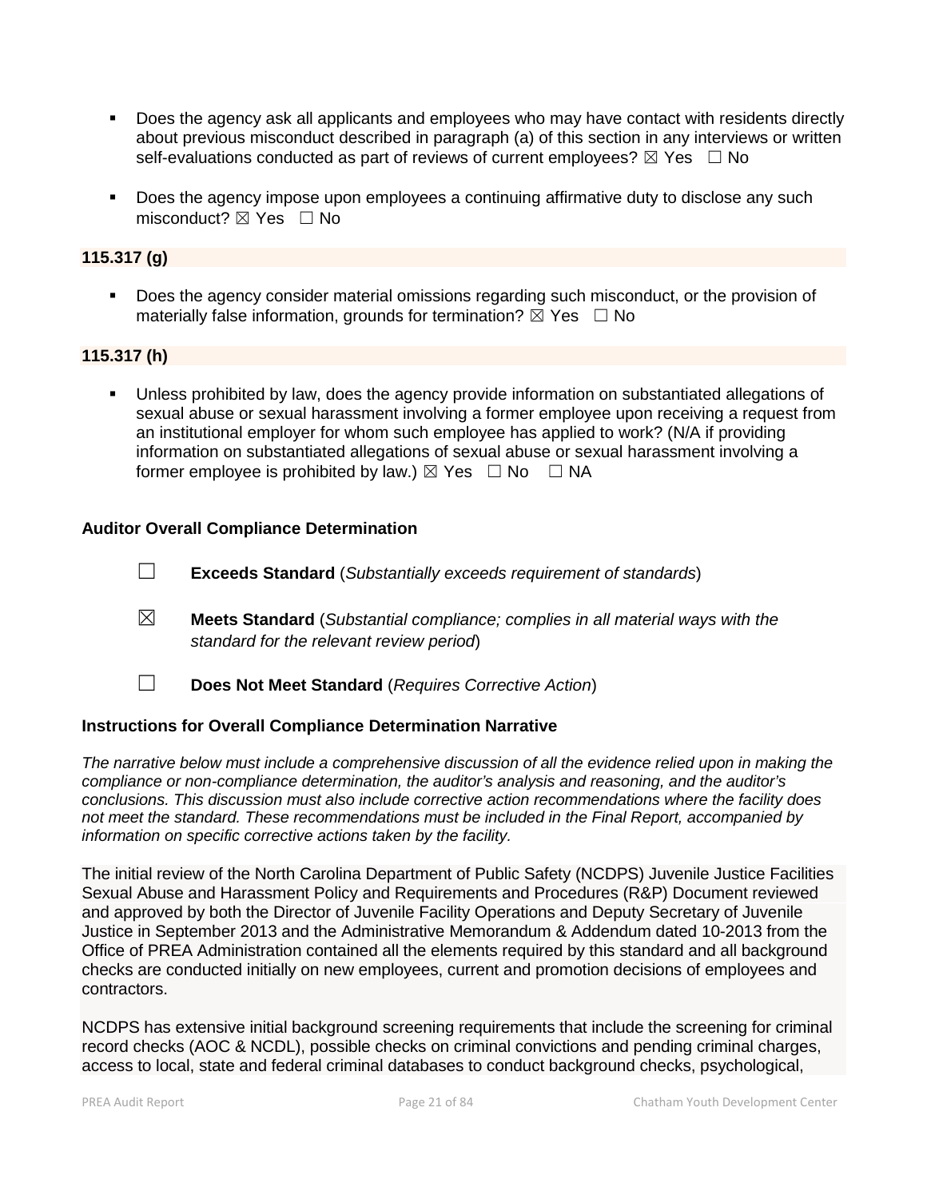- Does the agency ask all applicants and employees who may have contact with residents directly about previous misconduct described in paragraph (a) of this section in any interviews or written self-evaluations conducted as part of reviews of current employees? ☒ Yes ☐ No

- Does the agency impose upon employees a continuing affirmative duty to disclose any such misconduct? ☒ Yes ☐ No

**115.317 (g)**

- Does the agency consider material omissions regarding such misconduct, or the provision of materially false information, grounds for termination? ☒ Yes ☐ No

**115.317 (h)**

- Unless prohibited by law, does the agency provide information on substantiated allegations of sexual abuse or sexual harassment involving a former employee upon receiving a request from an institutional employer for whom such employee has applied to work? (N/A if providing information on substantiated allegations of sexual abuse or sexual harassment involving a former employee is prohibited by law.) ☒ Yes ☐ No ☐ NA

**Auditor Overall Compliance Determination**

☐ **Exceeds Standard** (*Substantially exceeds requirement of standards*)

☒ **Meets Standard** (*Substantial compliance; complies in all material ways with the standard for the relevant review period*)

☐ **Does Not Meet Standard** (*Requires Corrective Action*)

**Instructions for Overall Compliance Determination Narrative**

*The narrative below must include a comprehensive discussion of all the evidence relied upon in making the compliance or non-compliance determination, the auditor's analysis and reasoning, and the auditor's conclusions. This discussion must also include corrective action recommendations where the facility does not meet the standard. These recommendations must be included in the Final Report, accompanied by information on specific corrective actions taken by the facility.*

The initial review of the North Carolina Department of Public Safety (NCDPS) Juvenile Justice Facilities Sexual Abuse and Harassment Policy and Requirements and Procedures (R&P) Document reviewed and approved by both the Director of Juvenile Facility Operations and Deputy Secretary of Juvenile Justice in September 2013 and the Administrative Memorandum & Addendum dated 10-2013 from the Office of PREA Administration contained all the elements required by this standard and all background checks are conducted initially on new employees, current and promotion decisions of employees and contractors.

NCDPS has extensive initial background screening requirements that include the screening for criminal record checks (AOC & NCDL), possible checks on criminal convictions and pending criminal charges, access to local, state and federal criminal databases to conduct background checks, psychological,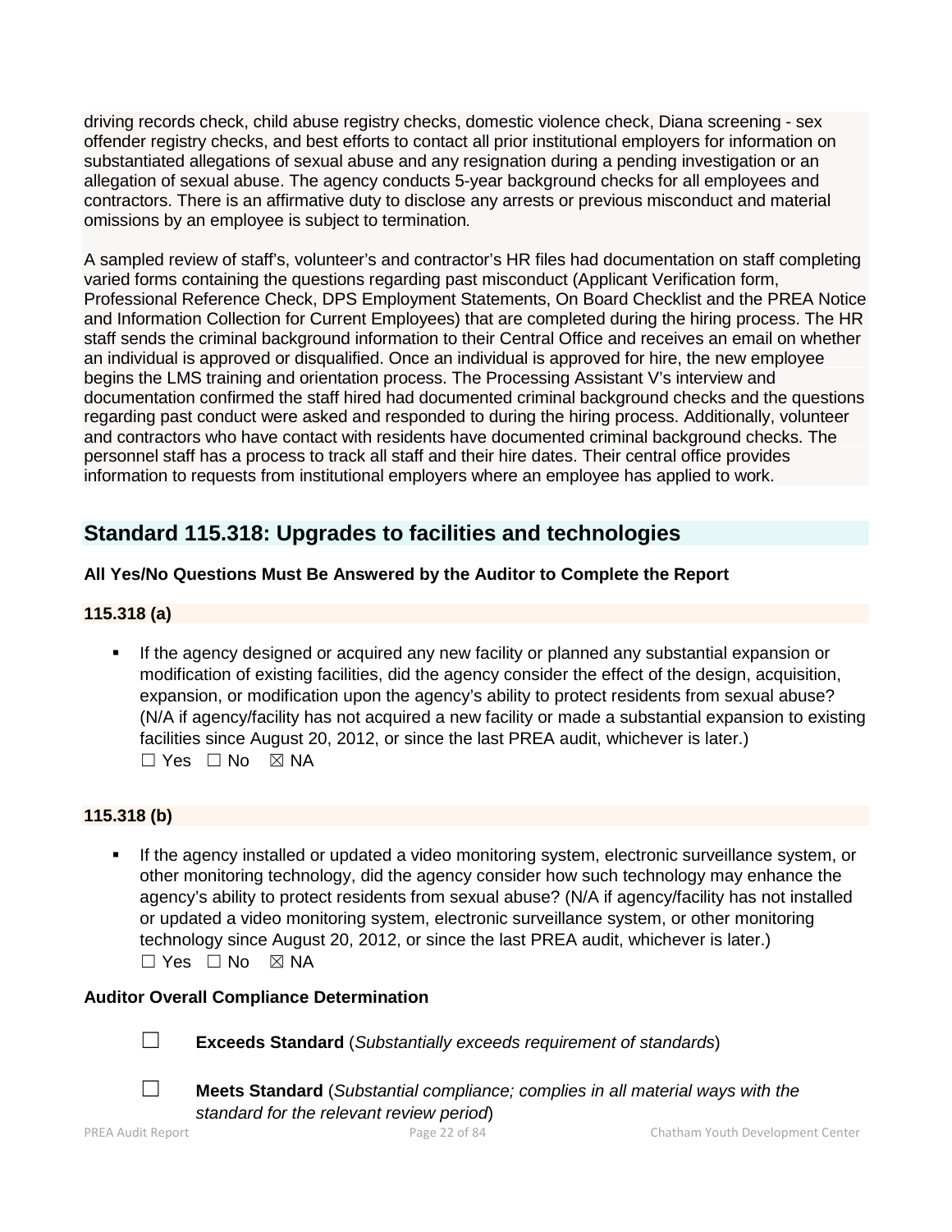driving records check, child abuse registry checks, domestic violence check, Diana screening - sex offender registry checks, and best efforts to contact all prior institutional employers for information on substantiated allegations of sexual abuse and any resignation during a pending investigation or an allegation of sexual abuse. The agency conducts 5-year background checks for all employees and contractors. There is an affirmative duty to disclose any arrests or previous misconduct and material omissions by an employee is subject to termination.

A sampled review of staff's, volunteer's and contractor's HR files had documentation on staff completing varied forms containing the questions regarding past misconduct (Applicant Verification form, Professional Reference Check, DPS Employment Statements, On Board Checklist and the PREA Notice and Information Collection for Current Employees) that are completed during the hiring process. The HR staff sends the criminal background information to their Central Office and receives an email on whether an individual is approved or disqualified. Once an individual is approved for hire, the new employee begins the LMS training and orientation process. The Processing Assistant V's interview and documentation confirmed the staff hired had documented criminal background checks and the questions regarding past conduct were asked and responded to during the hiring process. Additionally, volunteer and contractors who have contact with residents have documented criminal background checks. The personnel staff has a process to track all staff and their hire dates. Their central office provides information to requests from institutional employers where an employee has applied to work.

## Standard 115.318: Upgrades to facilities and technologies

**All Yes/No Questions Must Be Answered by the Auditor to Complete the Report**

**115.318 (a)**

- If the agency designed or acquired any new facility or planned any substantial expansion or modification of existing facilities, did the agency consider the effect of the design, acquisition, expansion, or modification upon the agency's ability to protect residents from sexual abuse? (N/A if agency/facility has not acquired a new facility or made a substantial expansion to existing facilities since August 20, 2012, or since the last PREA audit, whichever is later.)
  ☐ Yes ☐ No ☒ NA

**115.318 (b)**

- If the agency installed or updated a video monitoring system, electronic surveillance system, or other monitoring technology, did the agency consider how such technology may enhance the agency's ability to protect residents from sexual abuse? (N/A if agency/facility has not installed or updated a video monitoring system, electronic surveillance system, or other monitoring technology since August 20, 2012, or since the last PREA audit, whichever is later.)
  ☐ Yes ☐ No ☒ NA

**Auditor Overall Compliance Determination**

☐ **Exceeds Standard** (*Substantially exceeds requirement of standards*)

☐ **Meets Standard** (*Substantial compliance; complies in all material ways with the standard for the relevant review period*)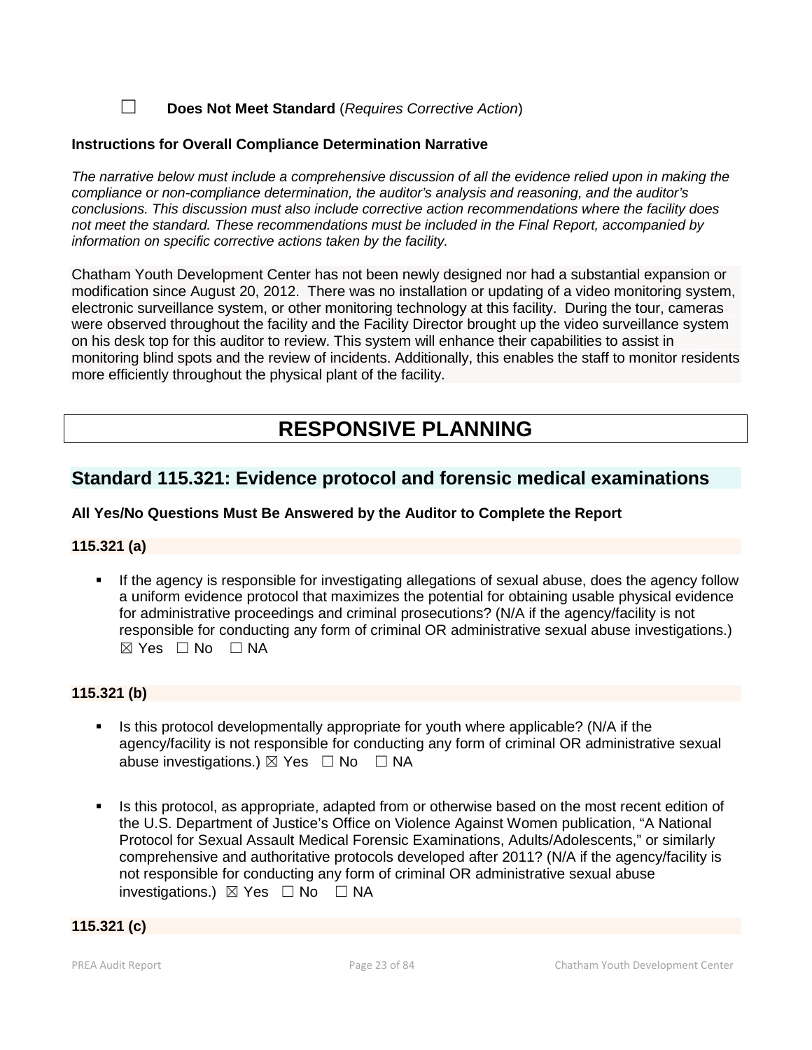☐ **Does Not Meet Standard** (*Requires Corrective Action*)

**Instructions for Overall Compliance Determination Narrative**

*The narrative below must include a comprehensive discussion of all the evidence relied upon in making the compliance or non-compliance determination, the auditor's analysis and reasoning, and the auditor's conclusions. This discussion must also include corrective action recommendations where the facility does not meet the standard. These recommendations must be included in the Final Report, accompanied by information on specific corrective actions taken by the facility.*

Chatham Youth Development Center has not been newly designed nor had a substantial expansion or modification since August 20, 2012. There was no installation or updating of a video monitoring system, electronic surveillance system, or other monitoring technology at this facility. During the tour, cameras were observed throughout the facility and the Facility Director brought up the video surveillance system on his desk top for this auditor to review. This system will enhance their capabilities to assist in monitoring blind spots and the review of incidents. Additionally, this enables the staff to monitor residents more efficiently throughout the physical plant of the facility.

# RESPONSIVE PLANNING

## Standard 115.321: Evidence protocol and forensic medical examinations

**All Yes/No Questions Must Be Answered by the Auditor to Complete the Report**

**115.321 (a)**

- If the agency is responsible for investigating allegations of sexual abuse, does the agency follow a uniform evidence protocol that maximizes the potential for obtaining usable physical evidence for administrative proceedings and criminal prosecutions? (N/A if the agency/facility is not responsible for conducting any form of criminal OR administrative sexual abuse investigations.) ☒ Yes ☐ No ☐ NA

**115.321 (b)**

- Is this protocol developmentally appropriate for youth where applicable? (N/A if the agency/facility is not responsible for conducting any form of criminal OR administrative sexual abuse investigations.) ☒ Yes ☐ No ☐ NA

- Is this protocol, as appropriate, adapted from or otherwise based on the most recent edition of the U.S. Department of Justice's Office on Violence Against Women publication, "A National Protocol for Sexual Assault Medical Forensic Examinations, Adults/Adolescents," or similarly comprehensive and authoritative protocols developed after 2011? (N/A if the agency/facility is not responsible for conducting any form of criminal OR administrative sexual abuse investigations.) ☒ Yes ☐ No ☐ NA

**115.321 (c)**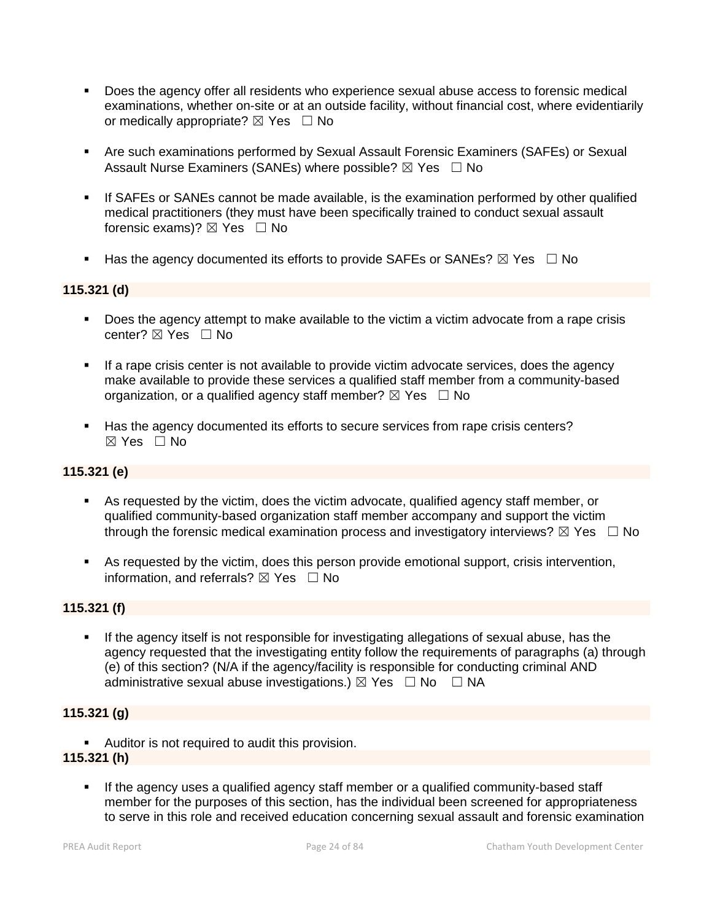- Does the agency offer all residents who experience sexual abuse access to forensic medical examinations, whether on-site or at an outside facility, without financial cost, where evidentiarily or medically appropriate? ☒ Yes ☐ No

- Are such examinations performed by Sexual Assault Forensic Examiners (SAFEs) or Sexual Assault Nurse Examiners (SANEs) where possible? ☒ Yes ☐ No

- If SAFEs or SANEs cannot be made available, is the examination performed by other qualified medical practitioners (they must have been specifically trained to conduct sexual assault forensic exams)? ☒ Yes ☐ No

- Has the agency documented its efforts to provide SAFEs or SANEs? ☒ Yes ☐ No

**115.321 (d)**

- Does the agency attempt to make available to the victim a victim advocate from a rape crisis center? ☒ Yes ☐ No

- If a rape crisis center is not available to provide victim advocate services, does the agency make available to provide these services a qualified staff member from a community-based organization, or a qualified agency staff member? ☒ Yes ☐ No

- Has the agency documented its efforts to secure services from rape crisis centers? ☒ Yes ☐ No

**115.321 (e)**

- As requested by the victim, does the victim advocate, qualified agency staff member, or qualified community-based organization staff member accompany and support the victim through the forensic medical examination process and investigatory interviews? ☒ Yes ☐ No

- As requested by the victim, does this person provide emotional support, crisis intervention, information, and referrals? ☒ Yes ☐ No

**115.321 (f)**

- If the agency itself is not responsible for investigating allegations of sexual abuse, has the agency requested that the investigating entity follow the requirements of paragraphs (a) through (e) of this section? (N/A if the agency/facility is responsible for conducting criminal AND administrative sexual abuse investigations.) ☒ Yes ☐ No ☐ NA

**115.321 (g)**

- Auditor is not required to audit this provision.

**115.321 (h)**

- If the agency uses a qualified agency staff member or a qualified community-based staff member for the purposes of this section, has the individual been screened for appropriateness to serve in this role and received education concerning sexual assault and forensic examination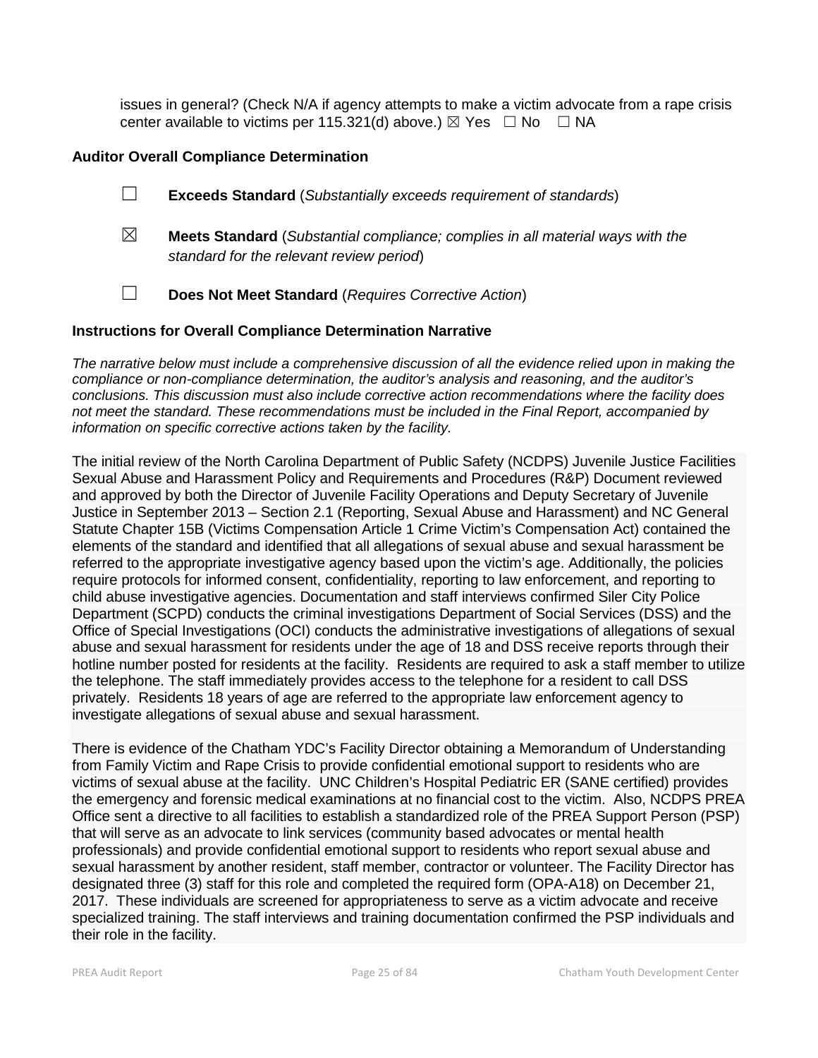issues in general? (Check N/A if agency attempts to make a victim advocate from a rape crisis center available to victims per 115.321(d) above.) ☒ Yes ☐ No ☐ NA

**Auditor Overall Compliance Determination**

☐ **Exceeds Standard** (*Substantially exceeds requirement of standards*)

☒ **Meets Standard** (*Substantial compliance; complies in all material ways with the standard for the relevant review period*)

☐ **Does Not Meet Standard** (*Requires Corrective Action*)

**Instructions for Overall Compliance Determination Narrative**

*The narrative below must include a comprehensive discussion of all the evidence relied upon in making the compliance or non-compliance determination, the auditor's analysis and reasoning, and the auditor's conclusions. This discussion must also include corrective action recommendations where the facility does not meet the standard. These recommendations must be included in the Final Report, accompanied by information on specific corrective actions taken by the facility.*

The initial review of the North Carolina Department of Public Safety (NCDPS) Juvenile Justice Facilities Sexual Abuse and Harassment Policy and Requirements and Procedures (R&P) Document reviewed and approved by both the Director of Juvenile Facility Operations and Deputy Secretary of Juvenile Justice in September 2013 – Section 2.1 (Reporting, Sexual Abuse and Harassment) and NC General Statute Chapter 15B (Victims Compensation Article 1 Crime Victim's Compensation Act) contained the elements of the standard and identified that all allegations of sexual abuse and sexual harassment be referred to the appropriate investigative agency based upon the victim's age. Additionally, the policies require protocols for informed consent, confidentiality, reporting to law enforcement, and reporting to child abuse investigative agencies. Documentation and staff interviews confirmed Siler City Police Department (SCPD) conducts the criminal investigations Department of Social Services (DSS) and the Office of Special Investigations (OCI) conducts the administrative investigations of allegations of sexual abuse and sexual harassment for residents under the age of 18 and DSS receive reports through their hotline number posted for residents at the facility. Residents are required to ask a staff member to utilize the telephone. The staff immediately provides access to the telephone for a resident to call DSS privately. Residents 18 years of age are referred to the appropriate law enforcement agency to investigate allegations of sexual abuse and sexual harassment.

There is evidence of the Chatham YDC's Facility Director obtaining a Memorandum of Understanding from Family Victim and Rape Crisis to provide confidential emotional support to residents who are victims of sexual abuse at the facility. UNC Children's Hospital Pediatric ER (SANE certified) provides the emergency and forensic medical examinations at no financial cost to the victim. Also, NCDPS PREA Office sent a directive to all facilities to establish a standardized role of the PREA Support Person (PSP) that will serve as an advocate to link services (community based advocates or mental health professionals) and provide confidential emotional support to residents who report sexual abuse and sexual harassment by another resident, staff member, contractor or volunteer. The Facility Director has designated three (3) staff for this role and completed the required form (OPA-A18) on December 21, 2017. These individuals are screened for appropriateness to serve as a victim advocate and receive specialized training. The staff interviews and training documentation confirmed the PSP individuals and their role in the facility.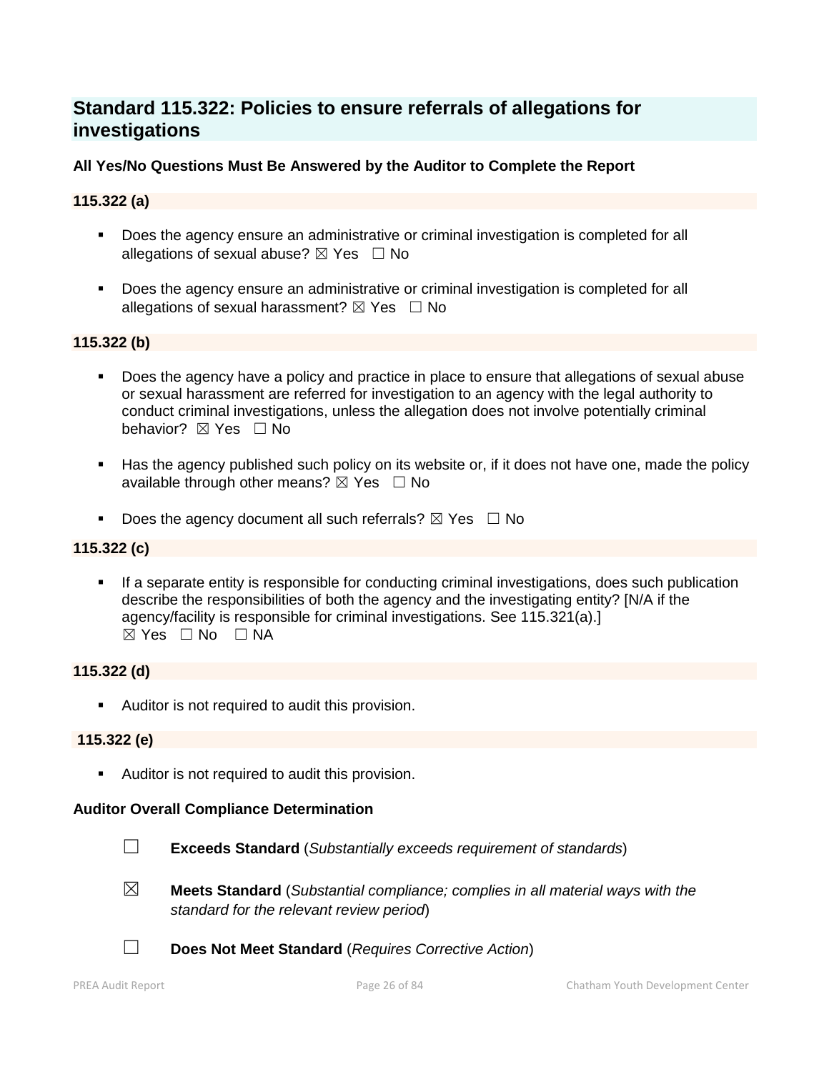## Standard 115.322: Policies to ensure referrals of allegations for investigations

**All Yes/No Questions Must Be Answered by the Auditor to Complete the Report**

### 115.322 (a)

- Does the agency ensure an administrative or criminal investigation is completed for all allegations of sexual abuse? ☒ Yes ☐ No
- Does the agency ensure an administrative or criminal investigation is completed for all allegations of sexual harassment? ☒ Yes ☐ No

### 115.322 (b)

- Does the agency have a policy and practice in place to ensure that allegations of sexual abuse or sexual harassment are referred for investigation to an agency with the legal authority to conduct criminal investigations, unless the allegation does not involve potentially criminal behavior? ☒ Yes ☐ No
- Has the agency published such policy on its website or, if it does not have one, made the policy available through other means? ☒ Yes ☐ No
- Does the agency document all such referrals? ☒ Yes ☐ No

### 115.322 (c)

- If a separate entity is responsible for conducting criminal investigations, does such publication describe the responsibilities of both the agency and the investigating entity? [N/A if the agency/facility is responsible for criminal investigations. See 115.321(a).]
  ☒ Yes ☐ No ☐ NA

### 115.322 (d)

- Auditor is not required to audit this provision.

### 115.322 (e)

- Auditor is not required to audit this provision.

**Auditor Overall Compliance Determination**

☐ **Exceeds Standard** (*Substantially exceeds requirement of standards*)

☒ **Meets Standard** (*Substantial compliance; complies in all material ways with the standard for the relevant review period*)

☐ **Does Not Meet Standard** (*Requires Corrective Action*)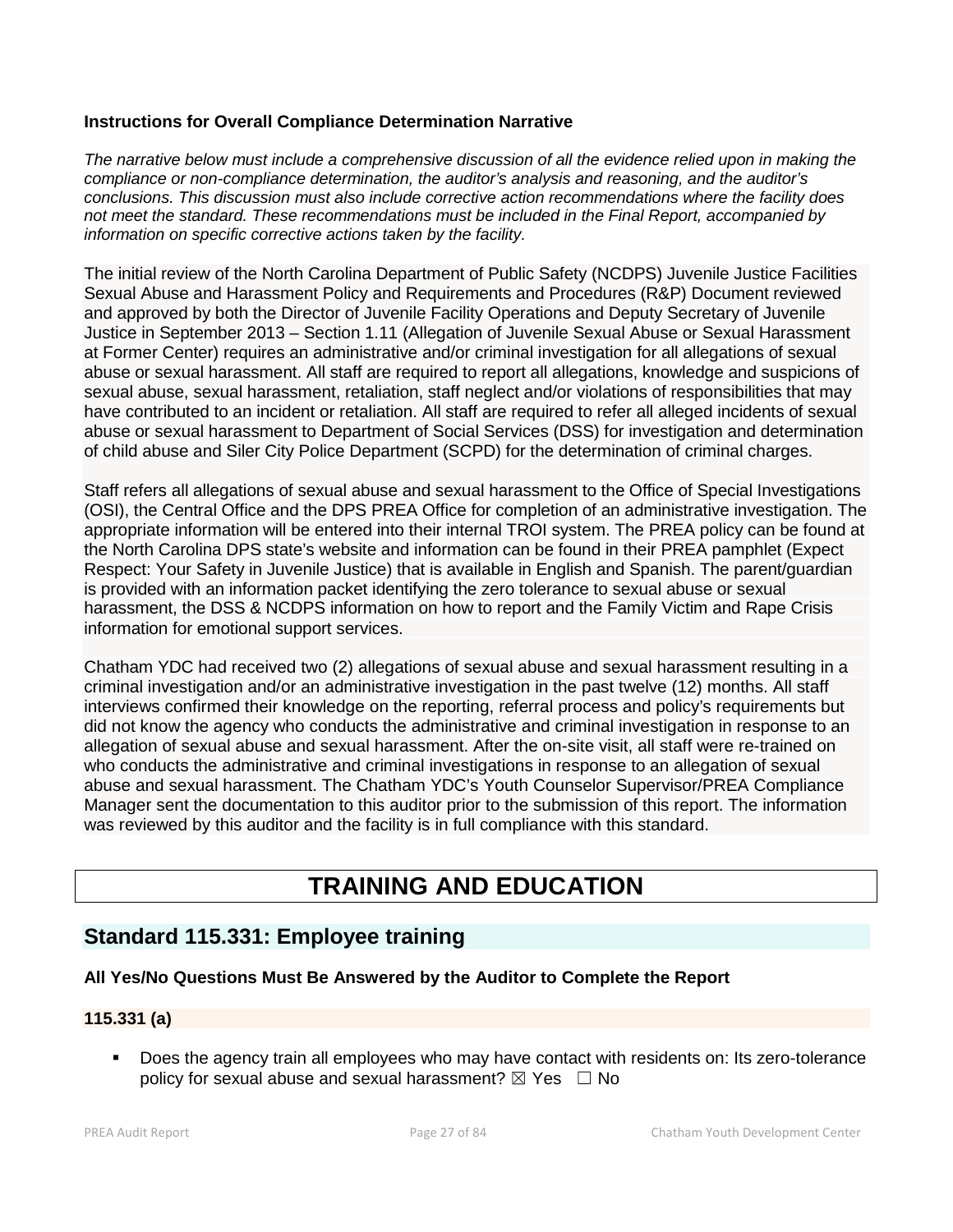**Instructions for Overall Compliance Determination Narrative**

*The narrative below must include a comprehensive discussion of all the evidence relied upon in making the compliance or non-compliance determination, the auditor's analysis and reasoning, and the auditor's conclusions. This discussion must also include corrective action recommendations where the facility does not meet the standard. These recommendations must be included in the Final Report, accompanied by information on specific corrective actions taken by the facility.*

The initial review of the North Carolina Department of Public Safety (NCDPS) Juvenile Justice Facilities Sexual Abuse and Harassment Policy and Requirements and Procedures (R&P) Document reviewed and approved by both the Director of Juvenile Facility Operations and Deputy Secretary of Juvenile Justice in September 2013 – Section 1.11 (Allegation of Juvenile Sexual Abuse or Sexual Harassment at Former Center) requires an administrative and/or criminal investigation for all allegations of sexual abuse or sexual harassment. All staff are required to report all allegations, knowledge and suspicions of sexual abuse, sexual harassment, retaliation, staff neglect and/or violations of responsibilities that may have contributed to an incident or retaliation. All staff are required to refer all alleged incidents of sexual abuse or sexual harassment to Department of Social Services (DSS) for investigation and determination of child abuse and Siler City Police Department (SCPD) for the determination of criminal charges.

Staff refers all allegations of sexual abuse and sexual harassment to the Office of Special Investigations (OSI), the Central Office and the DPS PREA Office for completion of an administrative investigation. The appropriate information will be entered into their internal TROI system. The PREA policy can be found at the North Carolina DPS state's website and information can be found in their PREA pamphlet (Expect Respect: Your Safety in Juvenile Justice) that is available in English and Spanish. The parent/guardian is provided with an information packet identifying the zero tolerance to sexual abuse or sexual harassment, the DSS & NCDPS information on how to report and the Family Victim and Rape Crisis information for emotional support services.

Chatham YDC had received two (2) allegations of sexual abuse and sexual harassment resulting in a criminal investigation and/or an administrative investigation in the past twelve (12) months. All staff interviews confirmed their knowledge on the reporting, referral process and policy's requirements but did not know the agency who conducts the administrative and criminal investigation in response to an allegation of sexual abuse and sexual harassment. After the on-site visit, all staff were re-trained on who conducts the administrative and criminal investigations in response to an allegation of sexual abuse and sexual harassment. The Chatham YDC's Youth Counselor Supervisor/PREA Compliance Manager sent the documentation to this auditor prior to the submission of this report. The information was reviewed by this auditor and the facility is in full compliance with this standard.

# TRAINING AND EDUCATION

## Standard 115.331: Employee training

**All Yes/No Questions Must Be Answered by the Auditor to Complete the Report**

**115.331 (a)**

- Does the agency train all employees who may have contact with residents on: Its zero-tolerance policy for sexual abuse and sexual harassment? ☒ Yes ☐ No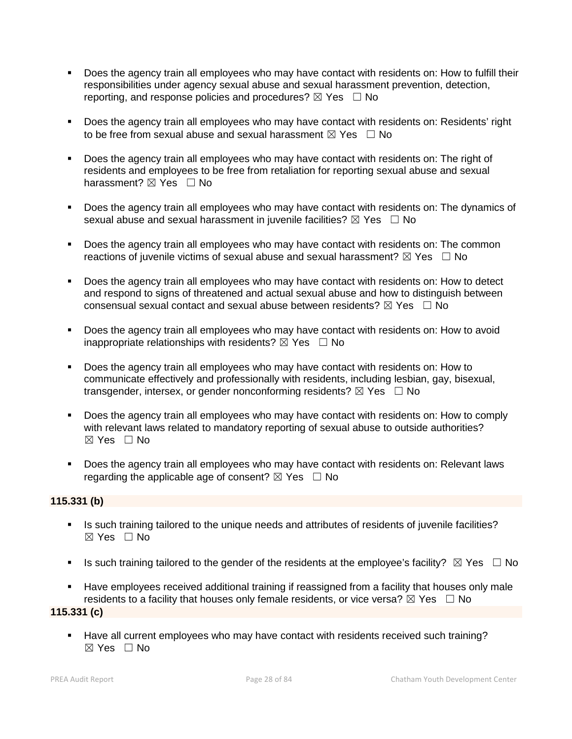- Does the agency train all employees who may have contact with residents on: How to fulfill their responsibilities under agency sexual abuse and sexual harassment prevention, detection, reporting, and response policies and procedures? ☒ Yes ☐ No

- Does the agency train all employees who may have contact with residents on: Residents' right to be free from sexual abuse and sexual harassment ☒ Yes ☐ No

- Does the agency train all employees who may have contact with residents on: The right of residents and employees to be free from retaliation for reporting sexual abuse and sexual harassment? ☒ Yes ☐ No

- Does the agency train all employees who may have contact with residents on: The dynamics of sexual abuse and sexual harassment in juvenile facilities? ☒ Yes ☐ No

- Does the agency train all employees who may have contact with residents on: The common reactions of juvenile victims of sexual abuse and sexual harassment? ☒ Yes ☐ No

- Does the agency train all employees who may have contact with residents on: How to detect and respond to signs of threatened and actual sexual abuse and how to distinguish between consensual sexual contact and sexual abuse between residents? ☒ Yes ☐ No

- Does the agency train all employees who may have contact with residents on: How to avoid inappropriate relationships with residents? ☒ Yes ☐ No

- Does the agency train all employees who may have contact with residents on: How to communicate effectively and professionally with residents, including lesbian, gay, bisexual, transgender, intersex, or gender nonconforming residents? ☒ Yes ☐ No

- Does the agency train all employees who may have contact with residents on: How to comply with relevant laws related to mandatory reporting of sexual abuse to outside authorities? ☒ Yes ☐ No

- Does the agency train all employees who may have contact with residents on: Relevant laws regarding the applicable age of consent? ☒ Yes ☐ No

**115.331 (b)**

- Is such training tailored to the unique needs and attributes of residents of juvenile facilities? ☒ Yes ☐ No

- Is such training tailored to the gender of the residents at the employee's facility? ☒ Yes ☐ No

- Have employees received additional training if reassigned from a facility that houses only male residents to a facility that houses only female residents, or vice versa? ☒ Yes ☐ No

**115.331 (c)**

- Have all current employees who may have contact with residents received such training? ☒ Yes ☐ No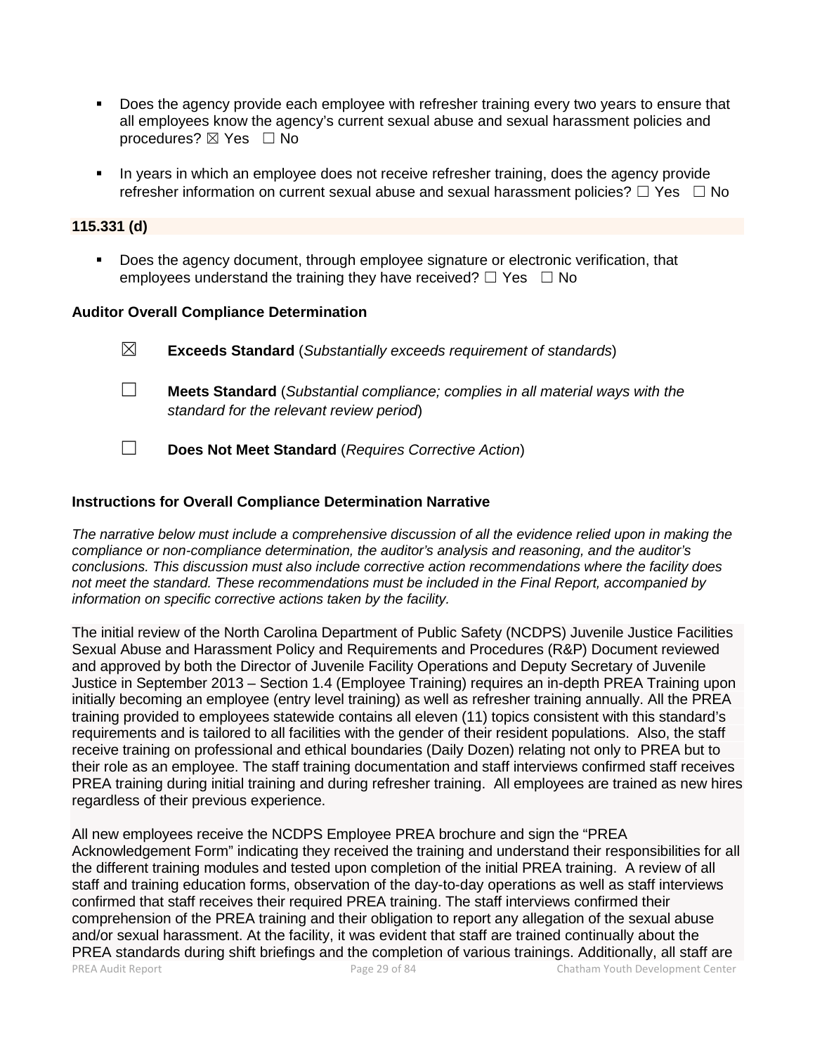- Does the agency provide each employee with refresher training every two years to ensure that all employees know the agency's current sexual abuse and sexual harassment policies and procedures? ☒ Yes ☐ No

- In years in which an employee does not receive refresher training, does the agency provide refresher information on current sexual abuse and sexual harassment policies? ☐ Yes ☐ No

**115.331 (d)**

- Does the agency document, through employee signature or electronic verification, that employees understand the training they have received? ☐ Yes ☐ No

**Auditor Overall Compliance Determination**

☒ **Exceeds Standard** (*Substantially exceeds requirement of standards*)

☐ **Meets Standard** (*Substantial compliance; complies in all material ways with the standard for the relevant review period*)

☐ **Does Not Meet Standard** (*Requires Corrective Action*)

**Instructions for Overall Compliance Determination Narrative**

*The narrative below must include a comprehensive discussion of all the evidence relied upon in making the compliance or non-compliance determination, the auditor's analysis and reasoning, and the auditor's conclusions. This discussion must also include corrective action recommendations where the facility does not meet the standard. These recommendations must be included in the Final Report, accompanied by information on specific corrective actions taken by the facility.*

The initial review of the North Carolina Department of Public Safety (NCDPS) Juvenile Justice Facilities Sexual Abuse and Harassment Policy and Requirements and Procedures (R&P) Document reviewed and approved by both the Director of Juvenile Facility Operations and Deputy Secretary of Juvenile Justice in September 2013 – Section 1.4 (Employee Training) requires an in-depth PREA Training upon initially becoming an employee (entry level training) as well as refresher training annually. All the PREA training provided to employees statewide contains all eleven (11) topics consistent with this standard's requirements and is tailored to all facilities with the gender of their resident populations. Also, the staff receive training on professional and ethical boundaries (Daily Dozen) relating not only to PREA but to their role as an employee. The staff training documentation and staff interviews confirmed staff receives PREA training during initial training and during refresher training. All employees are trained as new hires regardless of their previous experience.

All new employees receive the NCDPS Employee PREA brochure and sign the "PREA Acknowledgement Form" indicating they received the training and understand their responsibilities for all the different training modules and tested upon completion of the initial PREA training. A review of all staff and training education forms, observation of the day-to-day operations as well as staff interviews confirmed that staff receives their required PREA training. The staff interviews confirmed their comprehension of the PREA training and their obligation to report any allegation of the sexual abuse and/or sexual harassment. At the facility, it was evident that staff are trained continually about the PREA standards during shift briefings and the completion of various trainings. Additionally, all staff are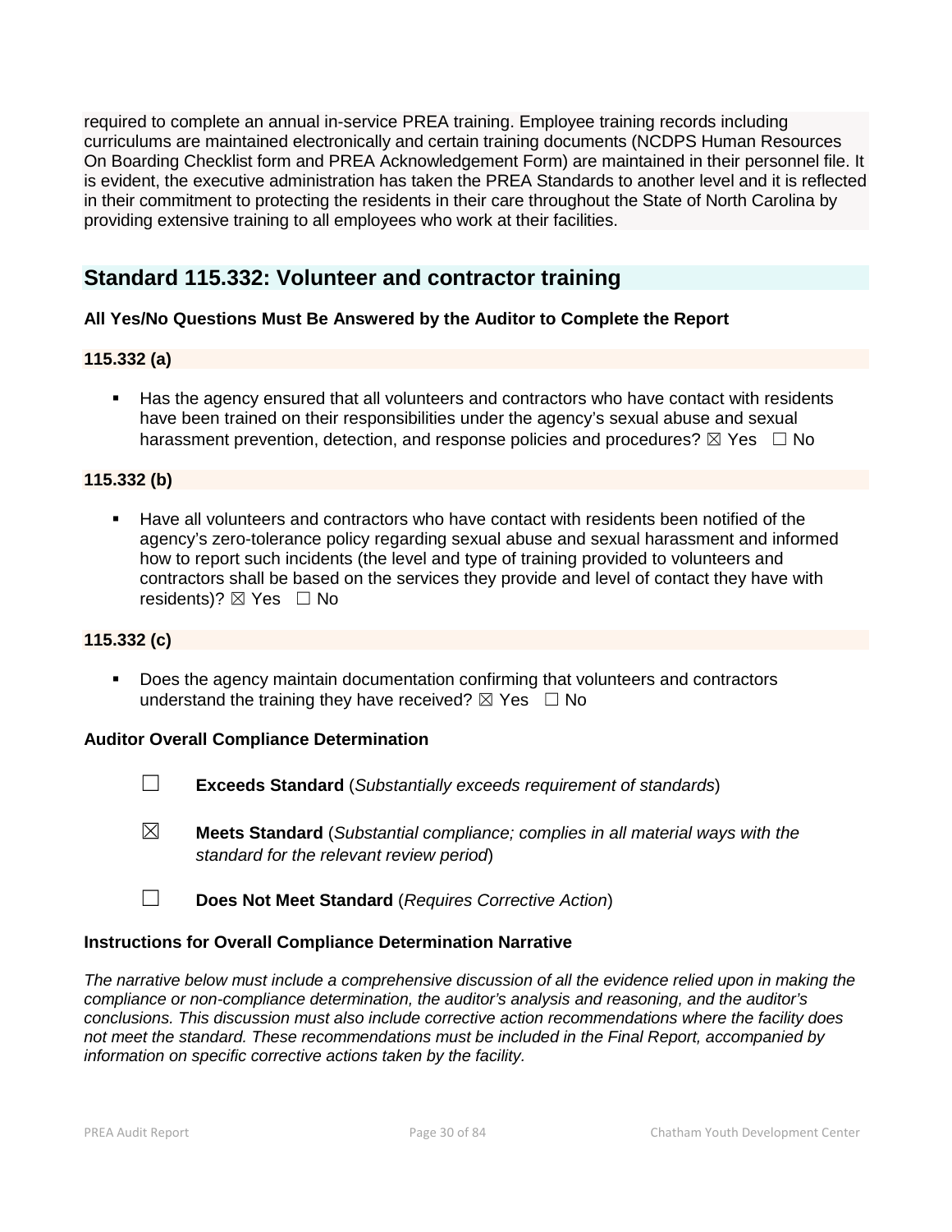required to complete an annual in-service PREA training. Employee training records including curriculums are maintained electronically and certain training documents (NCDPS Human Resources On Boarding Checklist form and PREA Acknowledgement Form) are maintained in their personnel file. It is evident, the executive administration has taken the PREA Standards to another level and it is reflected in their commitment to protecting the residents in their care throughout the State of North Carolina by providing extensive training to all employees who work at their facilities.

## Standard 115.332: Volunteer and contractor training

**All Yes/No Questions Must Be Answered by the Auditor to Complete the Report**

**115.332 (a)**

- Has the agency ensured that all volunteers and contractors who have contact with residents have been trained on their responsibilities under the agency's sexual abuse and sexual harassment prevention, detection, and response policies and procedures? ☒ Yes ☐ No

**115.332 (b)**

- Have all volunteers and contractors who have contact with residents been notified of the agency's zero-tolerance policy regarding sexual abuse and sexual harassment and informed how to report such incidents (the level and type of training provided to volunteers and contractors shall be based on the services they provide and level of contact they have with residents)? ☒ Yes ☐ No

**115.332 (c)**

- Does the agency maintain documentation confirming that volunteers and contractors understand the training they have received? ☒ Yes ☐ No

**Auditor Overall Compliance Determination**

☐ **Exceeds Standard** (*Substantially exceeds requirement of standards*)

☒ **Meets Standard** (*Substantial compliance; complies in all material ways with the standard for the relevant review period*)

☐ **Does Not Meet Standard** (*Requires Corrective Action*)

**Instructions for Overall Compliance Determination Narrative**

*The narrative below must include a comprehensive discussion of all the evidence relied upon in making the compliance or non-compliance determination, the auditor's analysis and reasoning, and the auditor's conclusions. This discussion must also include corrective action recommendations where the facility does not meet the standard. These recommendations must be included in the Final Report, accompanied by information on specific corrective actions taken by the facility.*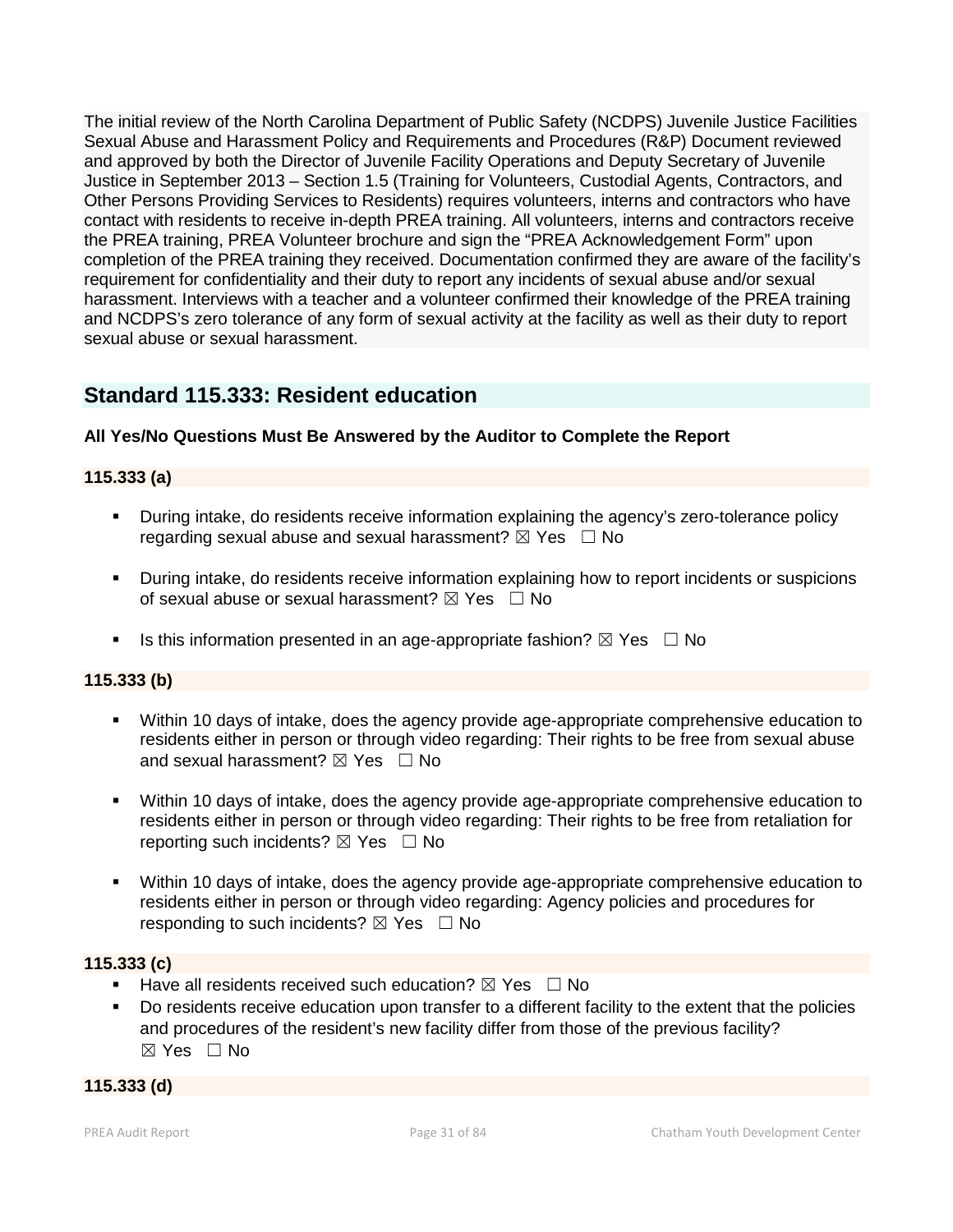The initial review of the North Carolina Department of Public Safety (NCDPS) Juvenile Justice Facilities Sexual Abuse and Harassment Policy and Requirements and Procedures (R&P) Document reviewed and approved by both the Director of Juvenile Facility Operations and Deputy Secretary of Juvenile Justice in September 2013 – Section 1.5 (Training for Volunteers, Custodial Agents, Contractors, and Other Persons Providing Services to Residents) requires volunteers, interns and contractors who have contact with residents to receive in-depth PREA training. All volunteers, interns and contractors receive the PREA training, PREA Volunteer brochure and sign the "PREA Acknowledgement Form" upon completion of the PREA training they received. Documentation confirmed they are aware of the facility's requirement for confidentiality and their duty to report any incidents of sexual abuse and/or sexual harassment. Interviews with a teacher and a volunteer confirmed their knowledge of the PREA training and NCDPS's zero tolerance of any form of sexual activity at the facility as well as their duty to report sexual abuse or sexual harassment.

## Standard 115.333: Resident education

**All Yes/No Questions Must Be Answered by the Auditor to Complete the Report**

**115.333 (a)**

- During intake, do residents receive information explaining the agency's zero-tolerance policy regarding sexual abuse and sexual harassment? ☒ Yes ☐ No
- During intake, do residents receive information explaining how to report incidents or suspicions of sexual abuse or sexual harassment? ☒ Yes ☐ No
- Is this information presented in an age-appropriate fashion? ☒ Yes ☐ No

**115.333 (b)**

- Within 10 days of intake, does the agency provide age-appropriate comprehensive education to residents either in person or through video regarding: Their rights to be free from sexual abuse and sexual harassment? ☒ Yes ☐ No
- Within 10 days of intake, does the agency provide age-appropriate comprehensive education to residents either in person or through video regarding: Their rights to be free from retaliation for reporting such incidents? ☒ Yes ☐ No
- Within 10 days of intake, does the agency provide age-appropriate comprehensive education to residents either in person or through video regarding: Agency policies and procedures for responding to such incidents? ☒ Yes ☐ No

**115.333 (c)**

- Have all residents received such education? ☒ Yes ☐ No
- Do residents receive education upon transfer to a different facility to the extent that the policies and procedures of the resident's new facility differ from those of the previous facility? ☒ Yes ☐ No

**115.333 (d)**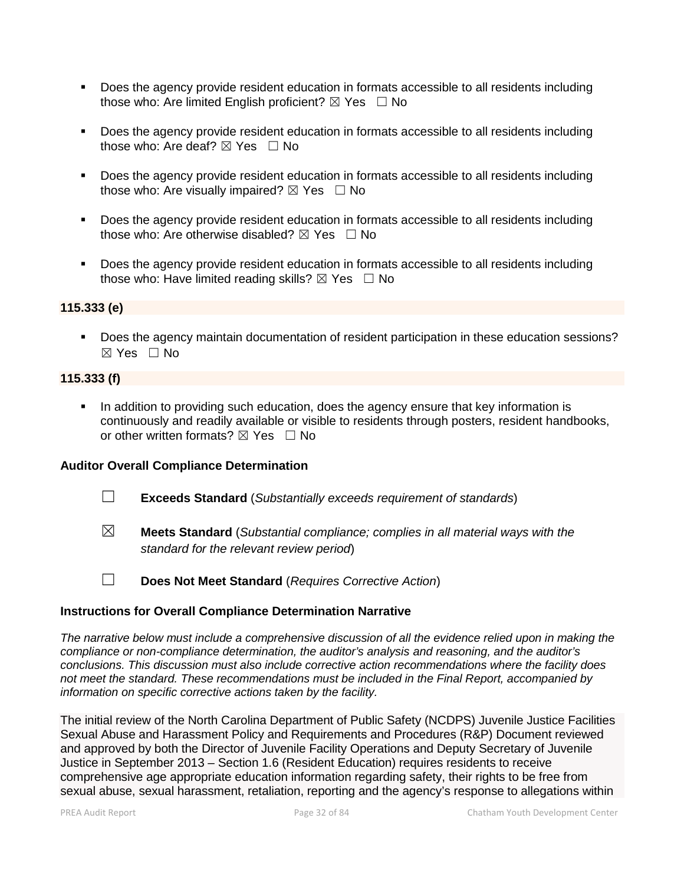- Does the agency provide resident education in formats accessible to all residents including those who: Are limited English proficient? ☒ Yes ☐ No

- Does the agency provide resident education in formats accessible to all residents including those who: Are deaf? ☒ Yes ☐ No

- Does the agency provide resident education in formats accessible to all residents including those who: Are visually impaired? ☒ Yes ☐ No

- Does the agency provide resident education in formats accessible to all residents including those who: Are otherwise disabled? ☒ Yes ☐ No

- Does the agency provide resident education in formats accessible to all residents including those who: Have limited reading skills? ☒ Yes ☐ No

**115.333 (e)**

- Does the agency maintain documentation of resident participation in these education sessions? ☒ Yes ☐ No

**115.333 (f)**

- In addition to providing such education, does the agency ensure that key information is continuously and readily available or visible to residents through posters, resident handbooks, or other written formats? ☒ Yes ☐ No

**Auditor Overall Compliance Determination**

☐ **Exceeds Standard** (*Substantially exceeds requirement of standards*)

☒ **Meets Standard** (*Substantial compliance; complies in all material ways with the standard for the relevant review period*)

☐ **Does Not Meet Standard** (*Requires Corrective Action*)

**Instructions for Overall Compliance Determination Narrative**

*The narrative below must include a comprehensive discussion of all the evidence relied upon in making the compliance or non-compliance determination, the auditor's analysis and reasoning, and the auditor's conclusions. This discussion must also include corrective action recommendations where the facility does not meet the standard. These recommendations must be included in the Final Report, accompanied by information on specific corrective actions taken by the facility.*

The initial review of the North Carolina Department of Public Safety (NCDPS) Juvenile Justice Facilities Sexual Abuse and Harassment Policy and Requirements and Procedures (R&P) Document reviewed and approved by both the Director of Juvenile Facility Operations and Deputy Secretary of Juvenile Justice in September 2013 – Section 1.6 (Resident Education) requires residents to receive comprehensive age appropriate education information regarding safety, their rights to be free from sexual abuse, sexual harassment, retaliation, reporting and the agency's response to allegations within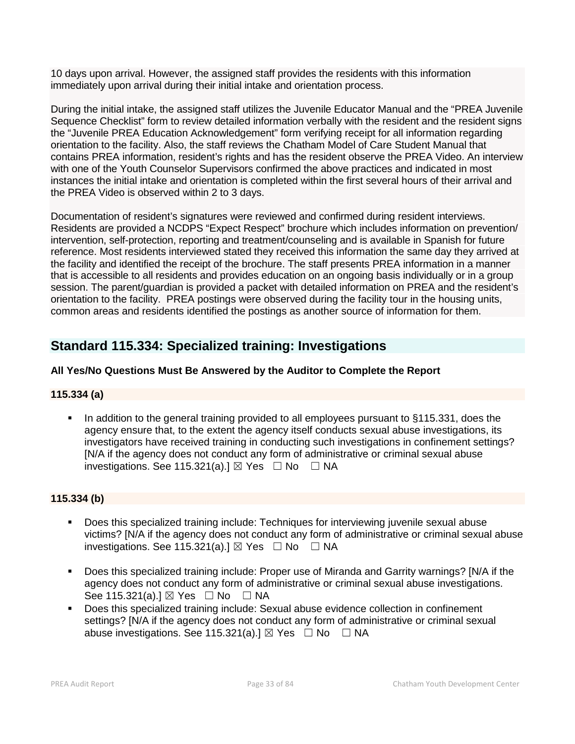10 days upon arrival. However, the assigned staff provides the residents with this information immediately upon arrival during their initial intake and orientation process.

During the initial intake, the assigned staff utilizes the Juvenile Educator Manual and the "PREA Juvenile Sequence Checklist" form to review detailed information verbally with the resident and the resident signs the "Juvenile PREA Education Acknowledgement" form verifying receipt for all information regarding orientation to the facility. Also, the staff reviews the Chatham Model of Care Student Manual that contains PREA information, resident's rights and has the resident observe the PREA Video. An interview with one of the Youth Counselor Supervisors confirmed the above practices and indicated in most instances the initial intake and orientation is completed within the first several hours of their arrival and the PREA Video is observed within 2 to 3 days.

Documentation of resident's signatures were reviewed and confirmed during resident interviews. Residents are provided a NCDPS "Expect Respect" brochure which includes information on prevention/intervention, self-protection, reporting and treatment/counseling and is available in Spanish for future reference. Most residents interviewed stated they received this information the same day they arrived at the facility and identified the receipt of the brochure. The staff presents PREA information in a manner that is accessible to all residents and provides education on an ongoing basis individually or in a group session. The parent/guardian is provided a packet with detailed information on PREA and the resident's orientation to the facility. PREA postings were observed during the facility tour in the housing units, common areas and residents identified the postings as another source of information for them.

## Standard 115.334: Specialized training: Investigations

**All Yes/No Questions Must Be Answered by the Auditor to Complete the Report**

**115.334 (a)**

- In addition to the general training provided to all employees pursuant to §115.331, does the agency ensure that, to the extent the agency itself conducts sexual abuse investigations, its investigators have received training in conducting such investigations in confinement settings? [N/A if the agency does not conduct any form of administrative or criminal sexual abuse investigations. See 115.321(a).] ☒ Yes ☐ No ☐ NA

**115.334 (b)**

- Does this specialized training include: Techniques for interviewing juvenile sexual abuse victims? [N/A if the agency does not conduct any form of administrative or criminal sexual abuse investigations. See 115.321(a).] ☒ Yes ☐ No ☐ NA
- Does this specialized training include: Proper use of Miranda and Garrity warnings? [N/A if the agency does not conduct any form of administrative or criminal sexual abuse investigations. See 115.321(a).] ☒ Yes ☐ No ☐ NA
- Does this specialized training include: Sexual abuse evidence collection in confinement settings? [N/A if the agency does not conduct any form of administrative or criminal sexual abuse investigations. See 115.321(a).] ☒ Yes ☐ No ☐ NA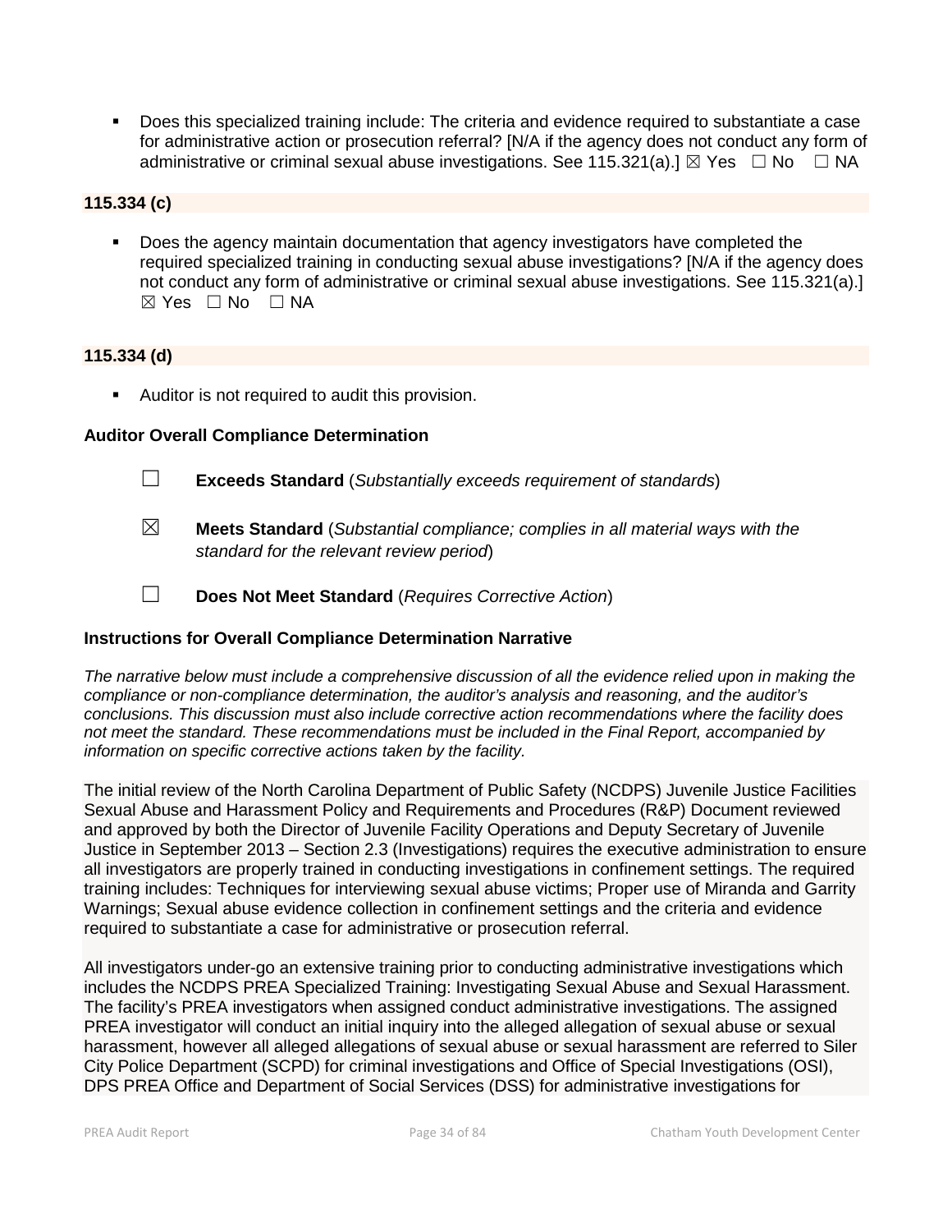- Does this specialized training include: The criteria and evidence required to substantiate a case for administrative action or prosecution referral? [N/A if the agency does not conduct any form of administrative or criminal sexual abuse investigations. See 115.321(a).] ☒ Yes ☐ No ☐ NA

**115.334 (c)**

- Does the agency maintain documentation that agency investigators have completed the required specialized training in conducting sexual abuse investigations? [N/A if the agency does not conduct any form of administrative or criminal sexual abuse investigations. See 115.321(a).] ☒ Yes ☐ No ☐ NA

**115.334 (d)**

- Auditor is not required to audit this provision.

**Auditor Overall Compliance Determination**

☐ **Exceeds Standard** (*Substantially exceeds requirement of standards*)

☒ **Meets Standard** (*Substantial compliance; complies in all material ways with the standard for the relevant review period*)

☐ **Does Not Meet Standard** (*Requires Corrective Action*)

**Instructions for Overall Compliance Determination Narrative**

*The narrative below must include a comprehensive discussion of all the evidence relied upon in making the compliance or non-compliance determination, the auditor's analysis and reasoning, and the auditor's conclusions. This discussion must also include corrective action recommendations where the facility does not meet the standard. These recommendations must be included in the Final Report, accompanied by information on specific corrective actions taken by the facility.*

The initial review of the North Carolina Department of Public Safety (NCDPS) Juvenile Justice Facilities Sexual Abuse and Harassment Policy and Requirements and Procedures (R&P) Document reviewed and approved by both the Director of Juvenile Facility Operations and Deputy Secretary of Juvenile Justice in September 2013 – Section 2.3 (Investigations) requires the executive administration to ensure all investigators are properly trained in conducting investigations in confinement settings. The required training includes: Techniques for interviewing sexual abuse victims; Proper use of Miranda and Garrity Warnings; Sexual abuse evidence collection in confinement settings and the criteria and evidence required to substantiate a case for administrative or prosecution referral.

All investigators under-go an extensive training prior to conducting administrative investigations which includes the NCDPS PREA Specialized Training: Investigating Sexual Abuse and Sexual Harassment. The facility's PREA investigators when assigned conduct administrative investigations. The assigned PREA investigator will conduct an initial inquiry into the alleged allegation of sexual abuse or sexual harassment, however all alleged allegations of sexual abuse or sexual harassment are referred to Siler City Police Department (SCPD) for criminal investigations and Office of Special Investigations (OSI), DPS PREA Office and Department of Social Services (DSS) for administrative investigations for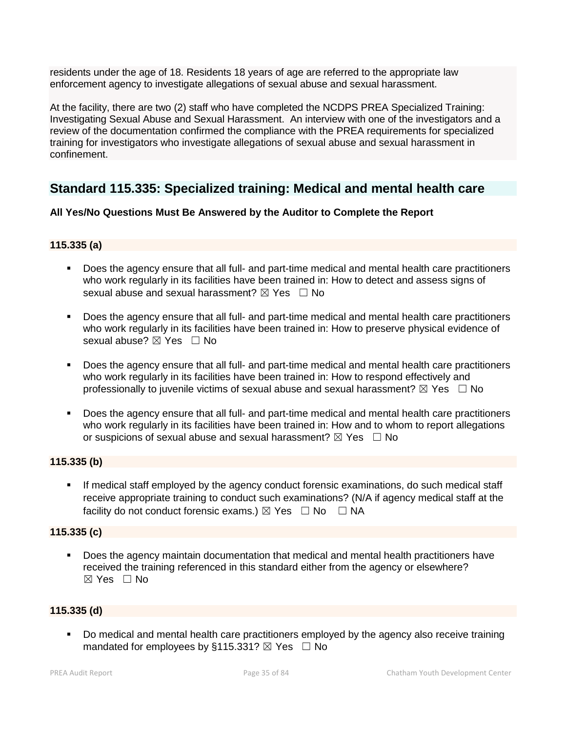residents under the age of 18. Residents 18 years of age are referred to the appropriate law enforcement agency to investigate allegations of sexual abuse and sexual harassment.

At the facility, there are two (2) staff who have completed the NCDPS PREA Specialized Training: Investigating Sexual Abuse and Sexual Harassment. An interview with one of the investigators and a review of the documentation confirmed the compliance with the PREA requirements for specialized training for investigators who investigate allegations of sexual abuse and sexual harassment in confinement.

## Standard 115.335: Specialized training: Medical and mental health care

**All Yes/No Questions Must Be Answered by the Auditor to Complete the Report**

**115.335 (a)**

- Does the agency ensure that all full- and part-time medical and mental health care practitioners who work regularly in its facilities have been trained in: How to detect and assess signs of sexual abuse and sexual harassment? ☒ Yes ☐ No
- Does the agency ensure that all full- and part-time medical and mental health care practitioners who work regularly in its facilities have been trained in: How to preserve physical evidence of sexual abuse? ☒ Yes ☐ No
- Does the agency ensure that all full- and part-time medical and mental health care practitioners who work regularly in its facilities have been trained in: How to respond effectively and professionally to juvenile victims of sexual abuse and sexual harassment? ☒ Yes ☐ No
- Does the agency ensure that all full- and part-time medical and mental health care practitioners who work regularly in its facilities have been trained in: How and to whom to report allegations or suspicions of sexual abuse and sexual harassment? ☒ Yes ☐ No

**115.335 (b)**

- If medical staff employed by the agency conduct forensic examinations, do such medical staff receive appropriate training to conduct such examinations? (N/A if agency medical staff at the facility do not conduct forensic exams.) ☒ Yes ☐ No ☐ NA

**115.335 (c)**

- Does the agency maintain documentation that medical and mental health practitioners have received the training referenced in this standard either from the agency or elsewhere? ☒ Yes ☐ No

**115.335 (d)**

- Do medical and mental health care practitioners employed by the agency also receive training mandated for employees by §115.331? ☒ Yes ☐ No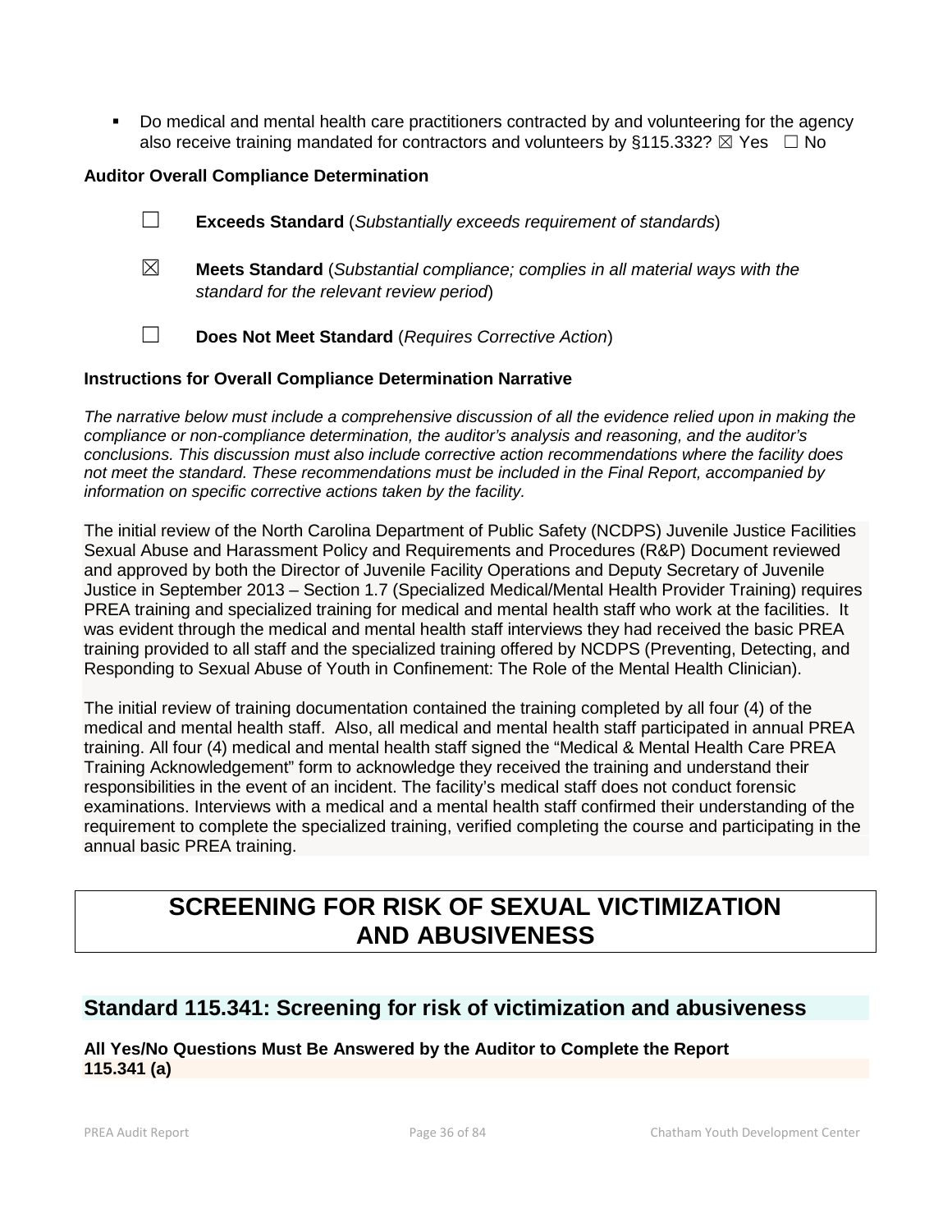- Do medical and mental health care practitioners contracted by and volunteering for the agency also receive training mandated for contractors and volunteers by §115.332? ☒ Yes ☐ No

**Auditor Overall Compliance Determination**

☐ **Exceeds Standard** (*Substantially exceeds requirement of standards*)

☒ **Meets Standard** (*Substantial compliance; complies in all material ways with the standard for the relevant review period*)

☐ **Does Not Meet Standard** (*Requires Corrective Action*)

**Instructions for Overall Compliance Determination Narrative**

*The narrative below must include a comprehensive discussion of all the evidence relied upon in making the compliance or non-compliance determination, the auditor's analysis and reasoning, and the auditor's conclusions. This discussion must also include corrective action recommendations where the facility does not meet the standard. These recommendations must be included in the Final Report, accompanied by information on specific corrective actions taken by the facility.*

The initial review of the North Carolina Department of Public Safety (NCDPS) Juvenile Justice Facilities Sexual Abuse and Harassment Policy and Requirements and Procedures (R&P) Document reviewed and approved by both the Director of Juvenile Facility Operations and Deputy Secretary of Juvenile Justice in September 2013 – Section 1.7 (Specialized Medical/Mental Health Provider Training) requires PREA training and specialized training for medical and mental health staff who work at the facilities. It was evident through the medical and mental health staff interviews they had received the basic PREA training provided to all staff and the specialized training offered by NCDPS (Preventing, Detecting, and Responding to Sexual Abuse of Youth in Confinement: The Role of the Mental Health Clinician).

The initial review of training documentation contained the training completed by all four (4) of the medical and mental health staff. Also, all medical and mental health staff participated in annual PREA training. All four (4) medical and mental health staff signed the "Medical & Mental Health Care PREA Training Acknowledgement" form to acknowledge they received the training and understand their responsibilities in the event of an incident. The facility's medical staff does not conduct forensic examinations. Interviews with a medical and a mental health staff confirmed their understanding of the requirement to complete the specialized training, verified completing the course and participating in the annual basic PREA training.

# SCREENING FOR RISK OF SEXUAL VICTIMIZATION AND ABUSIVENESS

## Standard 115.341: Screening for risk of victimization and abusiveness

**All Yes/No Questions Must Be Answered by the Auditor to Complete the Report**

**115.341 (a)**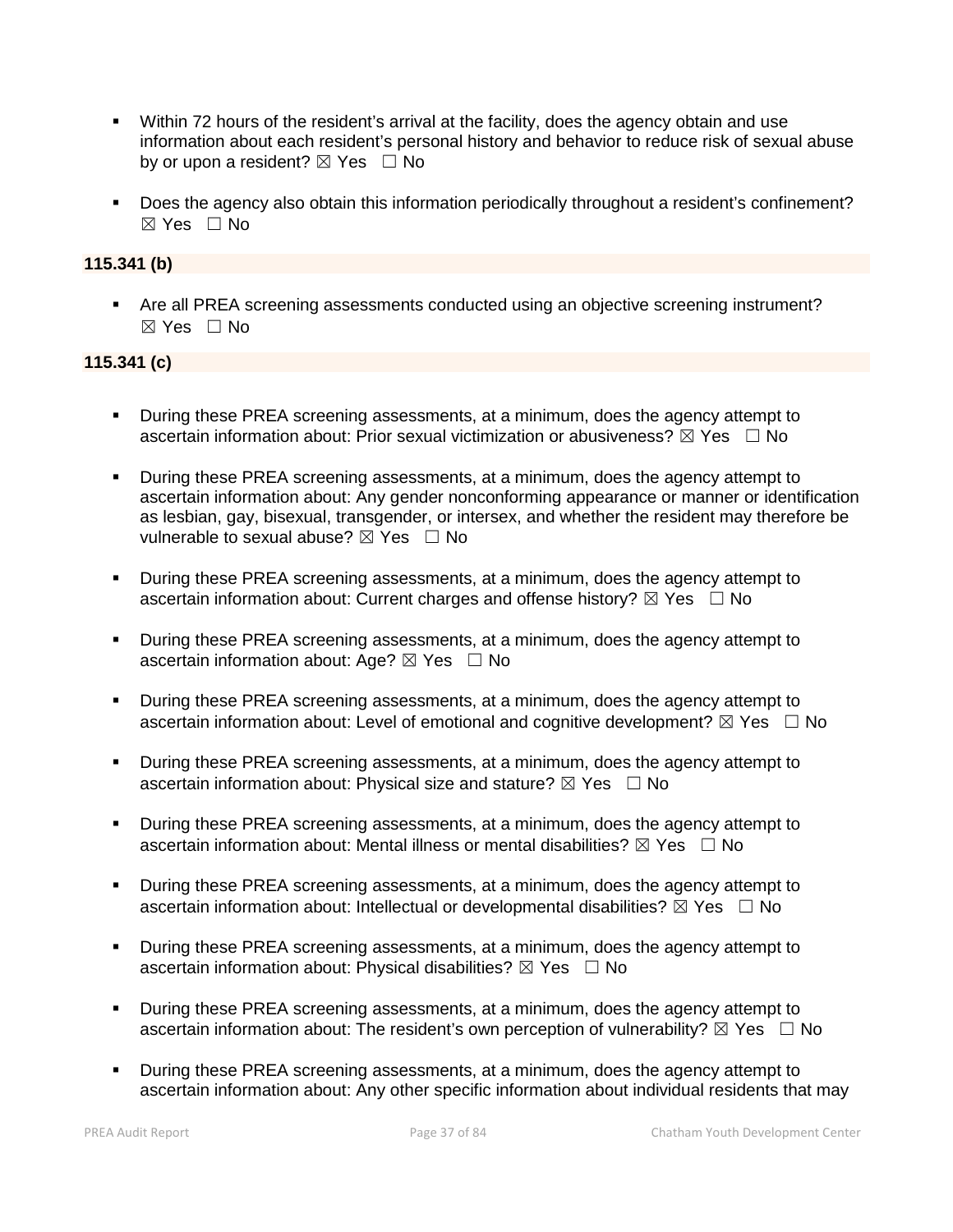- Within 72 hours of the resident's arrival at the facility, does the agency obtain and use information about each resident's personal history and behavior to reduce risk of sexual abuse by or upon a resident? ☒ Yes ☐ No

- Does the agency also obtain this information periodically throughout a resident's confinement? ☒ Yes ☐ No

**115.341 (b)**

- Are all PREA screening assessments conducted using an objective screening instrument? ☒ Yes ☐ No

**115.341 (c)**

- During these PREA screening assessments, at a minimum, does the agency attempt to ascertain information about: Prior sexual victimization or abusiveness? ☒ Yes ☐ No

- During these PREA screening assessments, at a minimum, does the agency attempt to ascertain information about: Any gender nonconforming appearance or manner or identification as lesbian, gay, bisexual, transgender, or intersex, and whether the resident may therefore be vulnerable to sexual abuse? ☒ Yes ☐ No

- During these PREA screening assessments, at a minimum, does the agency attempt to ascertain information about: Current charges and offense history? ☒ Yes ☐ No

- During these PREA screening assessments, at a minimum, does the agency attempt to ascertain information about: Age? ☒ Yes ☐ No

- During these PREA screening assessments, at a minimum, does the agency attempt to ascertain information about: Level of emotional and cognitive development? ☒ Yes ☐ No

- During these PREA screening assessments, at a minimum, does the agency attempt to ascertain information about: Physical size and stature? ☒ Yes ☐ No

- During these PREA screening assessments, at a minimum, does the agency attempt to ascertain information about: Mental illness or mental disabilities? ☒ Yes ☐ No

- During these PREA screening assessments, at a minimum, does the agency attempt to ascertain information about: Intellectual or developmental disabilities? ☒ Yes ☐ No

- During these PREA screening assessments, at a minimum, does the agency attempt to ascertain information about: Physical disabilities? ☒ Yes ☐ No

- During these PREA screening assessments, at a minimum, does the agency attempt to ascertain information about: The resident's own perception of vulnerability? ☒ Yes ☐ No

- During these PREA screening assessments, at a minimum, does the agency attempt to ascertain information about: Any other specific information about individual residents that may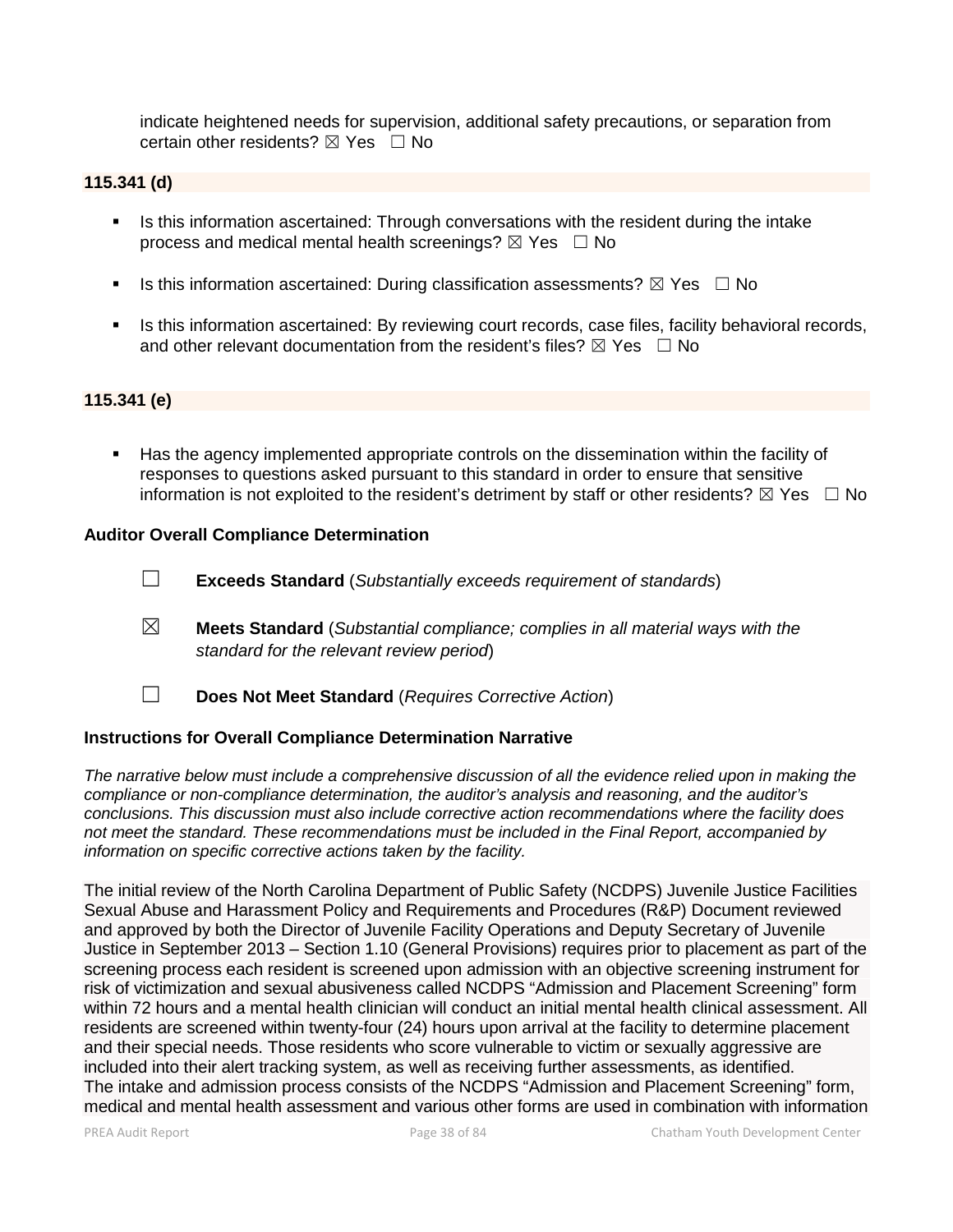indicate heightened needs for supervision, additional safety precautions, or separation from certain other residents? ☒ Yes ☐ No

**115.341 (d)**

- Is this information ascertained: Through conversations with the resident during the intake process and medical mental health screenings? ☒ Yes ☐ No
- Is this information ascertained: During classification assessments? ☒ Yes ☐ No
- Is this information ascertained: By reviewing court records, case files, facility behavioral records, and other relevant documentation from the resident's files? ☒ Yes ☐ No

**115.341 (e)**

- Has the agency implemented appropriate controls on the dissemination within the facility of responses to questions asked pursuant to this standard in order to ensure that sensitive information is not exploited to the resident's detriment by staff or other residents? ☒ Yes ☐ No

**Auditor Overall Compliance Determination**

☐ **Exceeds Standard** (*Substantially exceeds requirement of standards*)

☒ **Meets Standard** (*Substantial compliance; complies in all material ways with the standard for the relevant review period*)

☐ **Does Not Meet Standard** (*Requires Corrective Action*)

**Instructions for Overall Compliance Determination Narrative**

*The narrative below must include a comprehensive discussion of all the evidence relied upon in making the compliance or non-compliance determination, the auditor's analysis and reasoning, and the auditor's conclusions. This discussion must also include corrective action recommendations where the facility does not meet the standard. These recommendations must be included in the Final Report, accompanied by information on specific corrective actions taken by the facility.*

The initial review of the North Carolina Department of Public Safety (NCDPS) Juvenile Justice Facilities Sexual Abuse and Harassment Policy and Requirements and Procedures (R&P) Document reviewed and approved by both the Director of Juvenile Facility Operations and Deputy Secretary of Juvenile Justice in September 2013 – Section 1.10 (General Provisions) requires prior to placement as part of the screening process each resident is screened upon admission with an objective screening instrument for risk of victimization and sexual abusiveness called NCDPS "Admission and Placement Screening" form within 72 hours and a mental health clinician will conduct an initial mental health clinical assessment. All residents are screened within twenty-four (24) hours upon arrival at the facility to determine placement and their special needs. Those residents who score vulnerable to victim or sexually aggressive are included into their alert tracking system, as well as receiving further assessments, as identified.
The intake and admission process consists of the NCDPS "Admission and Placement Screening" form, medical and mental health assessment and various other forms are used in combination with information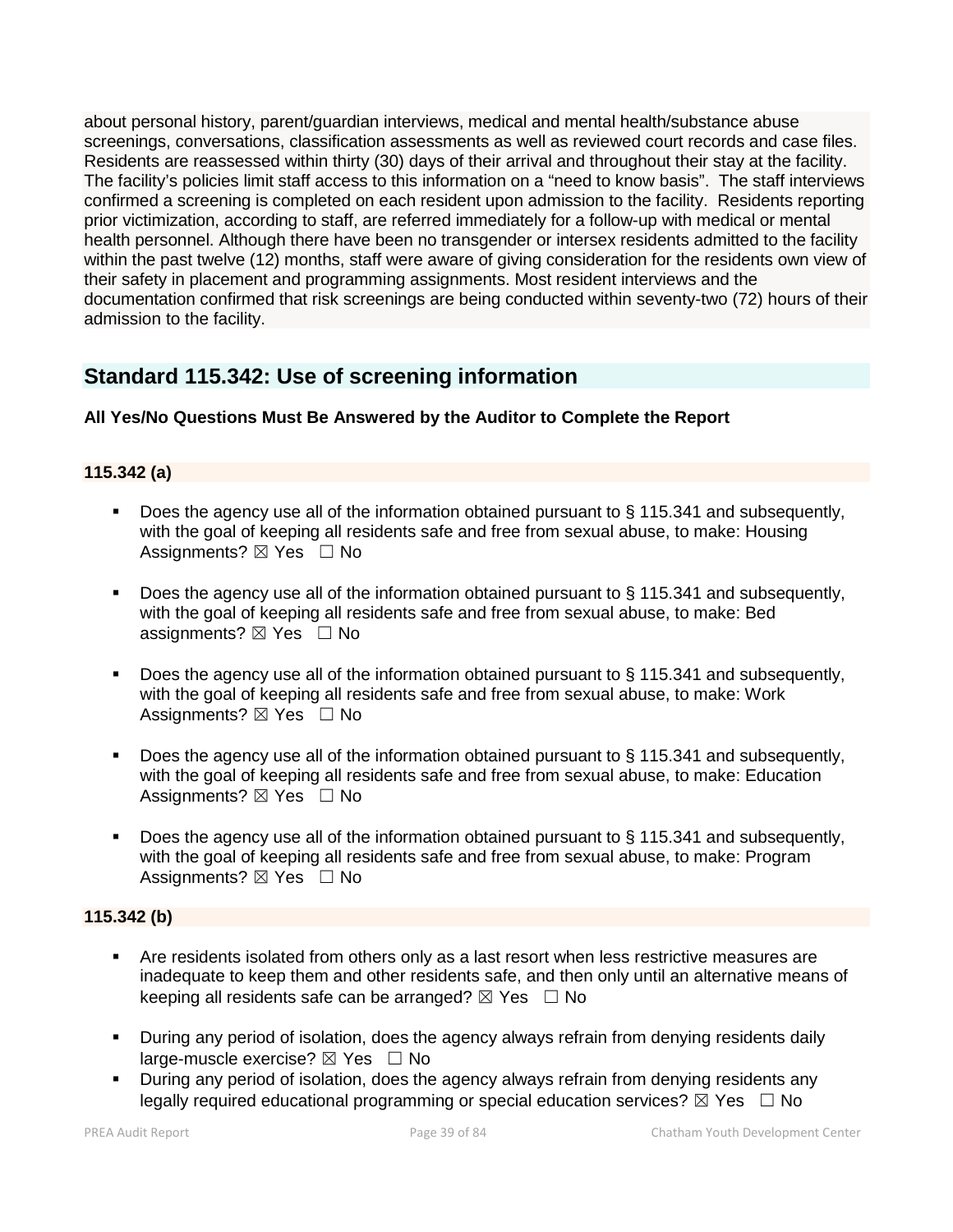about personal history, parent/guardian interviews, medical and mental health/substance abuse screenings, conversations, classification assessments as well as reviewed court records and case files. Residents are reassessed within thirty (30) days of their arrival and throughout their stay at the facility. The facility's policies limit staff access to this information on a "need to know basis". The staff interviews confirmed a screening is completed on each resident upon admission to the facility. Residents reporting prior victimization, according to staff, are referred immediately for a follow-up with medical or mental health personnel. Although there have been no transgender or intersex residents admitted to the facility within the past twelve (12) months, staff were aware of giving consideration for the residents own view of their safety in placement and programming assignments. Most resident interviews and the documentation confirmed that risk screenings are being conducted within seventy-two (72) hours of their admission to the facility.

## Standard 115.342: Use of screening information

**All Yes/No Questions Must Be Answered by the Auditor to Complete the Report**

### 115.342 (a)

- Does the agency use all of the information obtained pursuant to § 115.341 and subsequently, with the goal of keeping all residents safe and free from sexual abuse, to make: Housing Assignments? ☒ Yes ☐ No
- Does the agency use all of the information obtained pursuant to § 115.341 and subsequently, with the goal of keeping all residents safe and free from sexual abuse, to make: Bed assignments? ☒ Yes ☐ No
- Does the agency use all of the information obtained pursuant to § 115.341 and subsequently, with the goal of keeping all residents safe and free from sexual abuse, to make: Work Assignments? ☒ Yes ☐ No
- Does the agency use all of the information obtained pursuant to § 115.341 and subsequently, with the goal of keeping all residents safe and free from sexual abuse, to make: Education Assignments? ☒ Yes ☐ No
- Does the agency use all of the information obtained pursuant to § 115.341 and subsequently, with the goal of keeping all residents safe and free from sexual abuse, to make: Program Assignments? ☒ Yes ☐ No

### 115.342 (b)

- Are residents isolated from others only as a last resort when less restrictive measures are inadequate to keep them and other residents safe, and then only until an alternative means of keeping all residents safe can be arranged? ☒ Yes ☐ No
- During any period of isolation, does the agency always refrain from denying residents daily large-muscle exercise? ☒ Yes ☐ No
- During any period of isolation, does the agency always refrain from denying residents any legally required educational programming or special education services? ☒ Yes ☐ No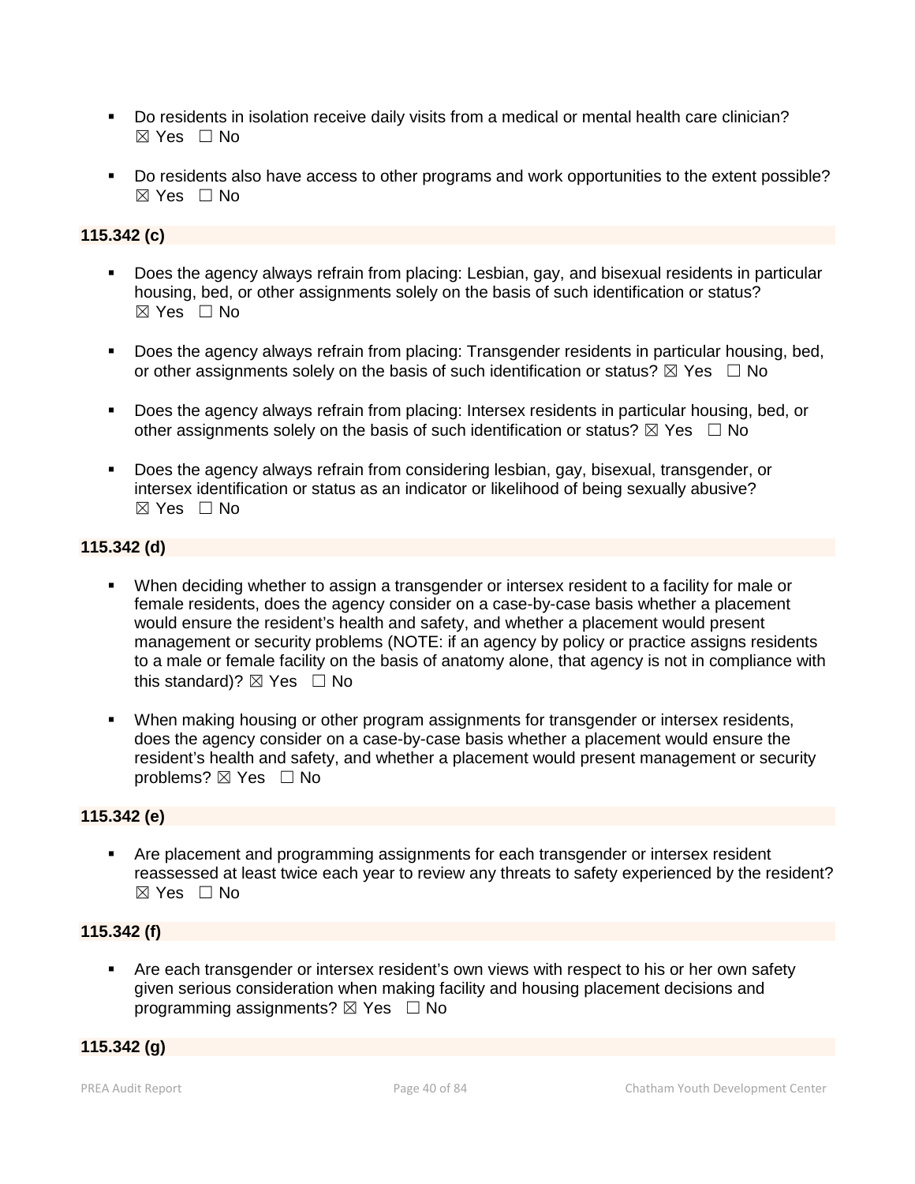- Do residents in isolation receive daily visits from a medical or mental health care clinician? ☒ Yes ☐ No

- Do residents also have access to other programs and work opportunities to the extent possible? ☒ Yes ☐ No

**115.342 (c)**

- Does the agency always refrain from placing: Lesbian, gay, and bisexual residents in particular housing, bed, or other assignments solely on the basis of such identification or status? ☒ Yes ☐ No

- Does the agency always refrain from placing: Transgender residents in particular housing, bed, or other assignments solely on the basis of such identification or status? ☒ Yes ☐ No

- Does the agency always refrain from placing: Intersex residents in particular housing, bed, or other assignments solely on the basis of such identification or status? ☒ Yes ☐ No

- Does the agency always refrain from considering lesbian, gay, bisexual, transgender, or intersex identification or status as an indicator or likelihood of being sexually abusive? ☒ Yes ☐ No

**115.342 (d)**

- When deciding whether to assign a transgender or intersex resident to a facility for male or female residents, does the agency consider on a case-by-case basis whether a placement would ensure the resident's health and safety, and whether a placement would present management or security problems (NOTE: if an agency by policy or practice assigns residents to a male or female facility on the basis of anatomy alone, that agency is not in compliance with this standard)? ☒ Yes ☐ No

- When making housing or other program assignments for transgender or intersex residents, does the agency consider on a case-by-case basis whether a placement would ensure the resident's health and safety, and whether a placement would present management or security problems? ☒ Yes ☐ No

**115.342 (e)**

- Are placement and programming assignments for each transgender or intersex resident reassessed at least twice each year to review any threats to safety experienced by the resident? ☒ Yes ☐ No

**115.342 (f)**

- Are each transgender or intersex resident's own views with respect to his or her own safety given serious consideration when making facility and housing placement decisions and programming assignments? ☒ Yes ☐ No

**115.342 (g)**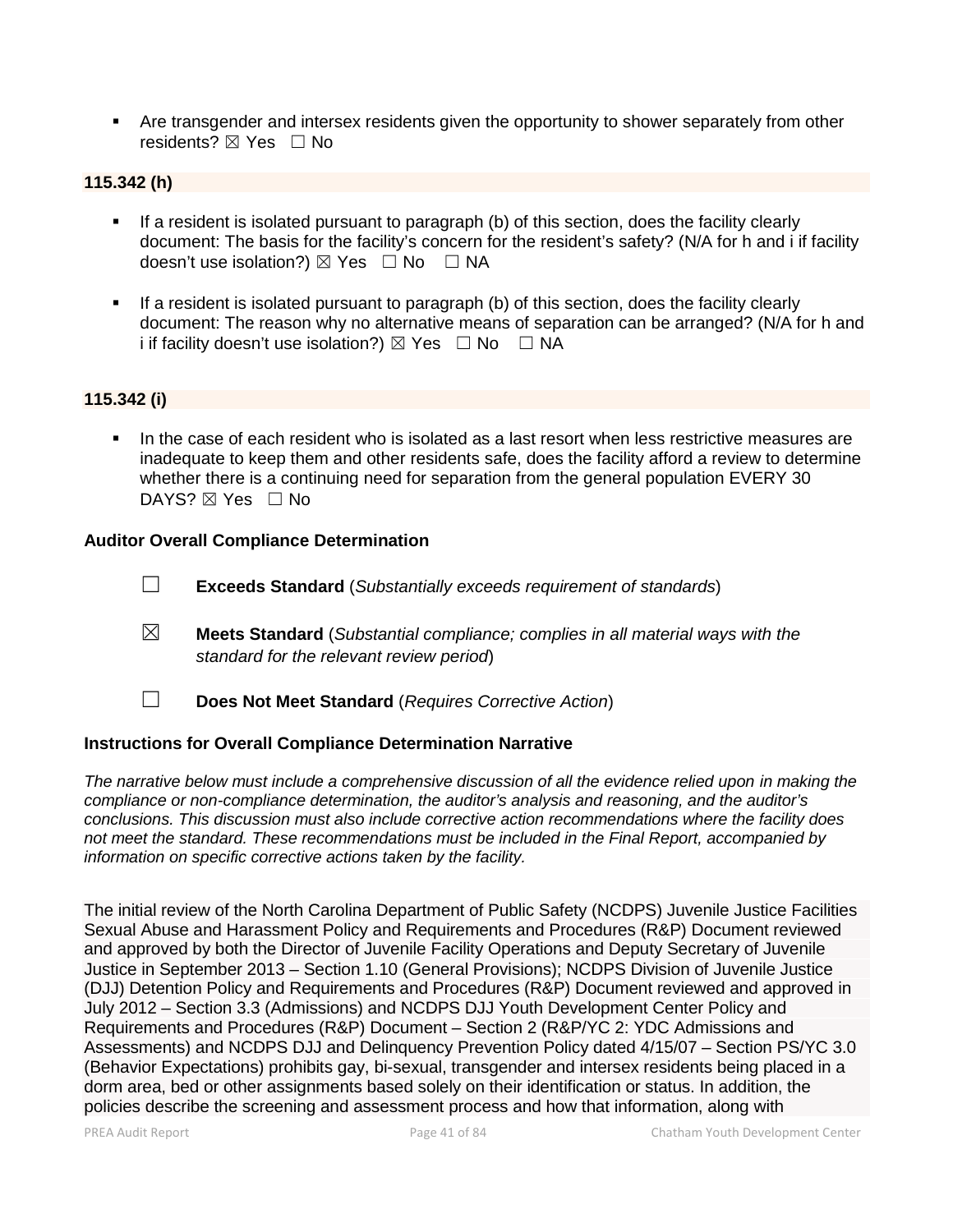- Are transgender and intersex residents given the opportunity to shower separately from other residents? ☒ Yes ☐ No

**115.342 (h)**

- If a resident is isolated pursuant to paragraph (b) of this section, does the facility clearly document: The basis for the facility's concern for the resident's safety? (N/A for h and i if facility doesn't use isolation?) ☒ Yes ☐ No ☐ NA
- If a resident is isolated pursuant to paragraph (b) of this section, does the facility clearly document: The reason why no alternative means of separation can be arranged? (N/A for h and i if facility doesn't use isolation?) ☒ Yes ☐ No ☐ NA

**115.342 (i)**

- In the case of each resident who is isolated as a last resort when less restrictive measures are inadequate to keep them and other residents safe, does the facility afford a review to determine whether there is a continuing need for separation from the general population EVERY 30 DAYS? ☒ Yes ☐ No

**Auditor Overall Compliance Determination**

☐ **Exceeds Standard** (*Substantially exceeds requirement of standards*)

☒ **Meets Standard** (*Substantial compliance; complies in all material ways with the standard for the relevant review period*)

☐ **Does Not Meet Standard** (*Requires Corrective Action*)

**Instructions for Overall Compliance Determination Narrative**

*The narrative below must include a comprehensive discussion of all the evidence relied upon in making the compliance or non-compliance determination, the auditor's analysis and reasoning, and the auditor's conclusions. This discussion must also include corrective action recommendations where the facility does not meet the standard. These recommendations must be included in the Final Report, accompanied by information on specific corrective actions taken by the facility.*

The initial review of the North Carolina Department of Public Safety (NCDPS) Juvenile Justice Facilities Sexual Abuse and Harassment Policy and Requirements and Procedures (R&P) Document reviewed and approved by both the Director of Juvenile Facility Operations and Deputy Secretary of Juvenile Justice in September 2013 – Section 1.10 (General Provisions); NCDPS Division of Juvenile Justice (DJJ) Detention Policy and Requirements and Procedures (R&P) Document reviewed and approved in July 2012 – Section 3.3 (Admissions) and NCDPS DJJ Youth Development Center Policy and Requirements and Procedures (R&P) Document – Section 2 (R&P/YC 2: YDC Admissions and Assessments) and NCDPS DJJ and Delinquency Prevention Policy dated 4/15/07 – Section PS/YC 3.0 (Behavior Expectations) prohibits gay, bi-sexual, transgender and intersex residents being placed in a dorm area, bed or other assignments based solely on their identification or status. In addition, the policies describe the screening and assessment process and how that information, along with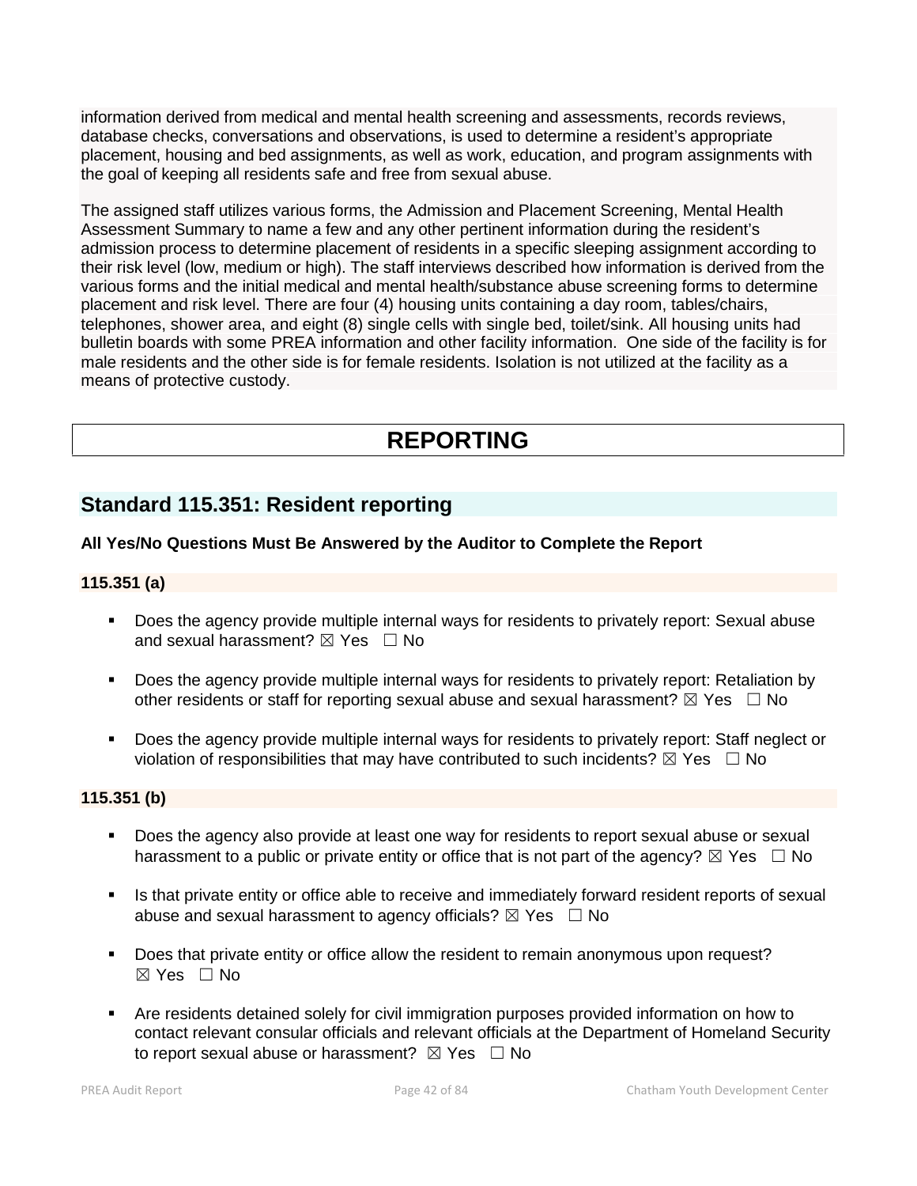information derived from medical and mental health screening and assessments, records reviews, database checks, conversations and observations, is used to determine a resident's appropriate placement, housing and bed assignments, as well as work, education, and program assignments with the goal of keeping all residents safe and free from sexual abuse.

The assigned staff utilizes various forms, the Admission and Placement Screening, Mental Health Assessment Summary to name a few and any other pertinent information during the resident's admission process to determine placement of residents in a specific sleeping assignment according to their risk level (low, medium or high). The staff interviews described how information is derived from the various forms and the initial medical and mental health/substance abuse screening forms to determine placement and risk level. There are four (4) housing units containing a day room, tables/chairs, telephones, shower area, and eight (8) single cells with single bed, toilet/sink. All housing units had bulletin boards with some PREA information and other facility information. One side of the facility is for male residents and the other side is for female residents. Isolation is not utilized at the facility as a means of protective custody.

# REPORTING

## Standard 115.351: Resident reporting

**All Yes/No Questions Must Be Answered by the Auditor to Complete the Report**

### 115.351 (a)

- Does the agency provide multiple internal ways for residents to privately report: Sexual abuse and sexual harassment? ☒ Yes ☐ No
- Does the agency provide multiple internal ways for residents to privately report: Retaliation by other residents or staff for reporting sexual abuse and sexual harassment? ☒ Yes ☐ No
- Does the agency provide multiple internal ways for residents to privately report: Staff neglect or violation of responsibilities that may have contributed to such incidents? ☒ Yes ☐ No

### 115.351 (b)

- Does the agency also provide at least one way for residents to report sexual abuse or sexual harassment to a public or private entity or office that is not part of the agency? ☒ Yes ☐ No
- Is that private entity or office able to receive and immediately forward resident reports of sexual abuse and sexual harassment to agency officials? ☒ Yes ☐ No
- Does that private entity or office allow the resident to remain anonymous upon request? ☒ Yes ☐ No
- Are residents detained solely for civil immigration purposes provided information on how to contact relevant consular officials and relevant officials at the Department of Homeland Security to report sexual abuse or harassment? ☒ Yes ☐ No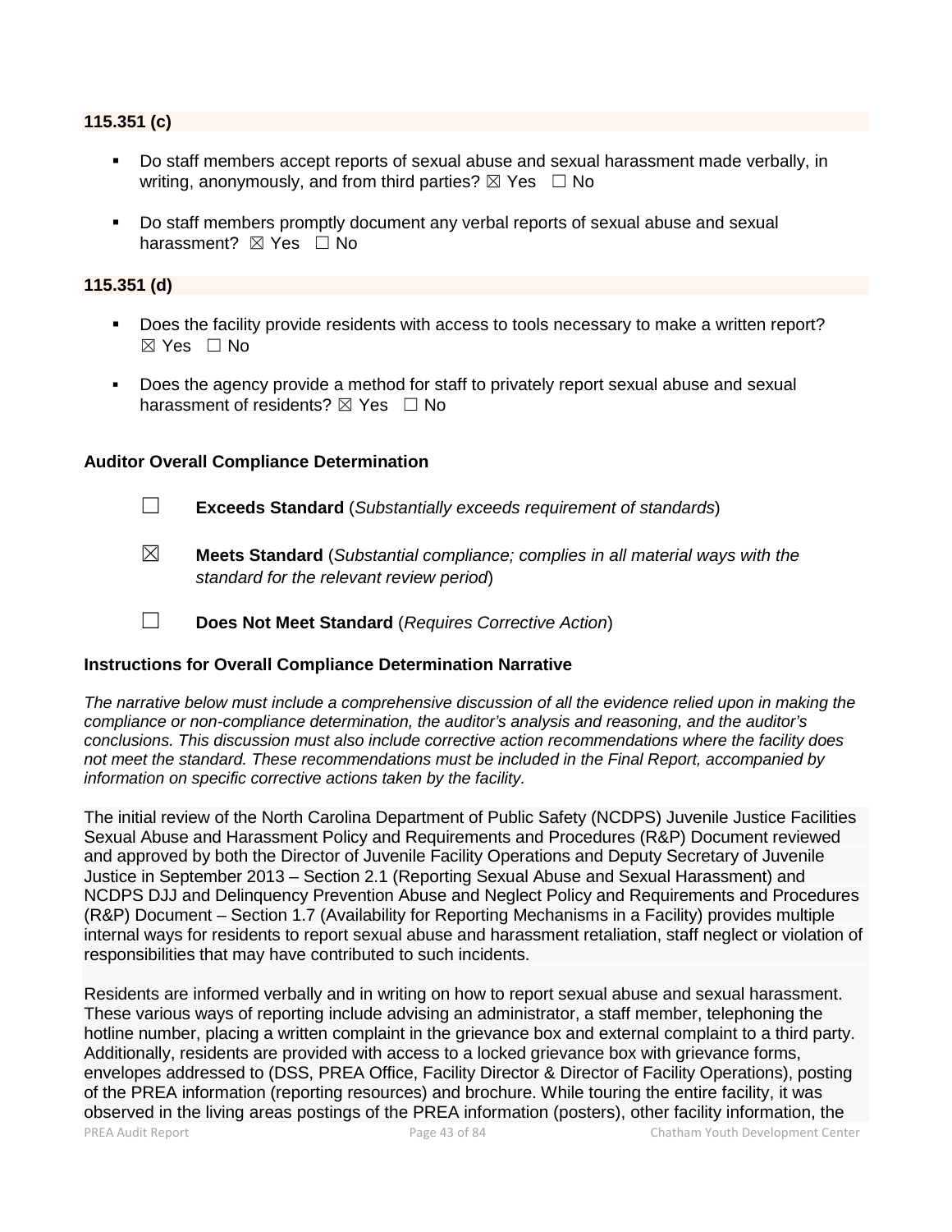**115.351 (c)**

- Do staff members accept reports of sexual abuse and sexual harassment made verbally, in writing, anonymously, and from third parties? ☒ Yes ☐ No
- Do staff members promptly document any verbal reports of sexual abuse and sexual harassment? ☒ Yes ☐ No

**115.351 (d)**

- Does the facility provide residents with access to tools necessary to make a written report? ☒ Yes ☐ No
- Does the agency provide a method for staff to privately report sexual abuse and sexual harassment of residents? ☒ Yes ☐ No

**Auditor Overall Compliance Determination**

☐ **Exceeds Standard** (*Substantially exceeds requirement of standards*)

☒ **Meets Standard** (*Substantial compliance; complies in all material ways with the standard for the relevant review period*)

☐ **Does Not Meet Standard** (*Requires Corrective Action*)

**Instructions for Overall Compliance Determination Narrative**

*The narrative below must include a comprehensive discussion of all the evidence relied upon in making the compliance or non-compliance determination, the auditor's analysis and reasoning, and the auditor's conclusions. This discussion must also include corrective action recommendations where the facility does not meet the standard. These recommendations must be included in the Final Report, accompanied by information on specific corrective actions taken by the facility.*

The initial review of the North Carolina Department of Public Safety (NCDPS) Juvenile Justice Facilities Sexual Abuse and Harassment Policy and Requirements and Procedures (R&P) Document reviewed and approved by both the Director of Juvenile Facility Operations and Deputy Secretary of Juvenile Justice in September 2013 – Section 2.1 (Reporting Sexual Abuse and Sexual Harassment) and NCDPS DJJ and Delinquency Prevention Abuse and Neglect Policy and Requirements and Procedures (R&P) Document – Section 1.7 (Availability for Reporting Mechanisms in a Facility) provides multiple internal ways for residents to report sexual abuse and harassment retaliation, staff neglect or violation of responsibilities that may have contributed to such incidents.

Residents are informed verbally and in writing on how to report sexual abuse and sexual harassment. These various ways of reporting include advising an administrator, a staff member, telephoning the hotline number, placing a written complaint in the grievance box and external complaint to a third party. Additionally, residents are provided with access to a locked grievance box with grievance forms, envelopes addressed to (DSS, PREA Office, Facility Director & Director of Facility Operations), posting of the PREA information (reporting resources) and brochure. While touring the entire facility, it was observed in the living areas postings of the PREA information (posters), other facility information, the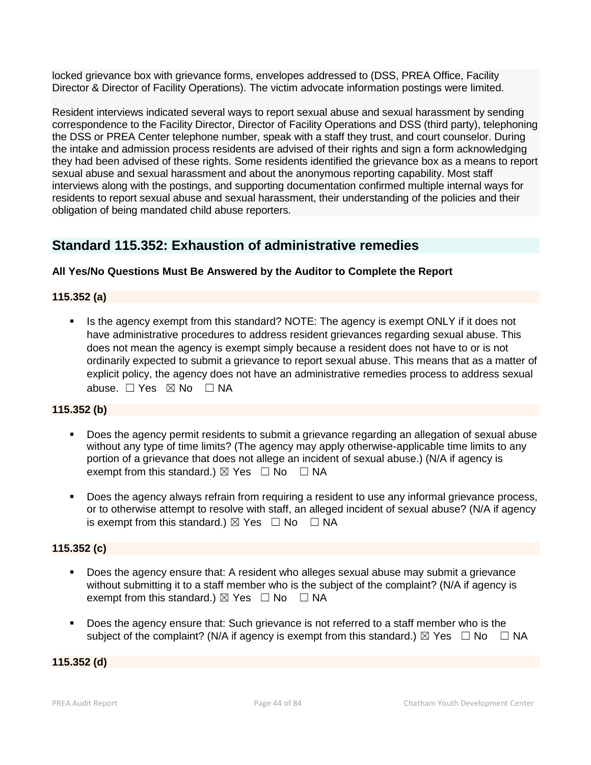locked grievance box with grievance forms, envelopes addressed to (DSS, PREA Office, Facility Director & Director of Facility Operations). The victim advocate information postings were limited.

Resident interviews indicated several ways to report sexual abuse and sexual harassment by sending correspondence to the Facility Director, Director of Facility Operations and DSS (third party), telephoning the DSS or PREA Center telephone number, speak with a staff they trust, and court counselor. During the intake and admission process residents are advised of their rights and sign a form acknowledging they had been advised of these rights. Some residents identified the grievance box as a means to report sexual abuse and sexual harassment and about the anonymous reporting capability. Most staff interviews along with the postings, and supporting documentation confirmed multiple internal ways for residents to report sexual abuse and sexual harassment, their understanding of the policies and their obligation of being mandated child abuse reporters.

## Standard 115.352: Exhaustion of administrative remedies

**All Yes/No Questions Must Be Answered by the Auditor to Complete the Report**

**115.352 (a)**

- Is the agency exempt from this standard? NOTE: The agency is exempt ONLY if it does not have administrative procedures to address resident grievances regarding sexual abuse. This does not mean the agency is exempt simply because a resident does not have to or is not ordinarily expected to submit a grievance to report sexual abuse. This means that as a matter of explicit policy, the agency does not have an administrative remedies process to address sexual abuse. ☐ Yes ☒ No ☐ NA

**115.352 (b)**

- Does the agency permit residents to submit a grievance regarding an allegation of sexual abuse without any type of time limits? (The agency may apply otherwise-applicable time limits to any portion of a grievance that does not allege an incident of sexual abuse.) (N/A if agency is exempt from this standard.) ☒ Yes ☐ No ☐ NA
- Does the agency always refrain from requiring a resident to use any informal grievance process, or to otherwise attempt to resolve with staff, an alleged incident of sexual abuse? (N/A if agency is exempt from this standard.) ☒ Yes ☐ No ☐ NA

**115.352 (c)**

- Does the agency ensure that: A resident who alleges sexual abuse may submit a grievance without submitting it to a staff member who is the subject of the complaint? (N/A if agency is exempt from this standard.) ☒ Yes ☐ No ☐ NA
- Does the agency ensure that: Such grievance is not referred to a staff member who is the subject of the complaint? (N/A if agency is exempt from this standard.) ☒ Yes ☐ No ☐ NA

**115.352 (d)**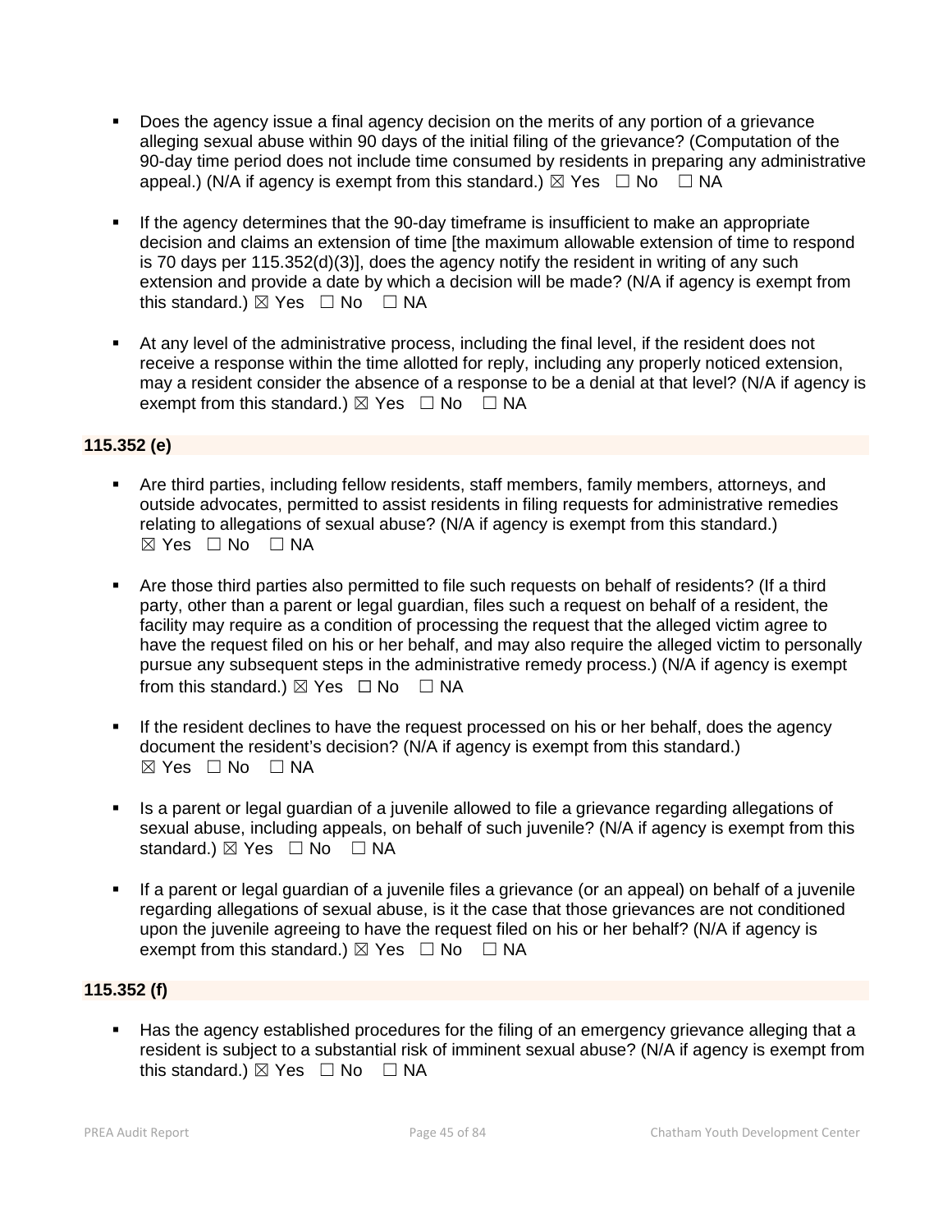- Does the agency issue a final agency decision on the merits of any portion of a grievance alleging sexual abuse within 90 days of the initial filing of the grievance? (Computation of the 90-day time period does not include time consumed by residents in preparing any administrative appeal.) (N/A if agency is exempt from this standard.) ☒ Yes ☐ No ☐ NA

- If the agency determines that the 90-day timeframe is insufficient to make an appropriate decision and claims an extension of time [the maximum allowable extension of time to respond is 70 days per 115.352(d)(3)], does the agency notify the resident in writing of any such extension and provide a date by which a decision will be made? (N/A if agency is exempt from this standard.) ☒ Yes ☐ No ☐ NA

- At any level of the administrative process, including the final level, if the resident does not receive a response within the time allotted for reply, including any properly noticed extension, may a resident consider the absence of a response to be a denial at that level? (N/A if agency is exempt from this standard.) ☒ Yes ☐ No ☐ NA

**115.352 (e)**

- Are third parties, including fellow residents, staff members, family members, attorneys, and outside advocates, permitted to assist residents in filing requests for administrative remedies relating to allegations of sexual abuse? (N/A if agency is exempt from this standard.) ☒ Yes ☐ No ☐ NA

- Are those third parties also permitted to file such requests on behalf of residents? (If a third party, other than a parent or legal guardian, files such a request on behalf of a resident, the facility may require as a condition of processing the request that the alleged victim agree to have the request filed on his or her behalf, and may also require the alleged victim to personally pursue any subsequent steps in the administrative remedy process.) (N/A if agency is exempt from this standard.) ☒ Yes ☐ No ☐ NA

- If the resident declines to have the request processed on his or her behalf, does the agency document the resident's decision? (N/A if agency is exempt from this standard.) ☒ Yes ☐ No ☐ NA

- Is a parent or legal guardian of a juvenile allowed to file a grievance regarding allegations of sexual abuse, including appeals, on behalf of such juvenile? (N/A if agency is exempt from this standard.) ☒ Yes ☐ No ☐ NA

- If a parent or legal guardian of a juvenile files a grievance (or an appeal) on behalf of a juvenile regarding allegations of sexual abuse, is it the case that those grievances are not conditioned upon the juvenile agreeing to have the request filed on his or her behalf? (N/A if agency is exempt from this standard.) ☒ Yes ☐ No ☐ NA

**115.352 (f)**

- Has the agency established procedures for the filing of an emergency grievance alleging that a resident is subject to a substantial risk of imminent sexual abuse? (N/A if agency is exempt from this standard.) ☒ Yes ☐ No ☐ NA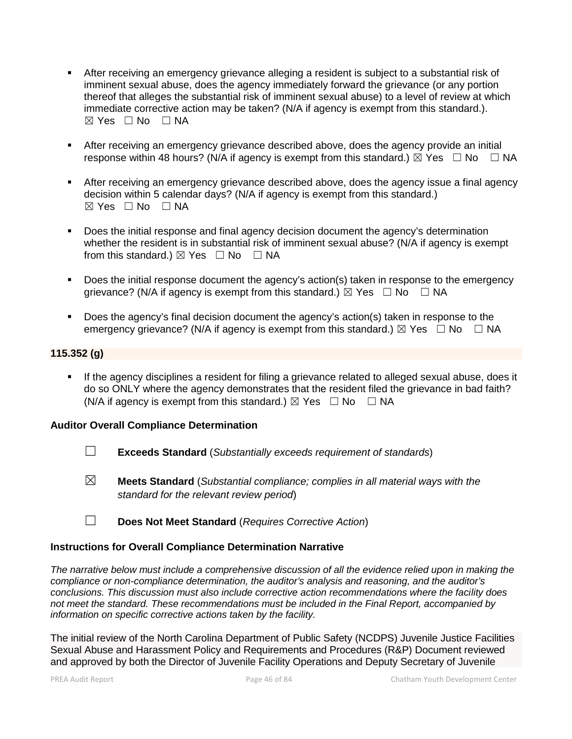- After receiving an emergency grievance alleging a resident is subject to a substantial risk of imminent sexual abuse, does the agency immediately forward the grievance (or any portion thereof that alleges the substantial risk of imminent sexual abuse) to a level of review at which immediate corrective action may be taken? (N/A if agency is exempt from this standard.). ☒ Yes ☐ No ☐ NA

- After receiving an emergency grievance described above, does the agency provide an initial response within 48 hours? (N/A if agency is exempt from this standard.) ☒ Yes ☐ No ☐ NA

- After receiving an emergency grievance described above, does the agency issue a final agency decision within 5 calendar days? (N/A if agency is exempt from this standard.) ☒ Yes ☐ No ☐ NA

- Does the initial response and final agency decision document the agency's determination whether the resident is in substantial risk of imminent sexual abuse? (N/A if agency is exempt from this standard.) ☒ Yes ☐ No ☐ NA

- Does the initial response document the agency's action(s) taken in response to the emergency grievance? (N/A if agency is exempt from this standard.) ☒ Yes ☐ No ☐ NA

- Does the agency's final decision document the agency's action(s) taken in response to the emergency grievance? (N/A if agency is exempt from this standard.) ☒ Yes ☐ No ☐ NA

**115.352 (g)**

- If the agency disciplines a resident for filing a grievance related to alleged sexual abuse, does it do so ONLY where the agency demonstrates that the resident filed the grievance in bad faith? (N/A if agency is exempt from this standard.) ☒ Yes ☐ No ☐ NA

**Auditor Overall Compliance Determination**

☐ **Exceeds Standard** (*Substantially exceeds requirement of standards*)

☒ **Meets Standard** (*Substantial compliance; complies in all material ways with the standard for the relevant review period*)

☐ **Does Not Meet Standard** (*Requires Corrective Action*)

**Instructions for Overall Compliance Determination Narrative**

*The narrative below must include a comprehensive discussion of all the evidence relied upon in making the compliance or non-compliance determination, the auditor's analysis and reasoning, and the auditor's conclusions. This discussion must also include corrective action recommendations where the facility does not meet the standard. These recommendations must be included in the Final Report, accompanied by information on specific corrective actions taken by the facility.*

The initial review of the North Carolina Department of Public Safety (NCDPS) Juvenile Justice Facilities Sexual Abuse and Harassment Policy and Requirements and Procedures (R&P) Document reviewed and approved by both the Director of Juvenile Facility Operations and Deputy Secretary of Juvenile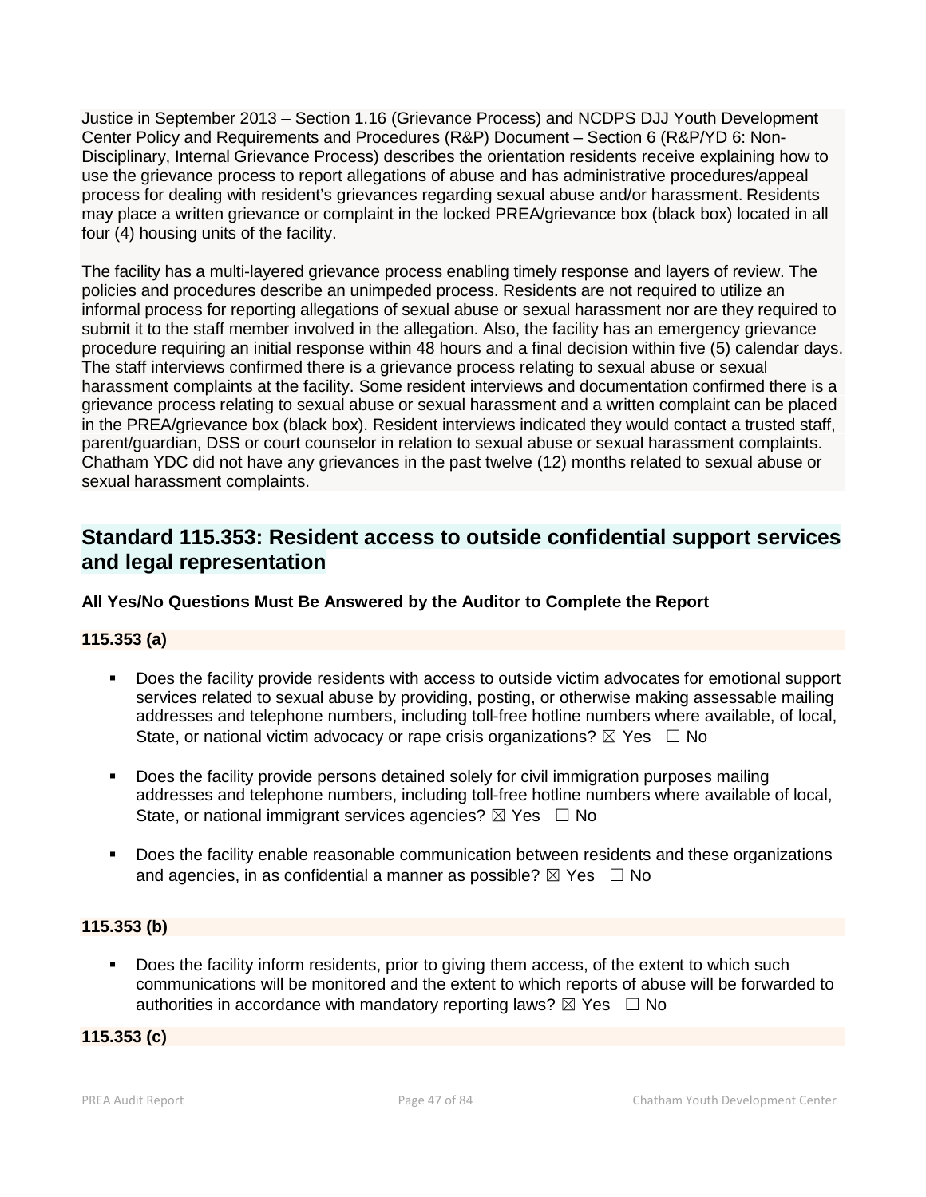Justice in September 2013 – Section 1.16 (Grievance Process) and NCDPS DJJ Youth Development Center Policy and Requirements and Procedures (R&P) Document – Section 6 (R&P/YD 6: Non-Disciplinary, Internal Grievance Process) describes the orientation residents receive explaining how to use the grievance process to report allegations of abuse and has administrative procedures/appeal process for dealing with resident's grievances regarding sexual abuse and/or harassment. Residents may place a written grievance or complaint in the locked PREA/grievance box (black box) located in all four (4) housing units of the facility.

The facility has a multi-layered grievance process enabling timely response and layers of review. The policies and procedures describe an unimpeded process. Residents are not required to utilize an informal process for reporting allegations of sexual abuse or sexual harassment nor are they required to submit it to the staff member involved in the allegation. Also, the facility has an emergency grievance procedure requiring an initial response within 48 hours and a final decision within five (5) calendar days. The staff interviews confirmed there is a grievance process relating to sexual abuse or sexual harassment complaints at the facility. Some resident interviews and documentation confirmed there is a grievance process relating to sexual abuse or sexual harassment and a written complaint can be placed in the PREA/grievance box (black box). Resident interviews indicated they would contact a trusted staff, parent/guardian, DSS or court counselor in relation to sexual abuse or sexual harassment complaints. Chatham YDC did not have any grievances in the past twelve (12) months related to sexual abuse or sexual harassment complaints.

## Standard 115.353: Resident access to outside confidential support services and legal representation

**All Yes/No Questions Must Be Answered by the Auditor to Complete the Report**

**115.353 (a)**

- Does the facility provide residents with access to outside victim advocates for emotional support services related to sexual abuse by providing, posting, or otherwise making assessable mailing addresses and telephone numbers, including toll-free hotline numbers where available, of local, State, or national victim advocacy or rape crisis organizations? ☒ Yes ☐ No
- Does the facility provide persons detained solely for civil immigration purposes mailing addresses and telephone numbers, including toll-free hotline numbers where available of local, State, or national immigrant services agencies? ☒ Yes ☐ No
- Does the facility enable reasonable communication between residents and these organizations and agencies, in as confidential a manner as possible? ☒ Yes ☐ No

**115.353 (b)**

- Does the facility inform residents, prior to giving them access, of the extent to which such communications will be monitored and the extent to which reports of abuse will be forwarded to authorities in accordance with mandatory reporting laws? ☒ Yes ☐ No

**115.353 (c)**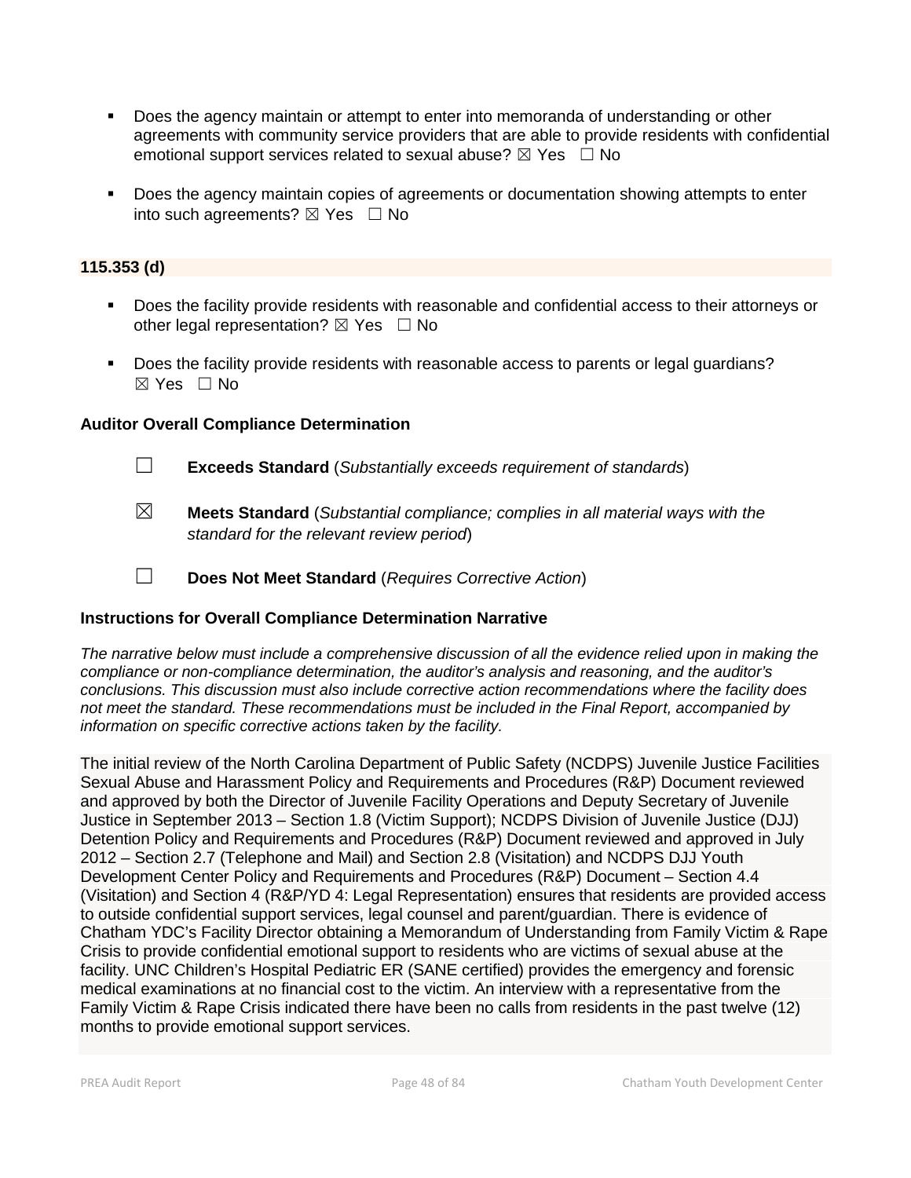- Does the agency maintain or attempt to enter into memoranda of understanding or other agreements with community service providers that are able to provide residents with confidential emotional support services related to sexual abuse? ☒ Yes ☐ No

- Does the agency maintain copies of agreements or documentation showing attempts to enter into such agreements? ☒ Yes ☐ No

**115.353 (d)**

- Does the facility provide residents with reasonable and confidential access to their attorneys or other legal representation? ☒ Yes ☐ No

- Does the facility provide residents with reasonable access to parents or legal guardians? ☒ Yes ☐ No

**Auditor Overall Compliance Determination**

☐ **Exceeds Standard** (*Substantially exceeds requirement of standards*)

☒ **Meets Standard** (*Substantial compliance; complies in all material ways with the standard for the relevant review period*)

☐ **Does Not Meet Standard** (*Requires Corrective Action*)

**Instructions for Overall Compliance Determination Narrative**

*The narrative below must include a comprehensive discussion of all the evidence relied upon in making the compliance or non-compliance determination, the auditor's analysis and reasoning, and the auditor's conclusions. This discussion must also include corrective action recommendations where the facility does not meet the standard. These recommendations must be included in the Final Report, accompanied by information on specific corrective actions taken by the facility.*

The initial review of the North Carolina Department of Public Safety (NCDPS) Juvenile Justice Facilities Sexual Abuse and Harassment Policy and Requirements and Procedures (R&P) Document reviewed and approved by both the Director of Juvenile Facility Operations and Deputy Secretary of Juvenile Justice in September 2013 – Section 1.8 (Victim Support); NCDPS Division of Juvenile Justice (DJJ) Detention Policy and Requirements and Procedures (R&P) Document reviewed and approved in July 2012 – Section 2.7 (Telephone and Mail) and Section 2.8 (Visitation) and NCDPS DJJ Youth Development Center Policy and Requirements and Procedures (R&P) Document – Section 4.4 (Visitation) and Section 4 (R&P/YD 4: Legal Representation) ensures that residents are provided access to outside confidential support services, legal counsel and parent/guardian. There is evidence of Chatham YDC's Facility Director obtaining a Memorandum of Understanding from Family Victim & Rape Crisis to provide confidential emotional support to residents who are victims of sexual abuse at the facility. UNC Children's Hospital Pediatric ER (SANE certified) provides the emergency and forensic medical examinations at no financial cost to the victim. An interview with a representative from the Family Victim & Rape Crisis indicated there have been no calls from residents in the past twelve (12) months to provide emotional support services.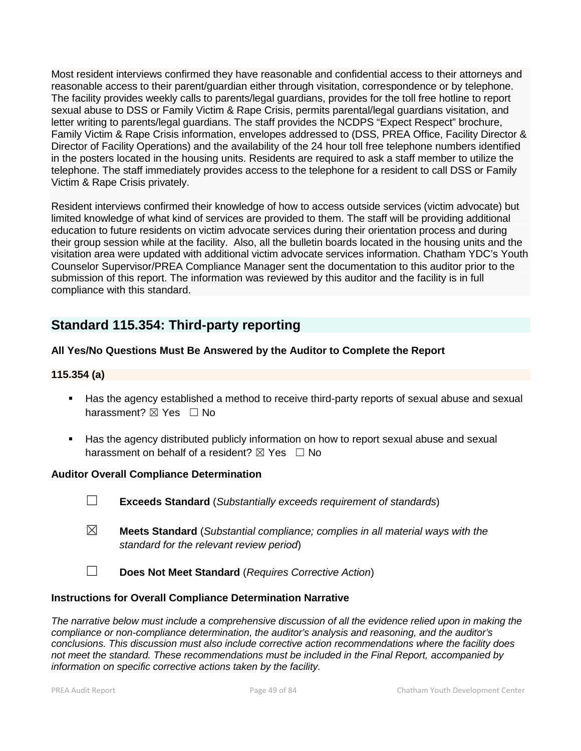Most resident interviews confirmed they have reasonable and confidential access to their attorneys and reasonable access to their parent/guardian either through visitation, correspondence or by telephone. The facility provides weekly calls to parents/legal guardians, provides for the toll free hotline to report sexual abuse to DSS or Family Victim & Rape Crisis, permits parental/legal guardians visitation, and letter writing to parents/legal guardians. The staff provides the NCDPS "Expect Respect" brochure, Family Victim & Rape Crisis information, envelopes addressed to (DSS, PREA Office, Facility Director & Director of Facility Operations) and the availability of the 24 hour toll free telephone numbers identified in the posters located in the housing units. Residents are required to ask a staff member to utilize the telephone. The staff immediately provides access to the telephone for a resident to call DSS or Family Victim & Rape Crisis privately.

Resident interviews confirmed their knowledge of how to access outside services (victim advocate) but limited knowledge of what kind of services are provided to them. The staff will be providing additional education to future residents on victim advocate services during their orientation process and during their group session while at the facility. Also, all the bulletin boards located in the housing units and the visitation area were updated with additional victim advocate services information. Chatham YDC's Youth Counselor Supervisor/PREA Compliance Manager sent the documentation to this auditor prior to the submission of this report. The information was reviewed by this auditor and the facility is in full compliance with this standard.

## Standard 115.354: Third-party reporting

**All Yes/No Questions Must Be Answered by the Auditor to Complete the Report**

**115.354 (a)**

- Has the agency established a method to receive third-party reports of sexual abuse and sexual harassment? ☒ Yes ☐ No
- Has the agency distributed publicly information on how to report sexual abuse and sexual harassment on behalf of a resident? ☒ Yes ☐ No

**Auditor Overall Compliance Determination**

☐ **Exceeds Standard** (*Substantially exceeds requirement of standards*)

☒ **Meets Standard** (*Substantial compliance; complies in all material ways with the standard for the relevant review period*)

☐ **Does Not Meet Standard** (*Requires Corrective Action*)

**Instructions for Overall Compliance Determination Narrative**

*The narrative below must include a comprehensive discussion of all the evidence relied upon in making the compliance or non-compliance determination, the auditor's analysis and reasoning, and the auditor's conclusions. This discussion must also include corrective action recommendations where the facility does not meet the standard. These recommendations must be included in the Final Report, accompanied by information on specific corrective actions taken by the facility.*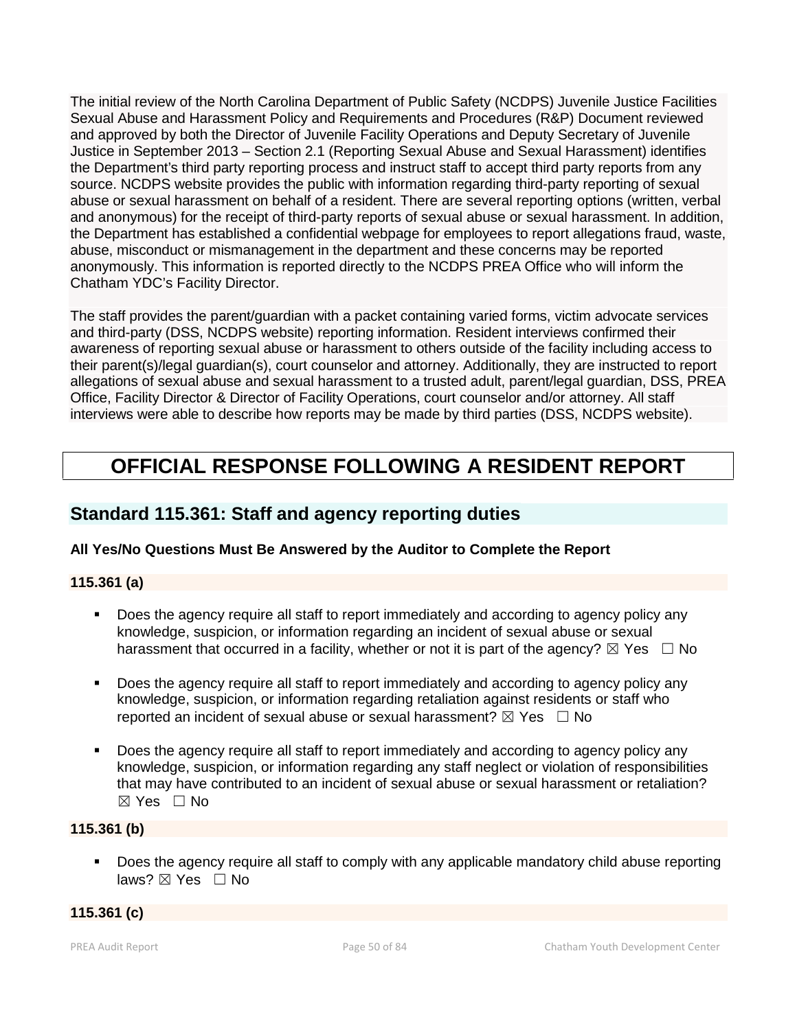The initial review of the North Carolina Department of Public Safety (NCDPS) Juvenile Justice Facilities Sexual Abuse and Harassment Policy and Requirements and Procedures (R&P) Document reviewed and approved by both the Director of Juvenile Facility Operations and Deputy Secretary of Juvenile Justice in September 2013 – Section 2.1 (Reporting Sexual Abuse and Sexual Harassment) identifies the Department's third party reporting process and instruct staff to accept third party reports from any source. NCDPS website provides the public with information regarding third-party reporting of sexual abuse or sexual harassment on behalf of a resident. There are several reporting options (written, verbal and anonymous) for the receipt of third-party reports of sexual abuse or sexual harassment. In addition, the Department has established a confidential webpage for employees to report allegations fraud, waste, abuse, misconduct or mismanagement in the department and these concerns may be reported anonymously. This information is reported directly to the NCDPS PREA Office who will inform the Chatham YDC's Facility Director.

The staff provides the parent/guardian with a packet containing varied forms, victim advocate services and third-party (DSS, NCDPS website) reporting information. Resident interviews confirmed their awareness of reporting sexual abuse or harassment to others outside of the facility including access to their parent(s)/legal guardian(s), court counselor and attorney. Additionally, they are instructed to report allegations of sexual abuse and sexual harassment to a trusted adult, parent/legal guardian, DSS, PREA Office, Facility Director & Director of Facility Operations, court counselor and/or attorney. All staff interviews were able to describe how reports may be made by third parties (DSS, NCDPS website).

# OFFICIAL RESPONSE FOLLOWING A RESIDENT REPORT

## Standard 115.361: Staff and agency reporting duties

**All Yes/No Questions Must Be Answered by the Auditor to Complete the Report**

**115.361 (a)**

- Does the agency require all staff to report immediately and according to agency policy any knowledge, suspicion, or information regarding an incident of sexual abuse or sexual harassment that occurred in a facility, whether or not it is part of the agency? ☒ Yes ☐ No
- Does the agency require all staff to report immediately and according to agency policy any knowledge, suspicion, or information regarding retaliation against residents or staff who reported an incident of sexual abuse or sexual harassment? ☒ Yes ☐ No
- Does the agency require all staff to report immediately and according to agency policy any knowledge, suspicion, or information regarding any staff neglect or violation of responsibilities that may have contributed to an incident of sexual abuse or sexual harassment or retaliation? ☒ Yes ☐ No

**115.361 (b)**

- Does the agency require all staff to comply with any applicable mandatory child abuse reporting laws? ☒ Yes ☐ No

**115.361 (c)**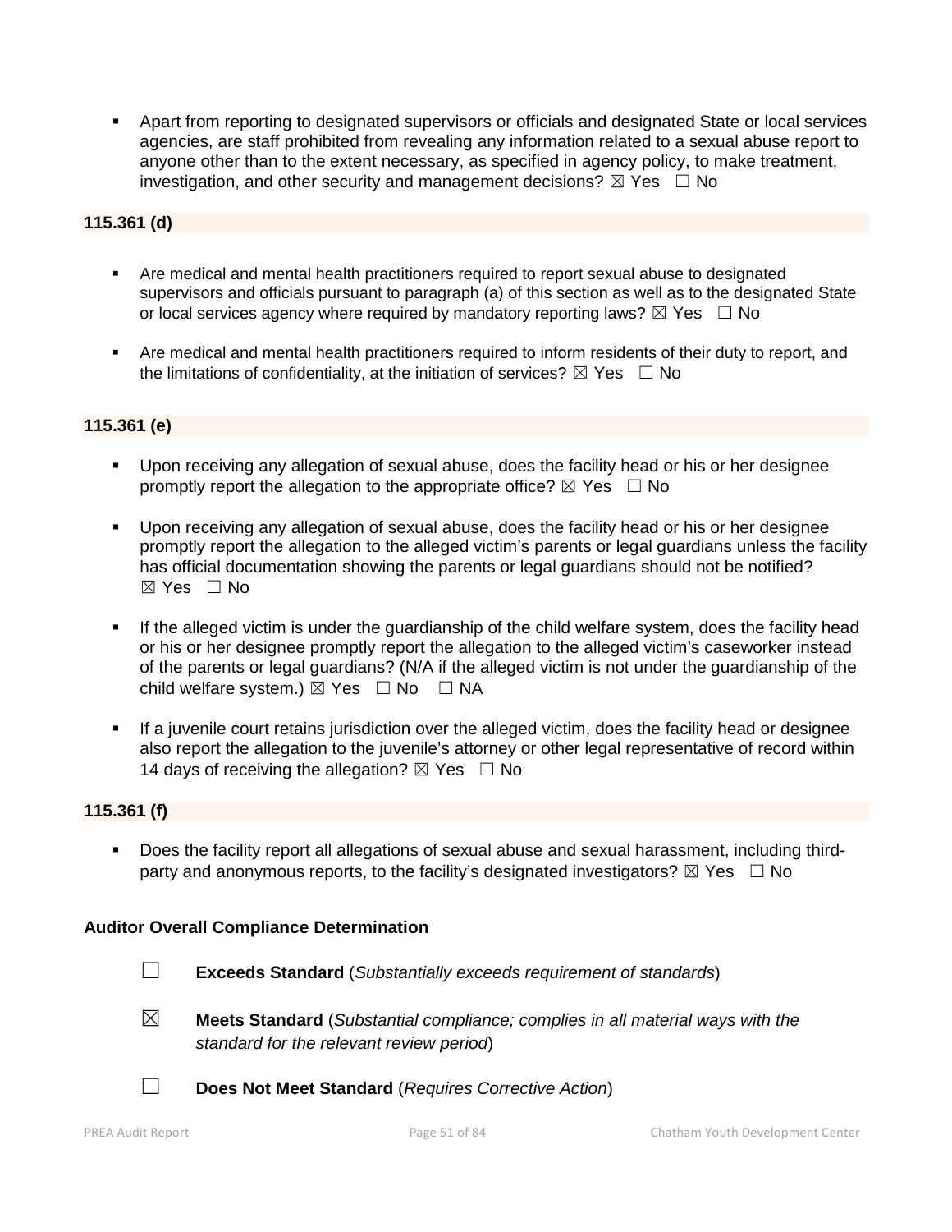- Apart from reporting to designated supervisors or officials and designated State or local services agencies, are staff prohibited from revealing any information related to a sexual abuse report to anyone other than to the extent necessary, as specified in agency policy, to make treatment, investigation, and other security and management decisions? ☒ Yes ☐ No

**115.361 (d)**

- Are medical and mental health practitioners required to report sexual abuse to designated supervisors and officials pursuant to paragraph (a) of this section as well as to the designated State or local services agency where required by mandatory reporting laws? ☒ Yes ☐ No
- Are medical and mental health practitioners required to inform residents of their duty to report, and the limitations of confidentiality, at the initiation of services? ☒ Yes ☐ No

**115.361 (e)**

- Upon receiving any allegation of sexual abuse, does the facility head or his or her designee promptly report the allegation to the appropriate office? ☒ Yes ☐ No
- Upon receiving any allegation of sexual abuse, does the facility head or his or her designee promptly report the allegation to the alleged victim's parents or legal guardians unless the facility has official documentation showing the parents or legal guardians should not be notified? ☒ Yes ☐ No
- If the alleged victim is under the guardianship of the child welfare system, does the facility head or his or her designee promptly report the allegation to the alleged victim's caseworker instead of the parents or legal guardians? (N/A if the alleged victim is not under the guardianship of the child welfare system.) ☒ Yes ☐ No ☐ NA
- If a juvenile court retains jurisdiction over the alleged victim, does the facility head or designee also report the allegation to the juvenile's attorney or other legal representative of record within 14 days of receiving the allegation? ☒ Yes ☐ No

**115.361 (f)**

- Does the facility report all allegations of sexual abuse and sexual harassment, including third-party and anonymous reports, to the facility's designated investigators? ☒ Yes ☐ No

**Auditor Overall Compliance Determination**

☐ **Exceeds Standard** (*Substantially exceeds requirement of standards*)

☒ **Meets Standard** (*Substantial compliance; complies in all material ways with the standard for the relevant review period*)

☐ **Does Not Meet Standard** (*Requires Corrective Action*)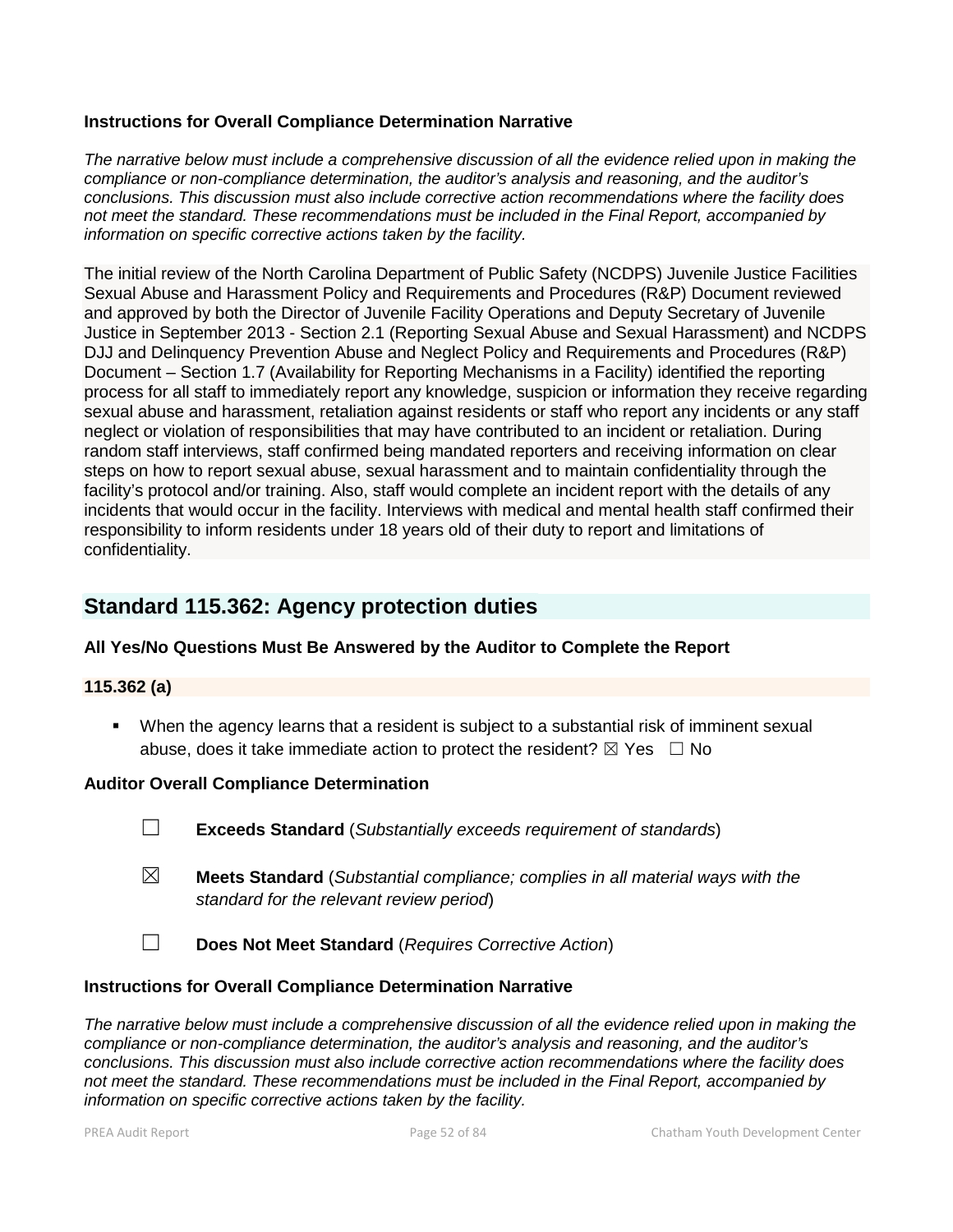**Instructions for Overall Compliance Determination Narrative**

*The narrative below must include a comprehensive discussion of all the evidence relied upon in making the compliance or non-compliance determination, the auditor's analysis and reasoning, and the auditor's conclusions. This discussion must also include corrective action recommendations where the facility does not meet the standard. These recommendations must be included in the Final Report, accompanied by information on specific corrective actions taken by the facility.*

The initial review of the North Carolina Department of Public Safety (NCDPS) Juvenile Justice Facilities Sexual Abuse and Harassment Policy and Requirements and Procedures (R&P) Document reviewed and approved by both the Director of Juvenile Facility Operations and Deputy Secretary of Juvenile Justice in September 2013 - Section 2.1 (Reporting Sexual Abuse and Sexual Harassment) and NCDPS DJJ and Delinquency Prevention Abuse and Neglect Policy and Requirements and Procedures (R&P) Document – Section 1.7 (Availability for Reporting Mechanisms in a Facility) identified the reporting process for all staff to immediately report any knowledge, suspicion or information they receive regarding sexual abuse and harassment, retaliation against residents or staff who report any incidents or any staff neglect or violation of responsibilities that may have contributed to an incident or retaliation. During random staff interviews, staff confirmed being mandated reporters and receiving information on clear steps on how to report sexual abuse, sexual harassment and to maintain confidentiality through the facility's protocol and/or training. Also, staff would complete an incident report with the details of any incidents that would occur in the facility. Interviews with medical and mental health staff confirmed their responsibility to inform residents under 18 years old of their duty to report and limitations of confidentiality.

## Standard 115.362: Agency protection duties

**All Yes/No Questions Must Be Answered by the Auditor to Complete the Report**

**115.362 (a)**

- When the agency learns that a resident is subject to a substantial risk of imminent sexual abuse, does it take immediate action to protect the resident? ☒ Yes ☐ No

**Auditor Overall Compliance Determination**

☐ **Exceeds Standard** (*Substantially exceeds requirement of standards*)

☒ **Meets Standard** (*Substantial compliance; complies in all material ways with the standard for the relevant review period*)

☐ **Does Not Meet Standard** (*Requires Corrective Action*)

**Instructions for Overall Compliance Determination Narrative**

*The narrative below must include a comprehensive discussion of all the evidence relied upon in making the compliance or non-compliance determination, the auditor's analysis and reasoning, and the auditor's conclusions. This discussion must also include corrective action recommendations where the facility does not meet the standard. These recommendations must be included in the Final Report, accompanied by information on specific corrective actions taken by the facility.*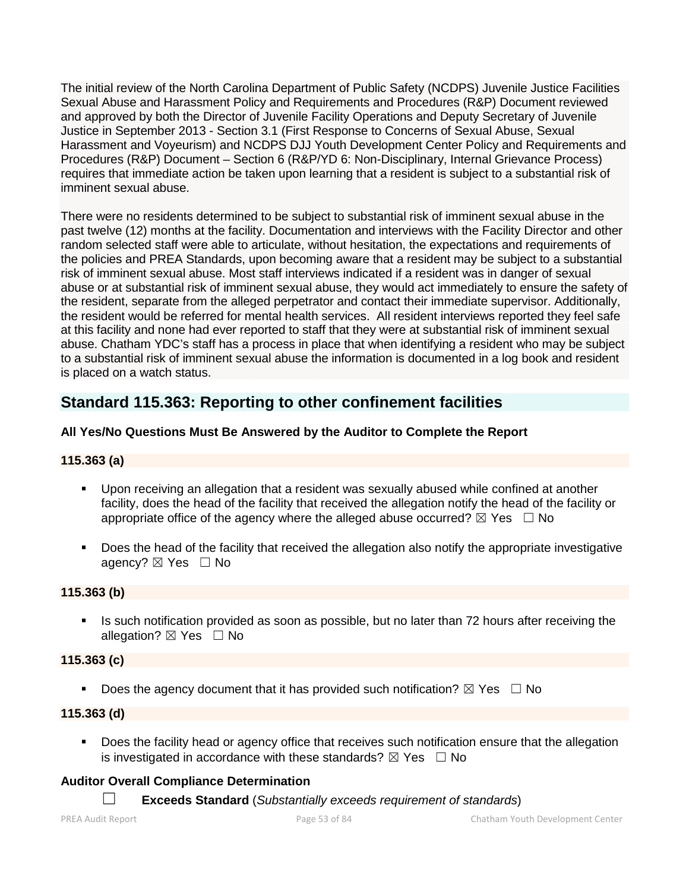The initial review of the North Carolina Department of Public Safety (NCDPS) Juvenile Justice Facilities Sexual Abuse and Harassment Policy and Requirements and Procedures (R&P) Document reviewed and approved by both the Director of Juvenile Facility Operations and Deputy Secretary of Juvenile Justice in September 2013 - Section 3.1 (First Response to Concerns of Sexual Abuse, Sexual Harassment and Voyeurism) and NCDPS DJJ Youth Development Center Policy and Requirements and Procedures (R&P) Document – Section 6 (R&P/YD 6: Non-Disciplinary, Internal Grievance Process) requires that immediate action be taken upon learning that a resident is subject to a substantial risk of imminent sexual abuse.

There were no residents determined to be subject to substantial risk of imminent sexual abuse in the past twelve (12) months at the facility. Documentation and interviews with the Facility Director and other random selected staff were able to articulate, without hesitation, the expectations and requirements of the policies and PREA Standards, upon becoming aware that a resident may be subject to a substantial risk of imminent sexual abuse. Most staff interviews indicated if a resident was in danger of sexual abuse or at substantial risk of imminent sexual abuse, they would act immediately to ensure the safety of the resident, separate from the alleged perpetrator and contact their immediate supervisor. Additionally, the resident would be referred for mental health services. All resident interviews reported they feel safe at this facility and none had ever reported to staff that they were at substantial risk of imminent sexual abuse. Chatham YDC's staff has a process in place that when identifying a resident who may be subject to a substantial risk of imminent sexual abuse the information is documented in a log book and resident is placed on a watch status.

## Standard 115.363: Reporting to other confinement facilities

**All Yes/No Questions Must Be Answered by the Auditor to Complete the Report**

**115.363 (a)**

- Upon receiving an allegation that a resident was sexually abused while confined at another facility, does the head of the facility that received the allegation notify the head of the facility or appropriate office of the agency where the alleged abuse occurred? ☒ Yes ☐ No
- Does the head of the facility that received the allegation also notify the appropriate investigative agency? ☒ Yes ☐ No

**115.363 (b)**

- Is such notification provided as soon as possible, but no later than 72 hours after receiving the allegation? ☒ Yes ☐ No

**115.363 (c)**

- Does the agency document that it has provided such notification? ☒ Yes ☐ No

**115.363 (d)**

- Does the facility head or agency office that receives such notification ensure that the allegation is investigated in accordance with these standards? ☒ Yes ☐ No

**Auditor Overall Compliance Determination**

☐ **Exceeds Standard** (*Substantially exceeds requirement of standards*)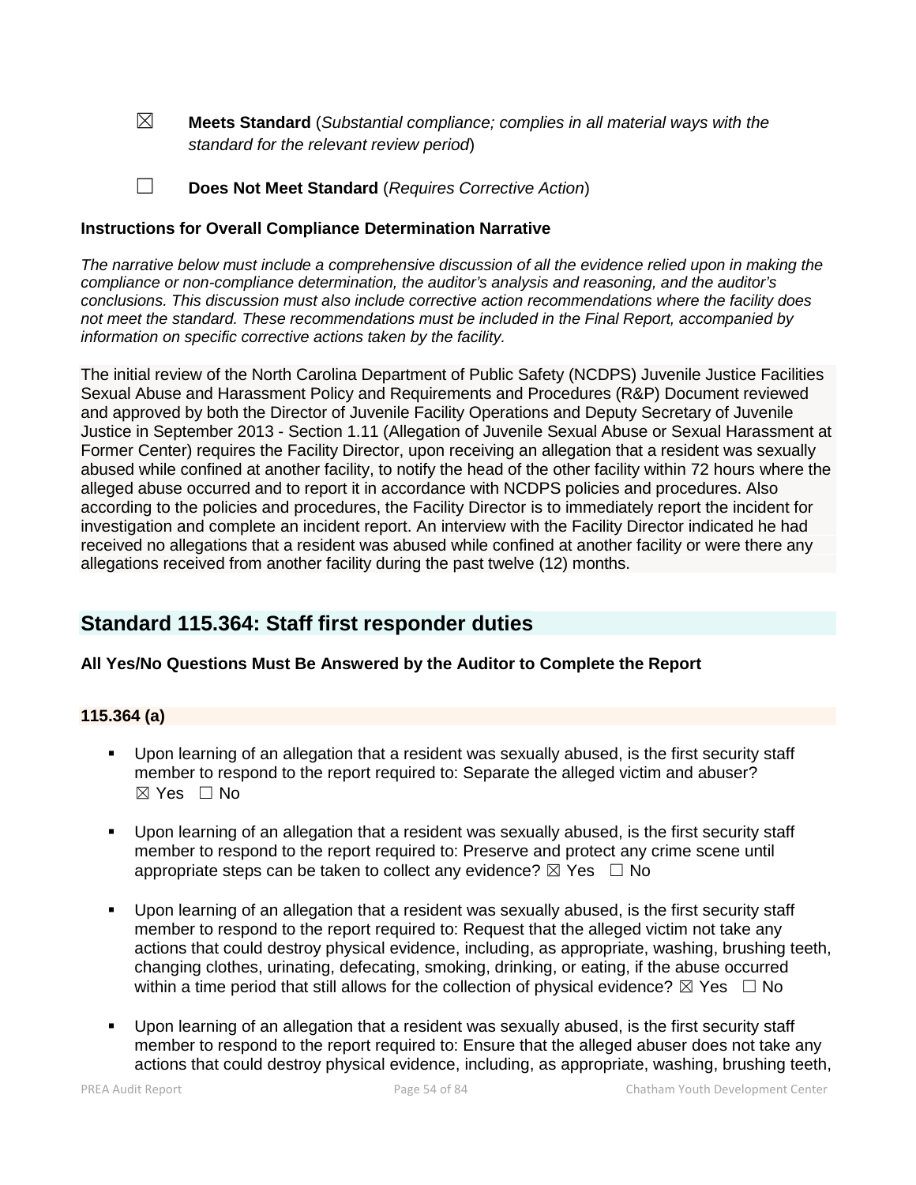☒ **Meets Standard** (*Substantial compliance; complies in all material ways with the standard for the relevant review period*)

☐ **Does Not Meet Standard** (*Requires Corrective Action*)

**Instructions for Overall Compliance Determination Narrative**

*The narrative below must include a comprehensive discussion of all the evidence relied upon in making the compliance or non-compliance determination, the auditor's analysis and reasoning, and the auditor's conclusions. This discussion must also include corrective action recommendations where the facility does not meet the standard. These recommendations must be included in the Final Report, accompanied by information on specific corrective actions taken by the facility.*

The initial review of the North Carolina Department of Public Safety (NCDPS) Juvenile Justice Facilities Sexual Abuse and Harassment Policy and Requirements and Procedures (R&P) Document reviewed and approved by both the Director of Juvenile Facility Operations and Deputy Secretary of Juvenile Justice in September 2013 - Section 1.11 (Allegation of Juvenile Sexual Abuse or Sexual Harassment at Former Center) requires the Facility Director, upon receiving an allegation that a resident was sexually abused while confined at another facility, to notify the head of the other facility within 72 hours where the alleged abuse occurred and to report it in accordance with NCDPS policies and procedures. Also according to the policies and procedures, the Facility Director is to immediately report the incident for investigation and complete an incident report. An interview with the Facility Director indicated he had received no allegations that a resident was abused while confined at another facility or were there any allegations received from another facility during the past twelve (12) months.

## Standard 115.364: Staff first responder duties

**All Yes/No Questions Must Be Answered by the Auditor to Complete the Report**

### 115.364 (a)

- Upon learning of an allegation that a resident was sexually abused, is the first security staff member to respond to the report required to: Separate the alleged victim and abuser? ☒ Yes ☐ No

- Upon learning of an allegation that a resident was sexually abused, is the first security staff member to respond to the report required to: Preserve and protect any crime scene until appropriate steps can be taken to collect any evidence? ☒ Yes ☐ No

- Upon learning of an allegation that a resident was sexually abused, is the first security staff member to respond to the report required to: Request that the alleged victim not take any actions that could destroy physical evidence, including, as appropriate, washing, brushing teeth, changing clothes, urinating, defecating, smoking, drinking, or eating, if the abuse occurred within a time period that still allows for the collection of physical evidence? ☒ Yes ☐ No

- Upon learning of an allegation that a resident was sexually abused, is the first security staff member to respond to the report required to: Ensure that the alleged abuser does not take any actions that could destroy physical evidence, including, as appropriate, washing, brushing teeth,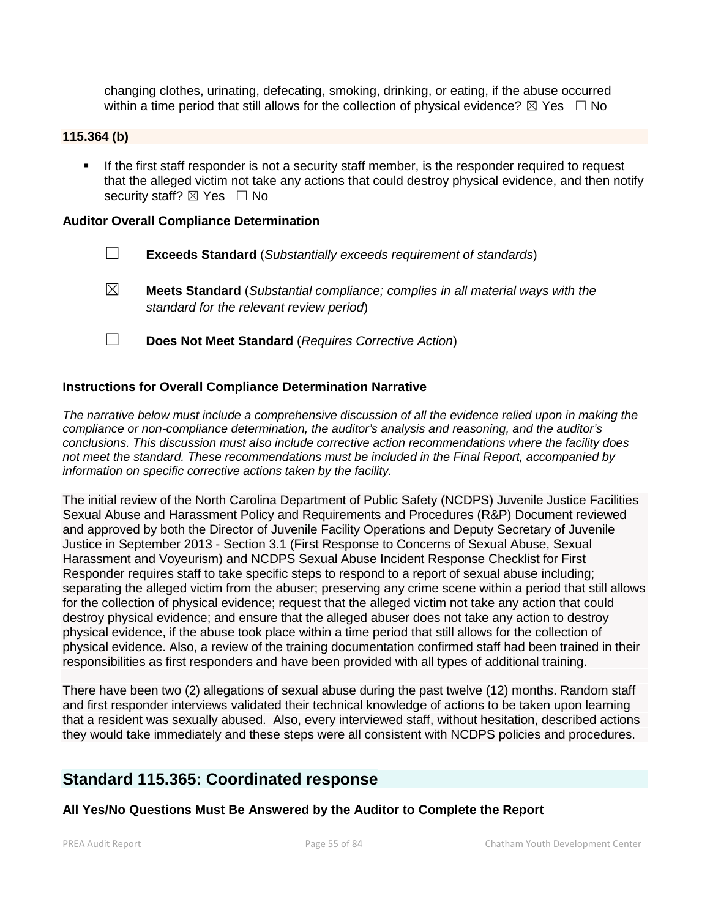changing clothes, urinating, defecating, smoking, drinking, or eating, if the abuse occurred within a time period that still allows for the collection of physical evidence? ☒ Yes ☐ No

**115.364 (b)**

- If the first staff responder is not a security staff member, is the responder required to request that the alleged victim not take any actions that could destroy physical evidence, and then notify security staff? ☒ Yes ☐ No

**Auditor Overall Compliance Determination**

☐ **Exceeds Standard** (*Substantially exceeds requirement of standards*)

☒ **Meets Standard** (*Substantial compliance; complies in all material ways with the standard for the relevant review period*)

☐ **Does Not Meet Standard** (*Requires Corrective Action*)

**Instructions for Overall Compliance Determination Narrative**

*The narrative below must include a comprehensive discussion of all the evidence relied upon in making the compliance or non-compliance determination, the auditor's analysis and reasoning, and the auditor's conclusions. This discussion must also include corrective action recommendations where the facility does not meet the standard. These recommendations must be included in the Final Report, accompanied by information on specific corrective actions taken by the facility.*

The initial review of the North Carolina Department of Public Safety (NCDPS) Juvenile Justice Facilities Sexual Abuse and Harassment Policy and Requirements and Procedures (R&P) Document reviewed and approved by both the Director of Juvenile Facility Operations and Deputy Secretary of Juvenile Justice in September 2013 - Section 3.1 (First Response to Concerns of Sexual Abuse, Sexual Harassment and Voyeurism) and NCDPS Sexual Abuse Incident Response Checklist for First Responder requires staff to take specific steps to respond to a report of sexual abuse including; separating the alleged victim from the abuser; preserving any crime scene within a period that still allows for the collection of physical evidence; request that the alleged victim not take any action that could destroy physical evidence; and ensure that the alleged abuser does not take any action to destroy physical evidence, if the abuse took place within a time period that still allows for the collection of physical evidence. Also, a review of the training documentation confirmed staff had been trained in their responsibilities as first responders and have been provided with all types of additional training.

There have been two (2) allegations of sexual abuse during the past twelve (12) months. Random staff and first responder interviews validated their technical knowledge of actions to be taken upon learning that a resident was sexually abused. Also, every interviewed staff, without hesitation, described actions they would take immediately and these steps were all consistent with NCDPS policies and procedures.

## Standard 115.365: Coordinated response

**All Yes/No Questions Must Be Answered by the Auditor to Complete the Report**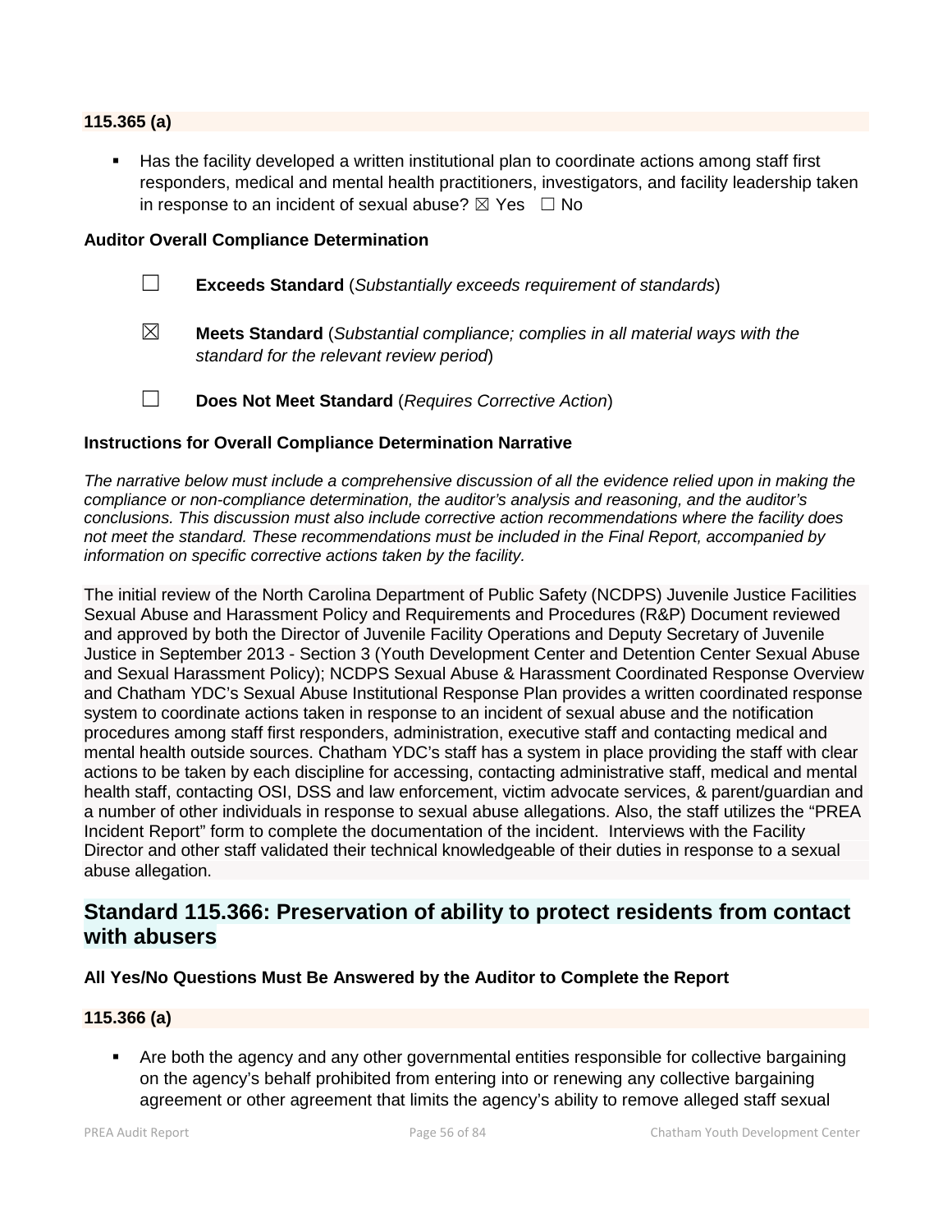**115.365 (a)**

- Has the facility developed a written institutional plan to coordinate actions among staff first responders, medical and mental health practitioners, investigators, and facility leadership taken in response to an incident of sexual abuse? ☒ Yes ☐ No

**Auditor Overall Compliance Determination**

☐ **Exceeds Standard** (*Substantially exceeds requirement of standards*)

☒ **Meets Standard** (*Substantial compliance; complies in all material ways with the standard for the relevant review period*)

☐ **Does Not Meet Standard** (*Requires Corrective Action*)

**Instructions for Overall Compliance Determination Narrative**

*The narrative below must include a comprehensive discussion of all the evidence relied upon in making the compliance or non-compliance determination, the auditor's analysis and reasoning, and the auditor's conclusions. This discussion must also include corrective action recommendations where the facility does not meet the standard. These recommendations must be included in the Final Report, accompanied by information on specific corrective actions taken by the facility.*

The initial review of the North Carolina Department of Public Safety (NCDPS) Juvenile Justice Facilities Sexual Abuse and Harassment Policy and Requirements and Procedures (R&P) Document reviewed and approved by both the Director of Juvenile Facility Operations and Deputy Secretary of Juvenile Justice in September 2013 - Section 3 (Youth Development Center and Detention Center Sexual Abuse and Sexual Harassment Policy); NCDPS Sexual Abuse & Harassment Coordinated Response Overview and Chatham YDC's Sexual Abuse Institutional Response Plan provides a written coordinated response system to coordinate actions taken in response to an incident of sexual abuse and the notification procedures among staff first responders, administration, executive staff and contacting medical and mental health outside sources. Chatham YDC's staff has a system in place providing the staff with clear actions to be taken by each discipline for accessing, contacting administrative staff, medical and mental health staff, contacting OSI, DSS and law enforcement, victim advocate services, & parent/guardian and a number of other individuals in response to sexual abuse allegations. Also, the staff utilizes the "PREA Incident Report" form to complete the documentation of the incident. Interviews with the Facility Director and other staff validated their technical knowledgeable of their duties in response to a sexual abuse allegation.

## Standard 115.366: Preservation of ability to protect residents from contact with abusers

**All Yes/No Questions Must Be Answered by the Auditor to Complete the Report**

**115.366 (a)**

- Are both the agency and any other governmental entities responsible for collective bargaining on the agency's behalf prohibited from entering into or renewing any collective bargaining agreement or other agreement that limits the agency's ability to remove alleged staff sexual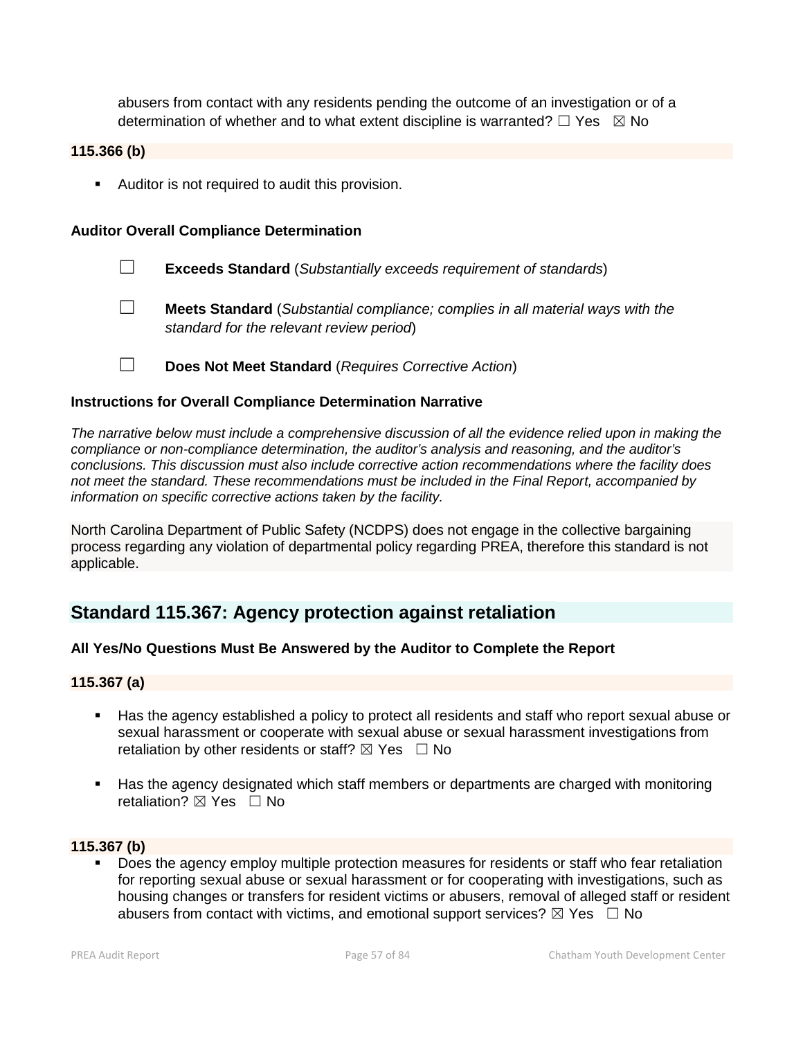abusers from contact with any residents pending the outcome of an investigation or of a determination of whether and to what extent discipline is warranted? ☐ Yes ☒ No

**115.366 (b)**

- Auditor is not required to audit this provision.

**Auditor Overall Compliance Determination**

☐ **Exceeds Standard** (*Substantially exceeds requirement of standards*)

☐ **Meets Standard** (*Substantial compliance; complies in all material ways with the standard for the relevant review period*)

☐ **Does Not Meet Standard** (*Requires Corrective Action*)

**Instructions for Overall Compliance Determination Narrative**

*The narrative below must include a comprehensive discussion of all the evidence relied upon in making the compliance or non-compliance determination, the auditor's analysis and reasoning, and the auditor's conclusions. This discussion must also include corrective action recommendations where the facility does not meet the standard. These recommendations must be included in the Final Report, accompanied by information on specific corrective actions taken by the facility.*

North Carolina Department of Public Safety (NCDPS) does not engage in the collective bargaining process regarding any violation of departmental policy regarding PREA, therefore this standard is not applicable.

## Standard 115.367: Agency protection against retaliation

**All Yes/No Questions Must Be Answered by the Auditor to Complete the Report**

**115.367 (a)**

- Has the agency established a policy to protect all residents and staff who report sexual abuse or sexual harassment or cooperate with sexual abuse or sexual harassment investigations from retaliation by other residents or staff? ☒ Yes ☐ No

- Has the agency designated which staff members or departments are charged with monitoring retaliation? ☒ Yes ☐ No

**115.367 (b)**

- Does the agency employ multiple protection measures for residents or staff who fear retaliation for reporting sexual abuse or sexual harassment or for cooperating with investigations, such as housing changes or transfers for resident victims or abusers, removal of alleged staff or resident abusers from contact with victims, and emotional support services? ☒ Yes ☐ No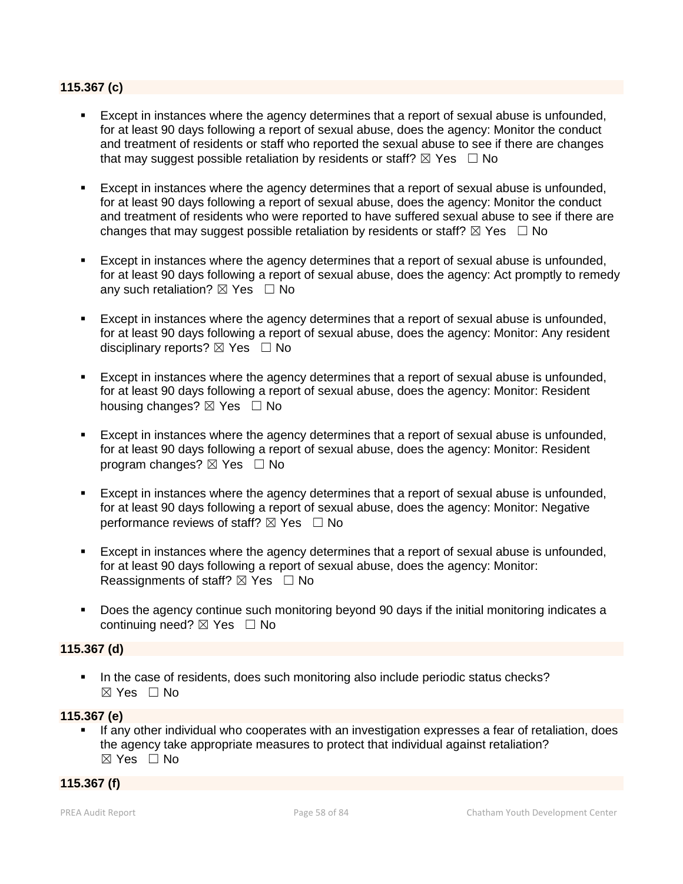**115.367 (c)**

- Except in instances where the agency determines that a report of sexual abuse is unfounded, for at least 90 days following a report of sexual abuse, does the agency: Monitor the conduct and treatment of residents or staff who reported the sexual abuse to see if there are changes that may suggest possible retaliation by residents or staff? ☒ Yes ☐ No

- Except in instances where the agency determines that a report of sexual abuse is unfounded, for at least 90 days following a report of sexual abuse, does the agency: Monitor the conduct and treatment of residents who were reported to have suffered sexual abuse to see if there are changes that may suggest possible retaliation by residents or staff? ☒ Yes ☐ No

- Except in instances where the agency determines that a report of sexual abuse is unfounded, for at least 90 days following a report of sexual abuse, does the agency: Act promptly to remedy any such retaliation? ☒ Yes ☐ No

- Except in instances where the agency determines that a report of sexual abuse is unfounded, for at least 90 days following a report of sexual abuse, does the agency: Monitor: Any resident disciplinary reports? ☒ Yes ☐ No

- Except in instances where the agency determines that a report of sexual abuse is unfounded, for at least 90 days following a report of sexual abuse, does the agency: Monitor: Resident housing changes? ☒ Yes ☐ No

- Except in instances where the agency determines that a report of sexual abuse is unfounded, for at least 90 days following a report of sexual abuse, does the agency: Monitor: Resident program changes? ☒ Yes ☐ No

- Except in instances where the agency determines that a report of sexual abuse is unfounded, for at least 90 days following a report of sexual abuse, does the agency: Monitor: Negative performance reviews of staff? ☒ Yes ☐ No

- Except in instances where the agency determines that a report of sexual abuse is unfounded, for at least 90 days following a report of sexual abuse, does the agency: Monitor: Reassignments of staff? ☒ Yes ☐ No

- Does the agency continue such monitoring beyond 90 days if the initial monitoring indicates a continuing need? ☒ Yes ☐ No

**115.367 (d)**

- In the case of residents, does such monitoring also include periodic status checks? ☒ Yes ☐ No

**115.367 (e)**

- If any other individual who cooperates with an investigation expresses a fear of retaliation, does the agency take appropriate measures to protect that individual against retaliation? ☒ Yes ☐ No

**115.367 (f)**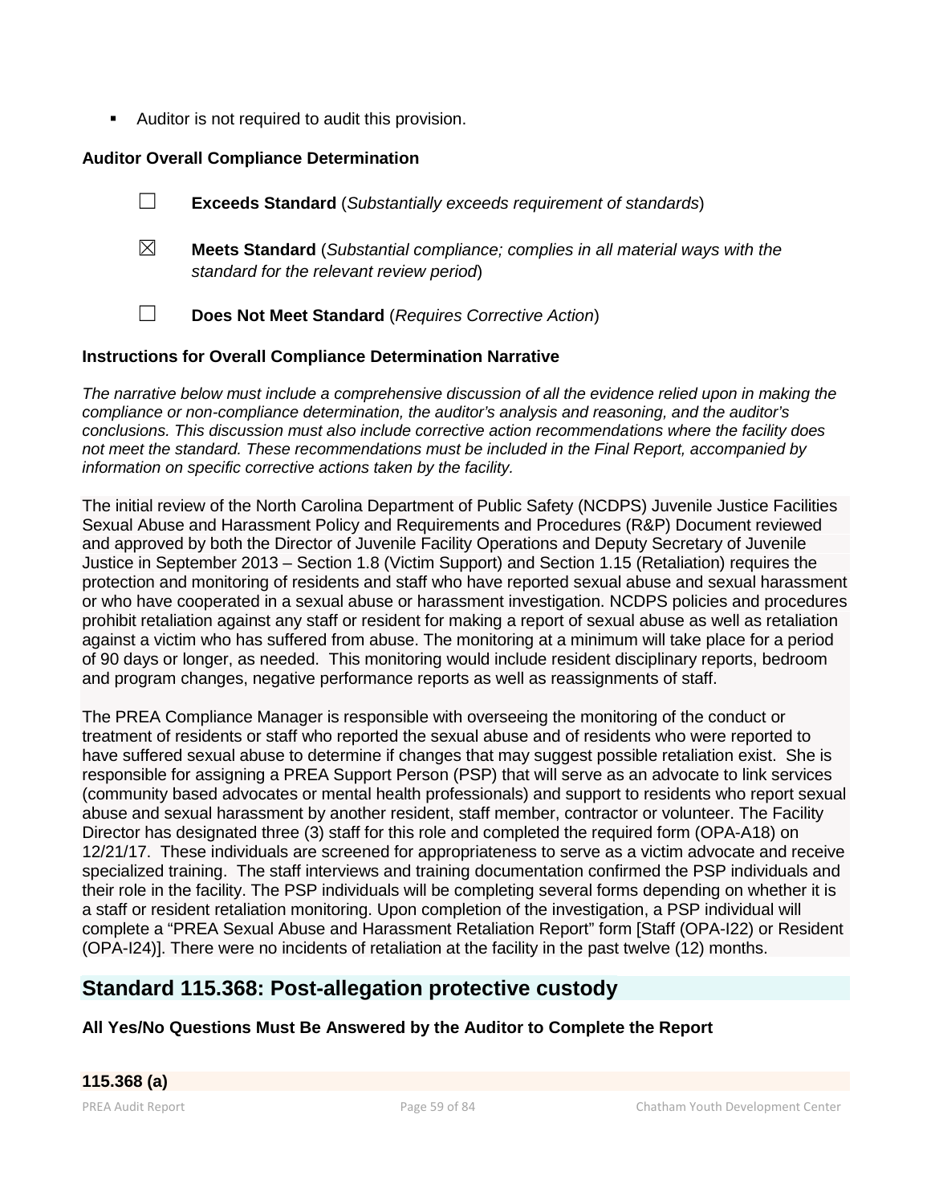- Auditor is not required to audit this provision.

**Auditor Overall Compliance Determination**

☐ **Exceeds Standard** (*Substantially exceeds requirement of standards*)

☒ **Meets Standard** (*Substantial compliance; complies in all material ways with the standard for the relevant review period*)

☐ **Does Not Meet Standard** (*Requires Corrective Action*)

**Instructions for Overall Compliance Determination Narrative**

*The narrative below must include a comprehensive discussion of all the evidence relied upon in making the compliance or non-compliance determination, the auditor's analysis and reasoning, and the auditor's conclusions. This discussion must also include corrective action recommendations where the facility does not meet the standard. These recommendations must be included in the Final Report, accompanied by information on specific corrective actions taken by the facility.*

The initial review of the North Carolina Department of Public Safety (NCDPS) Juvenile Justice Facilities Sexual Abuse and Harassment Policy and Requirements and Procedures (R&P) Document reviewed and approved by both the Director of Juvenile Facility Operations and Deputy Secretary of Juvenile Justice in September 2013 – Section 1.8 (Victim Support) and Section 1.15 (Retaliation) requires the protection and monitoring of residents and staff who have reported sexual abuse and sexual harassment or who have cooperated in a sexual abuse or harassment investigation. NCDPS policies and procedures prohibit retaliation against any staff or resident for making a report of sexual abuse as well as retaliation against a victim who has suffered from abuse. The monitoring at a minimum will take place for a period of 90 days or longer, as needed. This monitoring would include resident disciplinary reports, bedroom and program changes, negative performance reports as well as reassignments of staff.

The PREA Compliance Manager is responsible with overseeing the monitoring of the conduct or treatment of residents or staff who reported the sexual abuse and of residents who were reported to have suffered sexual abuse to determine if changes that may suggest possible retaliation exist. She is responsible for assigning a PREA Support Person (PSP) that will serve as an advocate to link services (community based advocates or mental health professionals) and support to residents who report sexual abuse and sexual harassment by another resident, staff member, contractor or volunteer. The Facility Director has designated three (3) staff for this role and completed the required form (OPA-A18) on 12/21/17. These individuals are screened for appropriateness to serve as a victim advocate and receive specialized training. The staff interviews and training documentation confirmed the PSP individuals and their role in the facility. The PSP individuals will be completing several forms depending on whether it is a staff or resident retaliation monitoring. Upon completion of the investigation, a PSP individual will complete a "PREA Sexual Abuse and Harassment Retaliation Report" form [Staff (OPA-I22) or Resident (OPA-I24)]. There were no incidents of retaliation at the facility in the past twelve (12) months.

## Standard 115.368: Post-allegation protective custody

**All Yes/No Questions Must Be Answered by the Auditor to Complete the Report**

**115.368 (a)**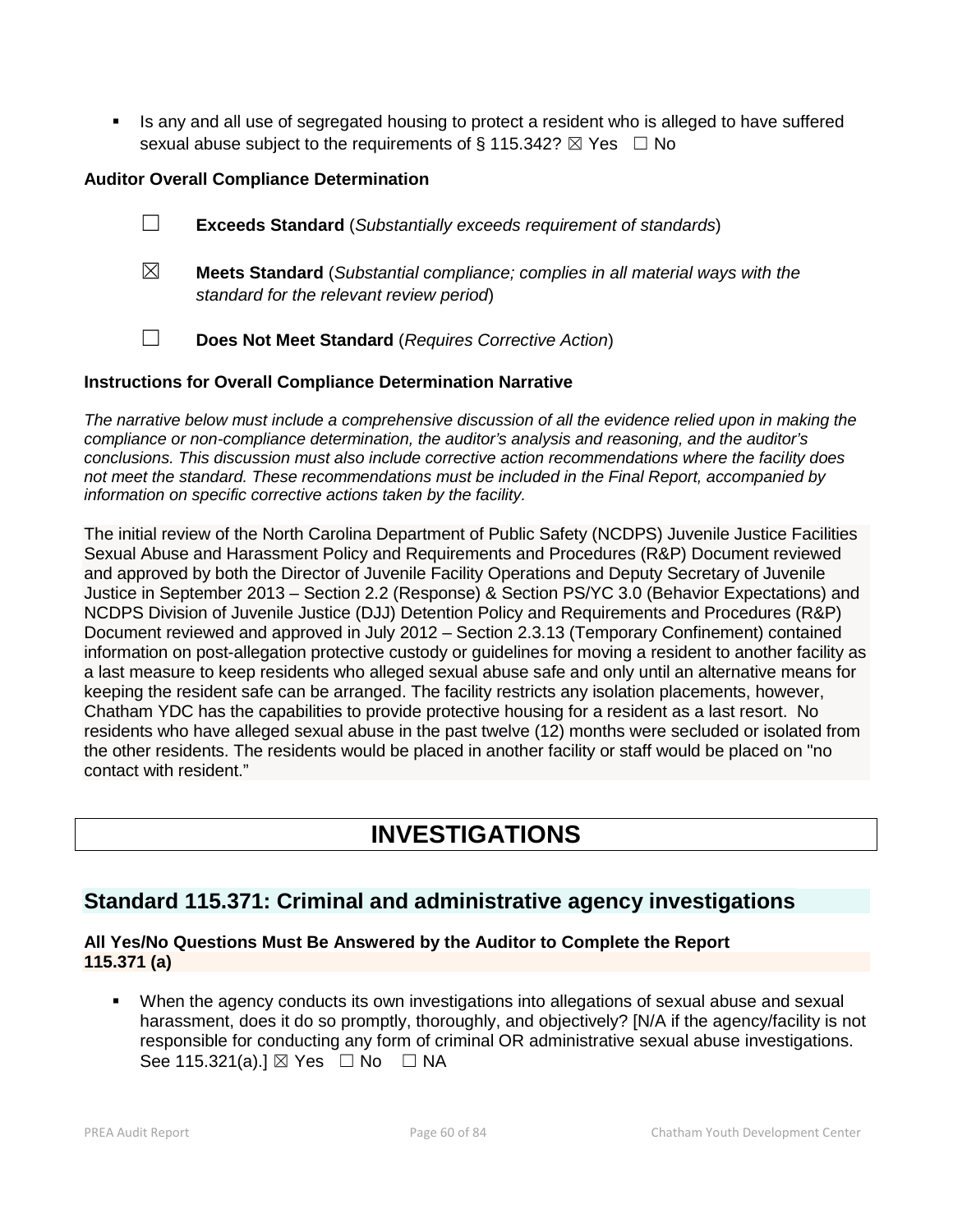- Is any and all use of segregated housing to protect a resident who is alleged to have suffered sexual abuse subject to the requirements of § 115.342? ☒ Yes ☐ No

**Auditor Overall Compliance Determination**

☐ **Exceeds Standard** (*Substantially exceeds requirement of standards*)

☒ **Meets Standard** (*Substantial compliance; complies in all material ways with the standard for the relevant review period*)

☐ **Does Not Meet Standard** (*Requires Corrective Action*)

**Instructions for Overall Compliance Determination Narrative**

*The narrative below must include a comprehensive discussion of all the evidence relied upon in making the compliance or non-compliance determination, the auditor's analysis and reasoning, and the auditor's conclusions. This discussion must also include corrective action recommendations where the facility does not meet the standard. These recommendations must be included in the Final Report, accompanied by information on specific corrective actions taken by the facility.*

The initial review of the North Carolina Department of Public Safety (NCDPS) Juvenile Justice Facilities Sexual Abuse and Harassment Policy and Requirements and Procedures (R&P) Document reviewed and approved by both the Director of Juvenile Facility Operations and Deputy Secretary of Juvenile Justice in September 2013 – Section 2.2 (Response) & Section PS/YC 3.0 (Behavior Expectations) and NCDPS Division of Juvenile Justice (DJJ) Detention Policy and Requirements and Procedures (R&P) Document reviewed and approved in July 2012 – Section 2.3.13 (Temporary Confinement) contained information on post-allegation protective custody or guidelines for moving a resident to another facility as a last measure to keep residents who alleged sexual abuse safe and only until an alternative means for keeping the resident safe can be arranged. The facility restricts any isolation placements, however, Chatham YDC has the capabilities to provide protective housing for a resident as a last resort. No residents who have alleged sexual abuse in the past twelve (12) months were secluded or isolated from the other residents. The residents would be placed in another facility or staff would be placed on "no contact with resident."

# INVESTIGATIONS

## Standard 115.371: Criminal and administrative agency investigations

**All Yes/No Questions Must Be Answered by the Auditor to Complete the Report**
**115.371 (a)**

- When the agency conducts its own investigations into allegations of sexual abuse and sexual harassment, does it do so promptly, thoroughly, and objectively? [N/A if the agency/facility is not responsible for conducting any form of criminal OR administrative sexual abuse investigations. See 115.321(a).] ☒ Yes ☐ No ☐ NA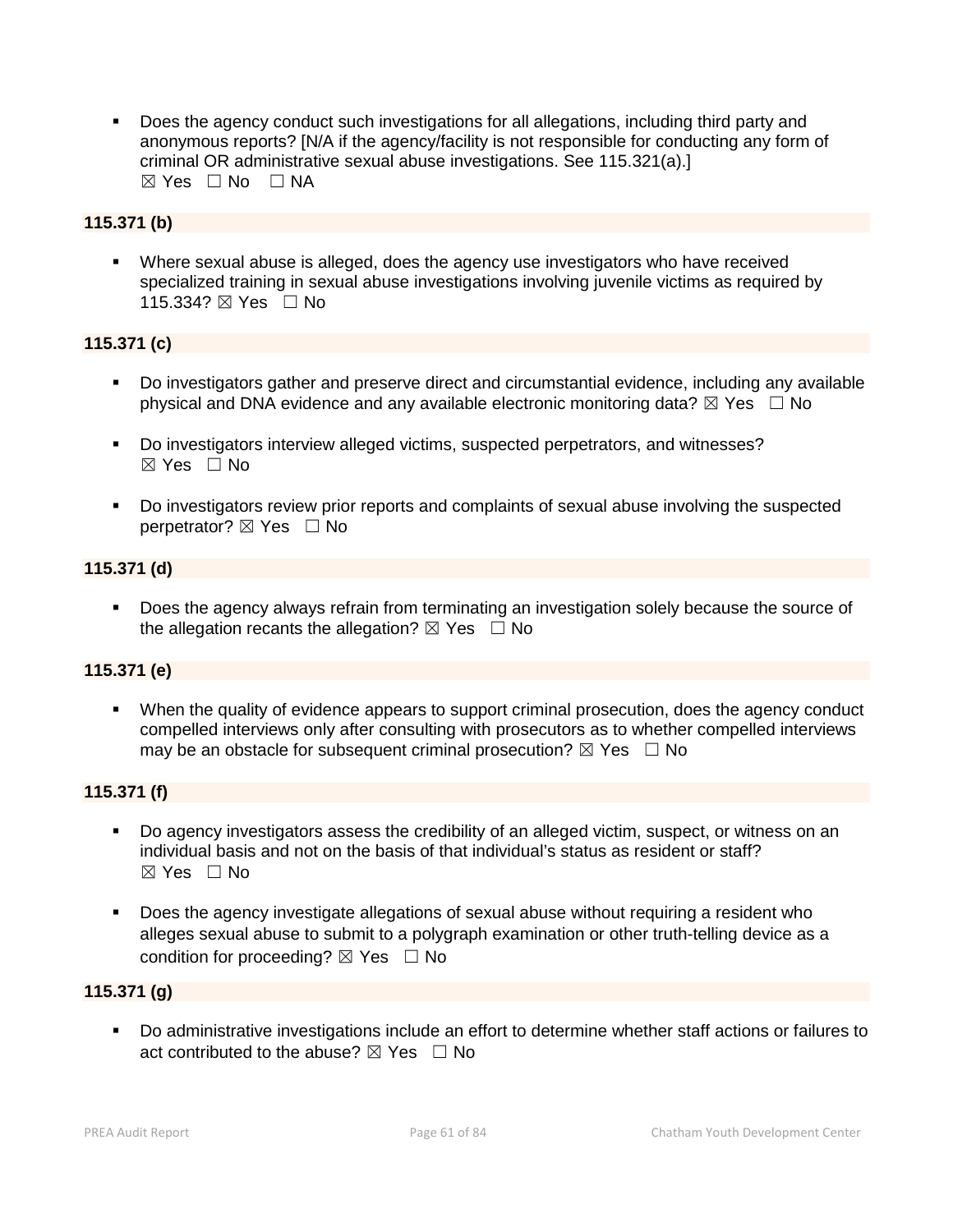- Does the agency conduct such investigations for all allegations, including third party and anonymous reports? [N/A if the agency/facility is not responsible for conducting any form of criminal OR administrative sexual abuse investigations. See 115.321(a).]
  ☒ Yes ☐ No ☐ NA

**115.371 (b)**

- Where sexual abuse is alleged, does the agency use investigators who have received specialized training in sexual abuse investigations involving juvenile victims as required by 115.334? ☒ Yes ☐ No

**115.371 (c)**

- Do investigators gather and preserve direct and circumstantial evidence, including any available physical and DNA evidence and any available electronic monitoring data? ☒ Yes ☐ No

- Do investigators interview alleged victims, suspected perpetrators, and witnesses?
  ☒ Yes ☐ No

- Do investigators review prior reports and complaints of sexual abuse involving the suspected perpetrator? ☒ Yes ☐ No

**115.371 (d)**

- Does the agency always refrain from terminating an investigation solely because the source of the allegation recants the allegation? ☒ Yes ☐ No

**115.371 (e)**

- When the quality of evidence appears to support criminal prosecution, does the agency conduct compelled interviews only after consulting with prosecutors as to whether compelled interviews may be an obstacle for subsequent criminal prosecution? ☒ Yes ☐ No

**115.371 (f)**

- Do agency investigators assess the credibility of an alleged victim, suspect, or witness on an individual basis and not on the basis of that individual's status as resident or staff?
  ☒ Yes ☐ No

- Does the agency investigate allegations of sexual abuse without requiring a resident who alleges sexual abuse to submit to a polygraph examination or other truth-telling device as a condition for proceeding? ☒ Yes ☐ No

**115.371 (g)**

- Do administrative investigations include an effort to determine whether staff actions or failures to act contributed to the abuse? ☒ Yes ☐ No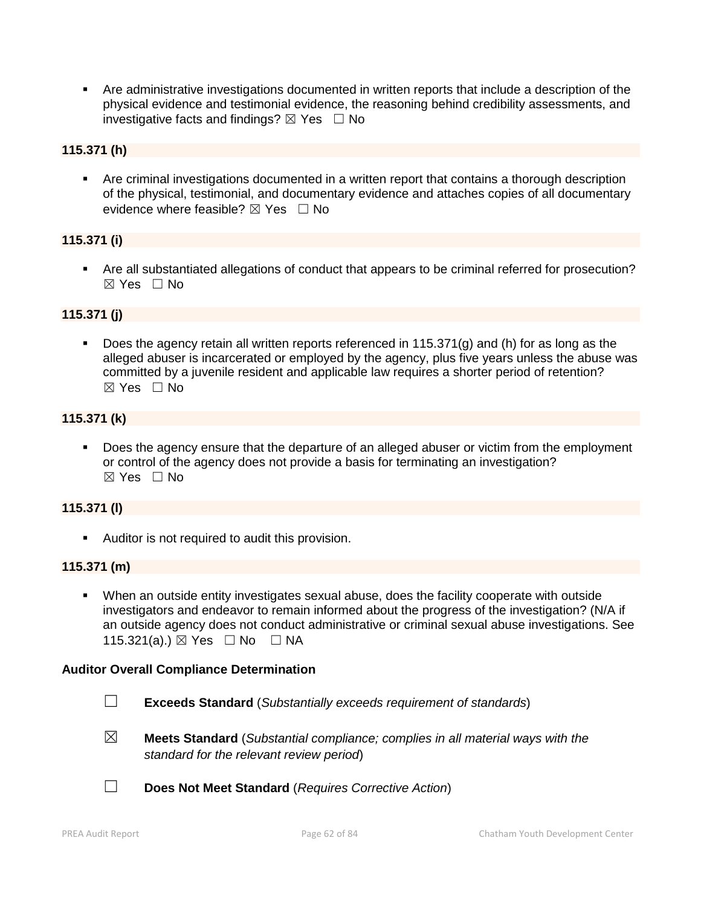- Are administrative investigations documented in written reports that include a description of the physical evidence and testimonial evidence, the reasoning behind credibility assessments, and investigative facts and findings? ☒ Yes ☐ No

**115.371 (h)**

- Are criminal investigations documented in a written report that contains a thorough description of the physical, testimonial, and documentary evidence and attaches copies of all documentary evidence where feasible? ☒ Yes ☐ No

**115.371 (i)**

- Are all substantiated allegations of conduct that appears to be criminal referred for prosecution? ☒ Yes ☐ No

**115.371 (j)**

- Does the agency retain all written reports referenced in 115.371(g) and (h) for as long as the alleged abuser is incarcerated or employed by the agency, plus five years unless the abuse was committed by a juvenile resident and applicable law requires a shorter period of retention? ☒ Yes ☐ No

**115.371 (k)**

- Does the agency ensure that the departure of an alleged abuser or victim from the employment or control of the agency does not provide a basis for terminating an investigation? ☒ Yes ☐ No

**115.371 (l)**

- Auditor is not required to audit this provision.

**115.371 (m)**

- When an outside entity investigates sexual abuse, does the facility cooperate with outside investigators and endeavor to remain informed about the progress of the investigation? (N/A if an outside agency does not conduct administrative or criminal sexual abuse investigations. See 115.321(a).) ☒ Yes ☐ No ☐ NA

**Auditor Overall Compliance Determination**

☐ **Exceeds Standard** (*Substantially exceeds requirement of standards*)

☒ **Meets Standard** (*Substantial compliance; complies in all material ways with the standard for the relevant review period*)

☐ **Does Not Meet Standard** (*Requires Corrective Action*)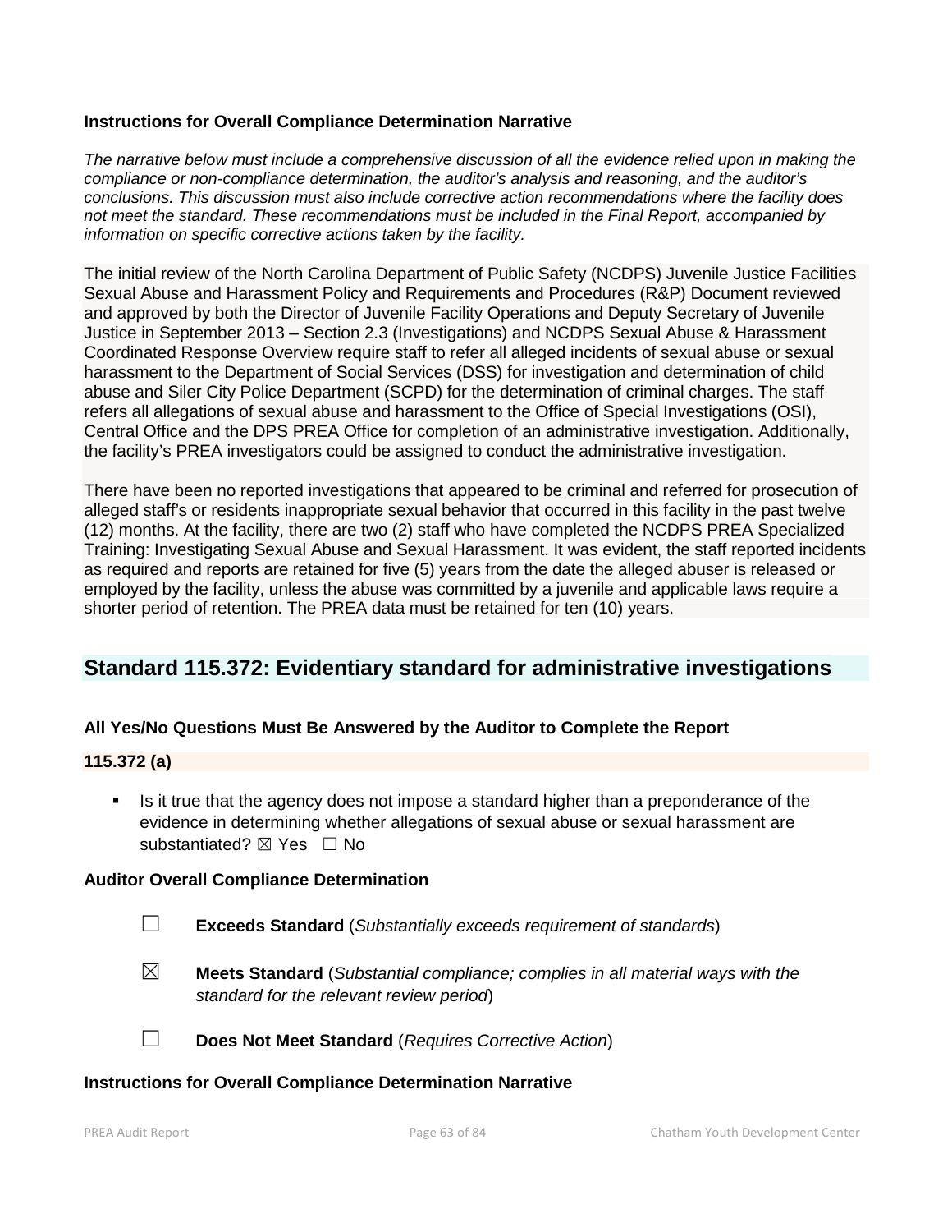**Instructions for Overall Compliance Determination Narrative**

*The narrative below must include a comprehensive discussion of all the evidence relied upon in making the compliance or non-compliance determination, the auditor's analysis and reasoning, and the auditor's conclusions. This discussion must also include corrective action recommendations where the facility does not meet the standard. These recommendations must be included in the Final Report, accompanied by information on specific corrective actions taken by the facility.*

The initial review of the North Carolina Department of Public Safety (NCDPS) Juvenile Justice Facilities Sexual Abuse and Harassment Policy and Requirements and Procedures (R&P) Document reviewed and approved by both the Director of Juvenile Facility Operations and Deputy Secretary of Juvenile Justice in September 2013 – Section 2.3 (Investigations) and NCDPS Sexual Abuse & Harassment Coordinated Response Overview require staff to refer all alleged incidents of sexual abuse or sexual harassment to the Department of Social Services (DSS) for investigation and determination of child abuse and Siler City Police Department (SCPD) for the determination of criminal charges. The staff refers all allegations of sexual abuse and harassment to the Office of Special Investigations (OSI), Central Office and the DPS PREA Office for completion of an administrative investigation. Additionally, the facility's PREA investigators could be assigned to conduct the administrative investigation.

There have been no reported investigations that appeared to be criminal and referred for prosecution of alleged staff's or residents inappropriate sexual behavior that occurred in this facility in the past twelve (12) months. At the facility, there are two (2) staff who have completed the NCDPS PREA Specialized Training: Investigating Sexual Abuse and Sexual Harassment. It was evident, the staff reported incidents as required and reports are retained for five (5) years from the date the alleged abuser is released or employed by the facility, unless the abuse was committed by a juvenile and applicable laws require a shorter period of retention. The PREA data must be retained for ten (10) years.

## Standard 115.372: Evidentiary standard for administrative investigations

**All Yes/No Questions Must Be Answered by the Auditor to Complete the Report**

**115.372 (a)**

- Is it true that the agency does not impose a standard higher than a preponderance of the evidence in determining whether allegations of sexual abuse or sexual harassment are substantiated? ☒ Yes ☐ No

**Auditor Overall Compliance Determination**

☐ **Exceeds Standard** (*Substantially exceeds requirement of standards*)

☒ **Meets Standard** (*Substantial compliance; complies in all material ways with the standard for the relevant review period*)

☐ **Does Not Meet Standard** (*Requires Corrective Action*)

**Instructions for Overall Compliance Determination Narrative**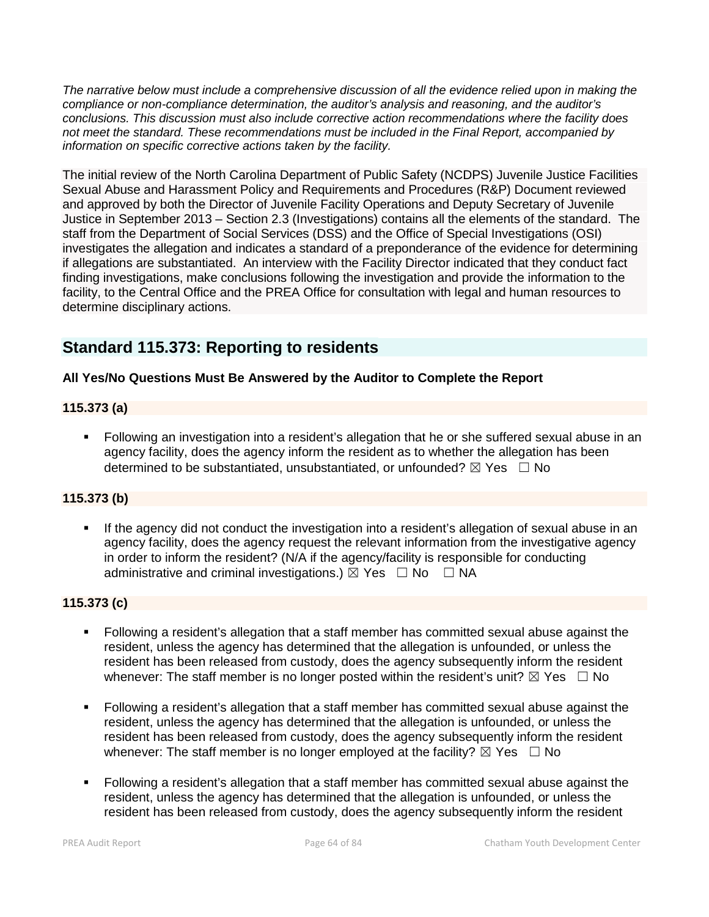*The narrative below must include a comprehensive discussion of all the evidence relied upon in making the compliance or non-compliance determination, the auditor's analysis and reasoning, and the auditor's conclusions. This discussion must also include corrective action recommendations where the facility does not meet the standard. These recommendations must be included in the Final Report, accompanied by information on specific corrective actions taken by the facility.*

The initial review of the North Carolina Department of Public Safety (NCDPS) Juvenile Justice Facilities Sexual Abuse and Harassment Policy and Requirements and Procedures (R&P) Document reviewed and approved by both the Director of Juvenile Facility Operations and Deputy Secretary of Juvenile Justice in September 2013 – Section 2.3 (Investigations) contains all the elements of the standard. The staff from the Department of Social Services (DSS) and the Office of Special Investigations (OSI) investigates the allegation and indicates a standard of a preponderance of the evidence for determining if allegations are substantiated. An interview with the Facility Director indicated that they conduct fact finding investigations, make conclusions following the investigation and provide the information to the facility, to the Central Office and the PREA Office for consultation with legal and human resources to determine disciplinary actions.

## Standard 115.373: Reporting to residents

**All Yes/No Questions Must Be Answered by the Auditor to Complete the Report**

**115.373 (a)**

- Following an investigation into a resident's allegation that he or she suffered sexual abuse in an agency facility, does the agency inform the resident as to whether the allegation has been determined to be substantiated, unsubstantiated, or unfounded? ☒ Yes ☐ No

**115.373 (b)**

- If the agency did not conduct the investigation into a resident's allegation of sexual abuse in an agency facility, does the agency request the relevant information from the investigative agency in order to inform the resident? (N/A if the agency/facility is responsible for conducting administrative and criminal investigations.) ☒ Yes ☐ No ☐ NA

**115.373 (c)**

- Following a resident's allegation that a staff member has committed sexual abuse against the resident, unless the agency has determined that the allegation is unfounded, or unless the resident has been released from custody, does the agency subsequently inform the resident whenever: The staff member is no longer posted within the resident's unit? ☒ Yes ☐ No

- Following a resident's allegation that a staff member has committed sexual abuse against the resident, unless the agency has determined that the allegation is unfounded, or unless the resident has been released from custody, does the agency subsequently inform the resident whenever: The staff member is no longer employed at the facility? ☒ Yes ☐ No

- Following a resident's allegation that a staff member has committed sexual abuse against the resident, unless the agency has determined that the allegation is unfounded, or unless the resident has been released from custody, does the agency subsequently inform the resident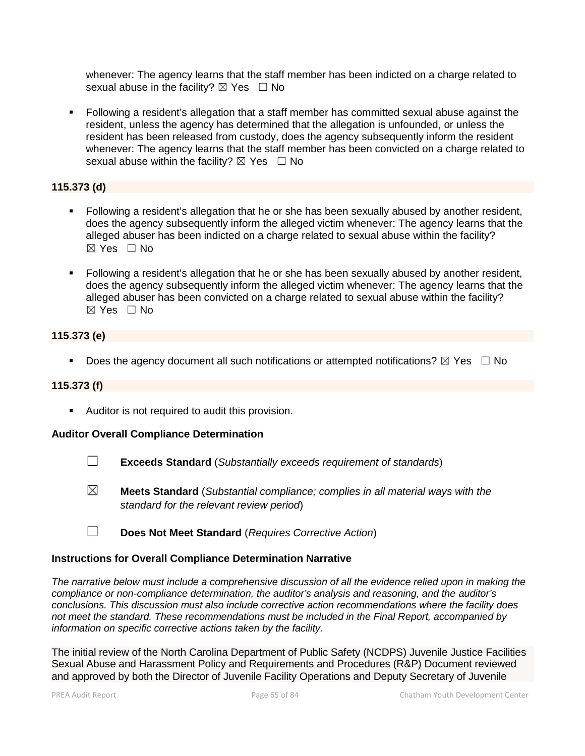whenever: The agency learns that the staff member has been indicted on a charge related to sexual abuse in the facility? ☒ Yes ☐ No

- Following a resident's allegation that a staff member has committed sexual abuse against the resident, unless the agency has determined that the allegation is unfounded, or unless the resident has been released from custody, does the agency subsequently inform the resident whenever: The agency learns that the staff member has been convicted on a charge related to sexual abuse within the facility? ☒ Yes ☐ No

**115.373 (d)**

- Following a resident's allegation that he or she has been sexually abused by another resident, does the agency subsequently inform the alleged victim whenever: The agency learns that the alleged abuser has been indicted on a charge related to sexual abuse within the facility? ☒ Yes ☐ No
- Following a resident's allegation that he or she has been sexually abused by another resident, does the agency subsequently inform the alleged victim whenever: The agency learns that the alleged abuser has been convicted on a charge related to sexual abuse within the facility? ☒ Yes ☐ No

**115.373 (e)**

- Does the agency document all such notifications or attempted notifications? ☒ Yes ☐ No

**115.373 (f)**

- Auditor is not required to audit this provision.

**Auditor Overall Compliance Determination**

☐ **Exceeds Standard** (*Substantially exceeds requirement of standards*)

☒ **Meets Standard** (*Substantial compliance; complies in all material ways with the standard for the relevant review period*)

☐ **Does Not Meet Standard** (*Requires Corrective Action*)

**Instructions for Overall Compliance Determination Narrative**

*The narrative below must include a comprehensive discussion of all the evidence relied upon in making the compliance or non-compliance determination, the auditor's analysis and reasoning, and the auditor's conclusions. This discussion must also include corrective action recommendations where the facility does not meet the standard. These recommendations must be included in the Final Report, accompanied by information on specific corrective actions taken by the facility.*

The initial review of the North Carolina Department of Public Safety (NCDPS) Juvenile Justice Facilities Sexual Abuse and Harassment Policy and Requirements and Procedures (R&P) Document reviewed and approved by both the Director of Juvenile Facility Operations and Deputy Secretary of Juvenile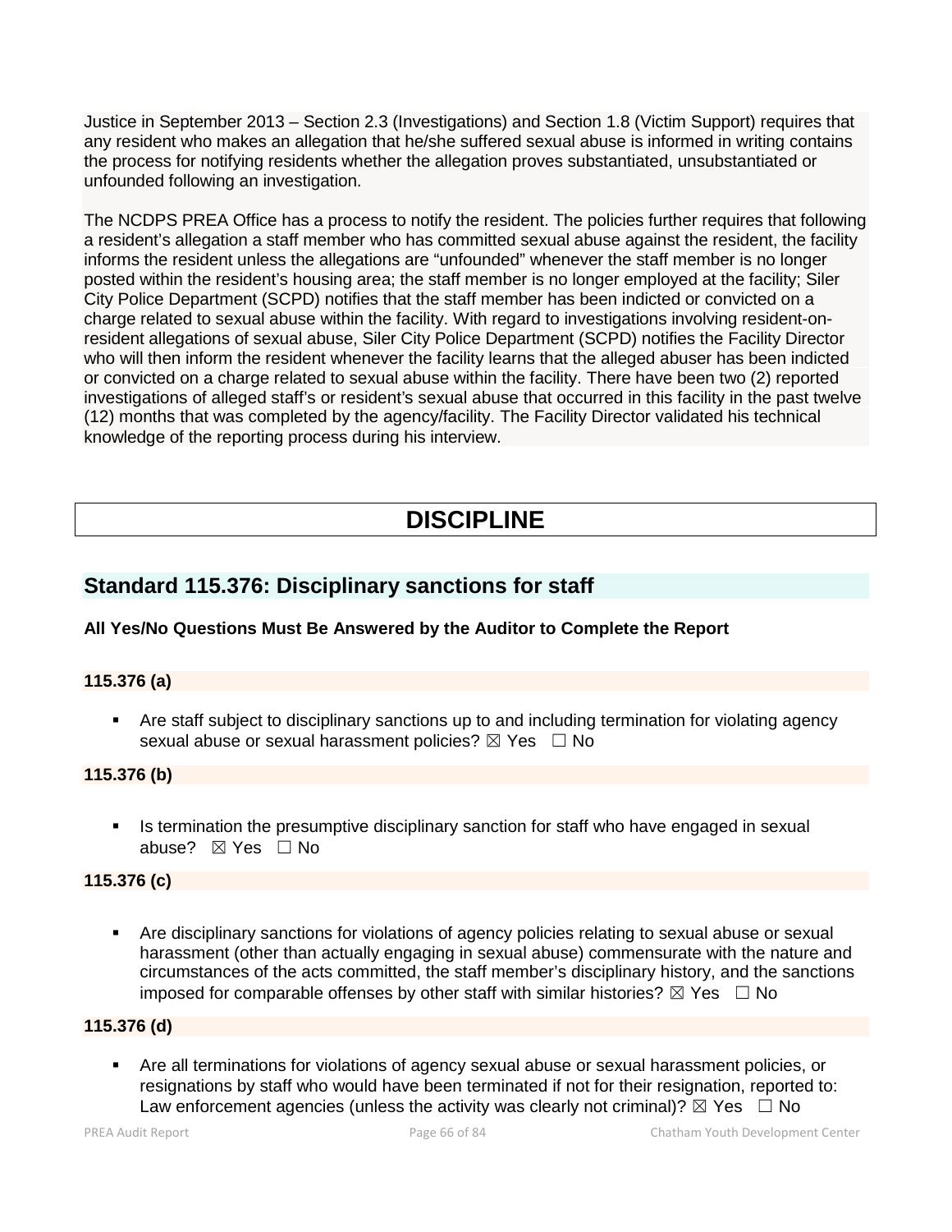Justice in September 2013 – Section 2.3 (Investigations) and Section 1.8 (Victim Support) requires that any resident who makes an allegation that he/she suffered sexual abuse is informed in writing contains the process for notifying residents whether the allegation proves substantiated, unsubstantiated or unfounded following an investigation.

The NCDPS PREA Office has a process to notify the resident. The policies further requires that following a resident's allegation a staff member who has committed sexual abuse against the resident, the facility informs the resident unless the allegations are "unfounded" whenever the staff member is no longer posted within the resident's housing area; the staff member is no longer employed at the facility; Siler City Police Department (SCPD) notifies that the staff member has been indicted or convicted on a charge related to sexual abuse within the facility. With regard to investigations involving resident-on-resident allegations of sexual abuse, Siler City Police Department (SCPD) notifies the Facility Director who will then inform the resident whenever the facility learns that the alleged abuser has been indicted or convicted on a charge related to sexual abuse within the facility. There have been two (2) reported investigations of alleged staff's or resident's sexual abuse that occurred in this facility in the past twelve (12) months that was completed by the agency/facility. The Facility Director validated his technical knowledge of the reporting process during his interview.

# DISCIPLINE

## Standard 115.376: Disciplinary sanctions for staff

**All Yes/No Questions Must Be Answered by the Auditor to Complete the Report**

**115.376 (a)**

- Are staff subject to disciplinary sanctions up to and including termination for violating agency sexual abuse or sexual harassment policies? ☒ Yes ☐ No

**115.376 (b)**

- Is termination the presumptive disciplinary sanction for staff who have engaged in sexual abuse? ☒ Yes ☐ No

**115.376 (c)**

- Are disciplinary sanctions for violations of agency policies relating to sexual abuse or sexual harassment (other than actually engaging in sexual abuse) commensurate with the nature and circumstances of the acts committed, the staff member's disciplinary history, and the sanctions imposed for comparable offenses by other staff with similar histories? ☒ Yes ☐ No

**115.376 (d)**

- Are all terminations for violations of agency sexual abuse or sexual harassment policies, or resignations by staff who would have been terminated if not for their resignation, reported to: Law enforcement agencies (unless the activity was clearly not criminal)? ☒ Yes ☐ No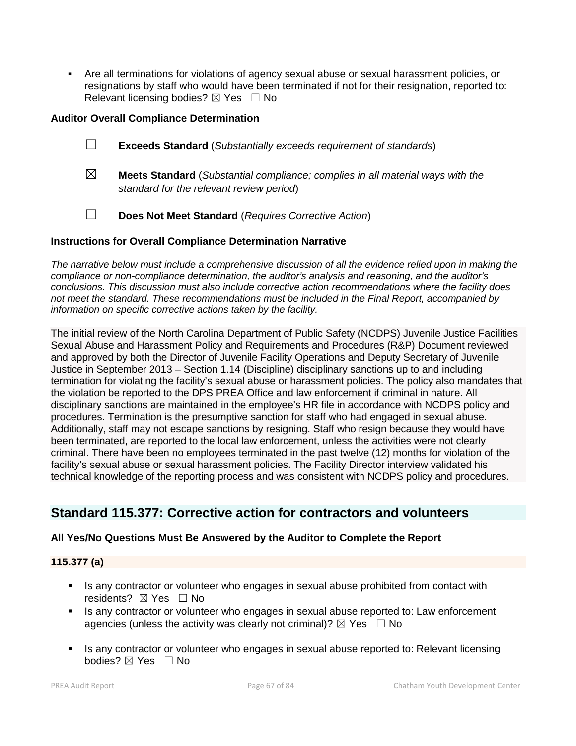- Are all terminations for violations of agency sexual abuse or sexual harassment policies, or resignations by staff who would have been terminated if not for their resignation, reported to: Relevant licensing bodies? ☒ Yes ☐ No

**Auditor Overall Compliance Determination**

☐ **Exceeds Standard** (*Substantially exceeds requirement of standards*)

☒ **Meets Standard** (*Substantial compliance; complies in all material ways with the standard for the relevant review period*)

☐ **Does Not Meet Standard** (*Requires Corrective Action*)

**Instructions for Overall Compliance Determination Narrative**

*The narrative below must include a comprehensive discussion of all the evidence relied upon in making the compliance or non-compliance determination, the auditor's analysis and reasoning, and the auditor's conclusions. This discussion must also include corrective action recommendations where the facility does not meet the standard. These recommendations must be included in the Final Report, accompanied by information on specific corrective actions taken by the facility.*

The initial review of the North Carolina Department of Public Safety (NCDPS) Juvenile Justice Facilities Sexual Abuse and Harassment Policy and Requirements and Procedures (R&P) Document reviewed and approved by both the Director of Juvenile Facility Operations and Deputy Secretary of Juvenile Justice in September 2013 – Section 1.14 (Discipline) disciplinary sanctions up to and including termination for violating the facility's sexual abuse or harassment policies. The policy also mandates that the violation be reported to the DPS PREA Office and law enforcement if criminal in nature. All disciplinary sanctions are maintained in the employee's HR file in accordance with NCDPS policy and procedures. Termination is the presumptive sanction for staff who had engaged in sexual abuse. Additionally, staff may not escape sanctions by resigning. Staff who resign because they would have been terminated, are reported to the local law enforcement, unless the activities were not clearly criminal. There have been no employees terminated in the past twelve (12) months for violation of the facility's sexual abuse or sexual harassment policies. The Facility Director interview validated his technical knowledge of the reporting process and was consistent with NCDPS policy and procedures.

## Standard 115.377: Corrective action for contractors and volunteers

**All Yes/No Questions Must Be Answered by the Auditor to Complete the Report**

**115.377 (a)**

- Is any contractor or volunteer who engages in sexual abuse prohibited from contact with residents? ☒ Yes ☐ No
- Is any contractor or volunteer who engages in sexual abuse reported to: Law enforcement agencies (unless the activity was clearly not criminal)? ☒ Yes ☐ No
- Is any contractor or volunteer who engages in sexual abuse reported to: Relevant licensing bodies? ☒ Yes ☐ No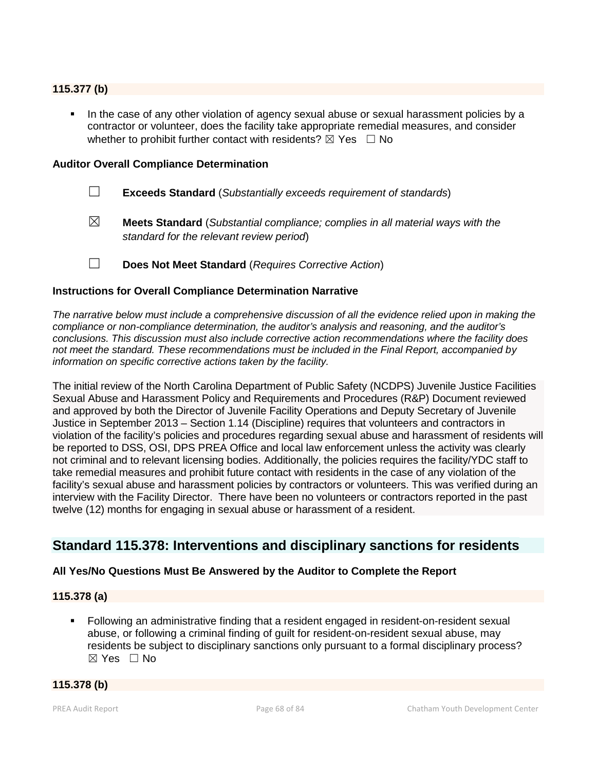**115.377 (b)**

- In the case of any other violation of agency sexual abuse or sexual harassment policies by a contractor or volunteer, does the facility take appropriate remedial measures, and consider whether to prohibit further contact with residents? ☒ Yes ☐ No

**Auditor Overall Compliance Determination**

☐ **Exceeds Standard** (*Substantially exceeds requirement of standards*)

☒ **Meets Standard** (*Substantial compliance; complies in all material ways with the standard for the relevant review period*)

☐ **Does Not Meet Standard** (*Requires Corrective Action*)

**Instructions for Overall Compliance Determination Narrative**

*The narrative below must include a comprehensive discussion of all the evidence relied upon in making the compliance or non-compliance determination, the auditor's analysis and reasoning, and the auditor's conclusions. This discussion must also include corrective action recommendations where the facility does not meet the standard. These recommendations must be included in the Final Report, accompanied by information on specific corrective actions taken by the facility.*

The initial review of the North Carolina Department of Public Safety (NCDPS) Juvenile Justice Facilities Sexual Abuse and Harassment Policy and Requirements and Procedures (R&P) Document reviewed and approved by both the Director of Juvenile Facility Operations and Deputy Secretary of Juvenile Justice in September 2013 – Section 1.14 (Discipline) requires that volunteers and contractors in violation of the facility's policies and procedures regarding sexual abuse and harassment of residents will be reported to DSS, OSI, DPS PREA Office and local law enforcement unless the activity was clearly not criminal and to relevant licensing bodies. Additionally, the policies requires the facility/YDC staff to take remedial measures and prohibit future contact with residents in the case of any violation of the facility's sexual abuse and harassment policies by contractors or volunteers. This was verified during an interview with the Facility Director. There have been no volunteers or contractors reported in the past twelve (12) months for engaging in sexual abuse or harassment of a resident.

## Standard 115.378: Interventions and disciplinary sanctions for residents

**All Yes/No Questions Must Be Answered by the Auditor to Complete the Report**

**115.378 (a)**

- Following an administrative finding that a resident engaged in resident-on-resident sexual abuse, or following a criminal finding of guilt for resident-on-resident sexual abuse, may residents be subject to disciplinary sanctions only pursuant to a formal disciplinary process? ☒ Yes ☐ No

**115.378 (b)**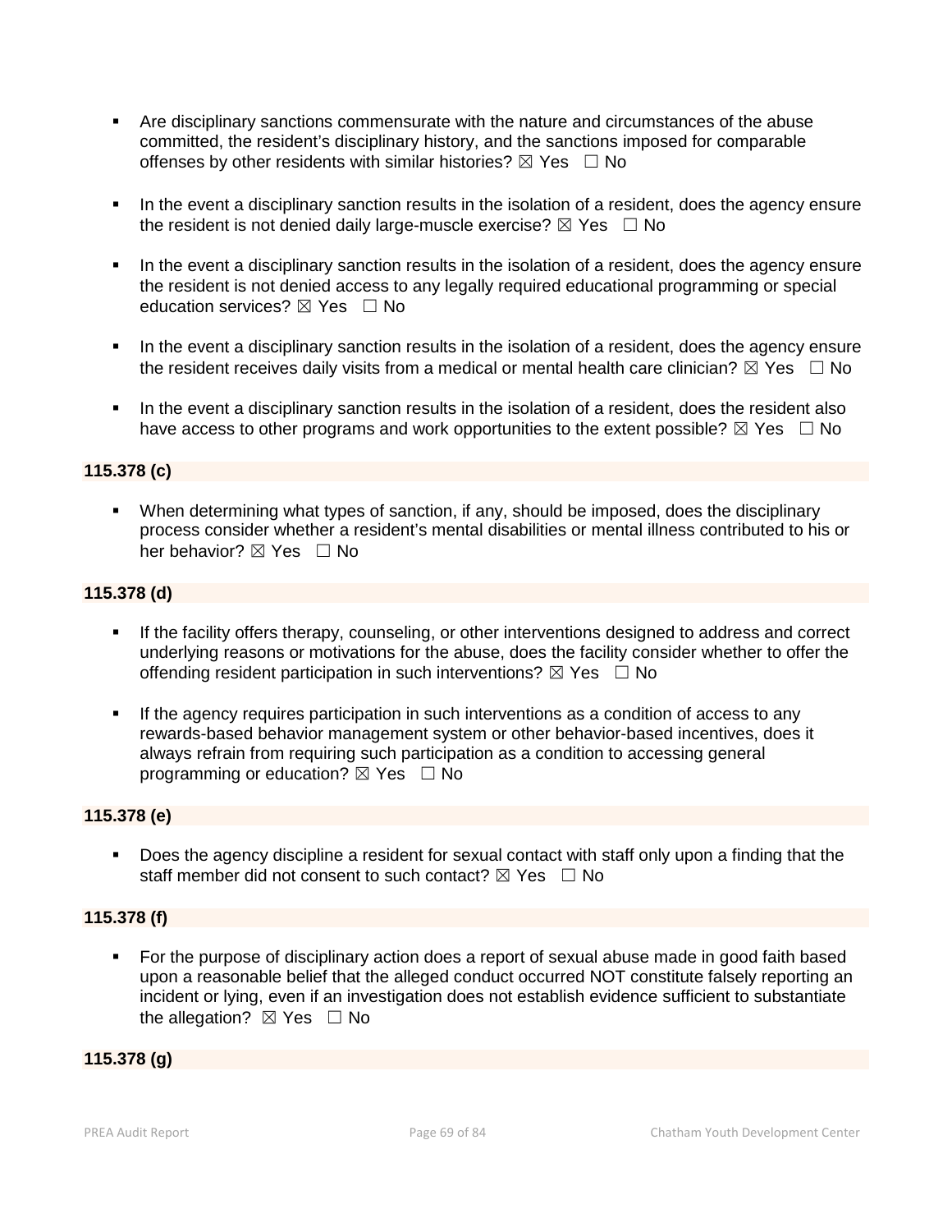- Are disciplinary sanctions commensurate with the nature and circumstances of the abuse committed, the resident's disciplinary history, and the sanctions imposed for comparable offenses by other residents with similar histories? ☒ Yes ☐ No

- In the event a disciplinary sanction results in the isolation of a resident, does the agency ensure the resident is not denied daily large-muscle exercise? ☒ Yes ☐ No

- In the event a disciplinary sanction results in the isolation of a resident, does the agency ensure the resident is not denied access to any legally required educational programming or special education services? ☒ Yes ☐ No

- In the event a disciplinary sanction results in the isolation of a resident, does the agency ensure the resident receives daily visits from a medical or mental health care clinician? ☒ Yes ☐ No

- In the event a disciplinary sanction results in the isolation of a resident, does the resident also have access to other programs and work opportunities to the extent possible? ☒ Yes ☐ No

**115.378 (c)**

- When determining what types of sanction, if any, should be imposed, does the disciplinary process consider whether a resident's mental disabilities or mental illness contributed to his or her behavior? ☒ Yes ☐ No

**115.378 (d)**

- If the facility offers therapy, counseling, or other interventions designed to address and correct underlying reasons or motivations for the abuse, does the facility consider whether to offer the offending resident participation in such interventions? ☒ Yes ☐ No

- If the agency requires participation in such interventions as a condition of access to any rewards-based behavior management system or other behavior-based incentives, does it always refrain from requiring such participation as a condition to accessing general programming or education? ☒ Yes ☐ No

**115.378 (e)**

- Does the agency discipline a resident for sexual contact with staff only upon a finding that the staff member did not consent to such contact? ☒ Yes ☐ No

**115.378 (f)**

- For the purpose of disciplinary action does a report of sexual abuse made in good faith based upon a reasonable belief that the alleged conduct occurred NOT constitute falsely reporting an incident or lying, even if an investigation does not establish evidence sufficient to substantiate the allegation? ☒ Yes ☐ No

**115.378 (g)**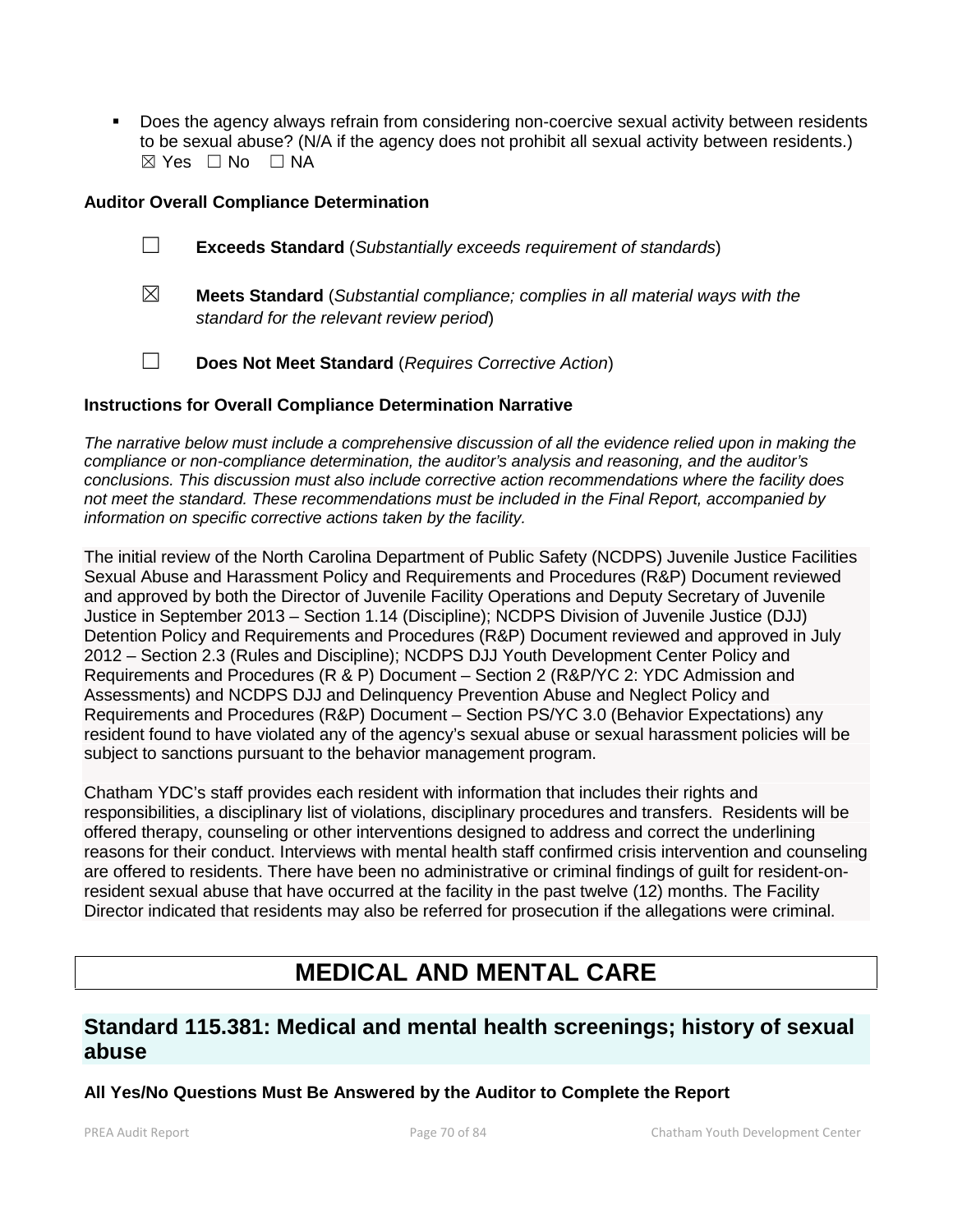- Does the agency always refrain from considering non-coercive sexual activity between residents to be sexual abuse? (N/A if the agency does not prohibit all sexual activity between residents.)
  ☒ Yes ☐ No ☐ NA

**Auditor Overall Compliance Determination**

☐ **Exceeds Standard** (*Substantially exceeds requirement of standards*)

☒ **Meets Standard** (*Substantial compliance; complies in all material ways with the standard for the relevant review period*)

☐ **Does Not Meet Standard** (*Requires Corrective Action*)

**Instructions for Overall Compliance Determination Narrative**

*The narrative below must include a comprehensive discussion of all the evidence relied upon in making the compliance or non-compliance determination, the auditor's analysis and reasoning, and the auditor's conclusions. This discussion must also include corrective action recommendations where the facility does not meet the standard. These recommendations must be included in the Final Report, accompanied by information on specific corrective actions taken by the facility.*

The initial review of the North Carolina Department of Public Safety (NCDPS) Juvenile Justice Facilities Sexual Abuse and Harassment Policy and Requirements and Procedures (R&P) Document reviewed and approved by both the Director of Juvenile Facility Operations and Deputy Secretary of Juvenile Justice in September 2013 – Section 1.14 (Discipline); NCDPS Division of Juvenile Justice (DJJ) Detention Policy and Requirements and Procedures (R&P) Document reviewed and approved in July 2012 – Section 2.3 (Rules and Discipline); NCDPS DJJ Youth Development Center Policy and Requirements and Procedures (R & P) Document – Section 2 (R&P/YC 2: YDC Admission and Assessments) and NCDPS DJJ and Delinquency Prevention Abuse and Neglect Policy and Requirements and Procedures (R&P) Document – Section PS/YC 3.0 (Behavior Expectations) any resident found to have violated any of the agency's sexual abuse or sexual harassment policies will be subject to sanctions pursuant to the behavior management program.

Chatham YDC's staff provides each resident with information that includes their rights and responsibilities, a disciplinary list of violations, disciplinary procedures and transfers. Residents will be offered therapy, counseling or other interventions designed to address and correct the underlining reasons for their conduct. Interviews with mental health staff confirmed crisis intervention and counseling are offered to residents. There have been no administrative or criminal findings of guilt for resident-on-resident sexual abuse that have occurred at the facility in the past twelve (12) months. The Facility Director indicated that residents may also be referred for prosecution if the allegations were criminal.

# MEDICAL AND MENTAL CARE

## Standard 115.381: Medical and mental health screenings; history of sexual abuse

**All Yes/No Questions Must Be Answered by the Auditor to Complete the Report**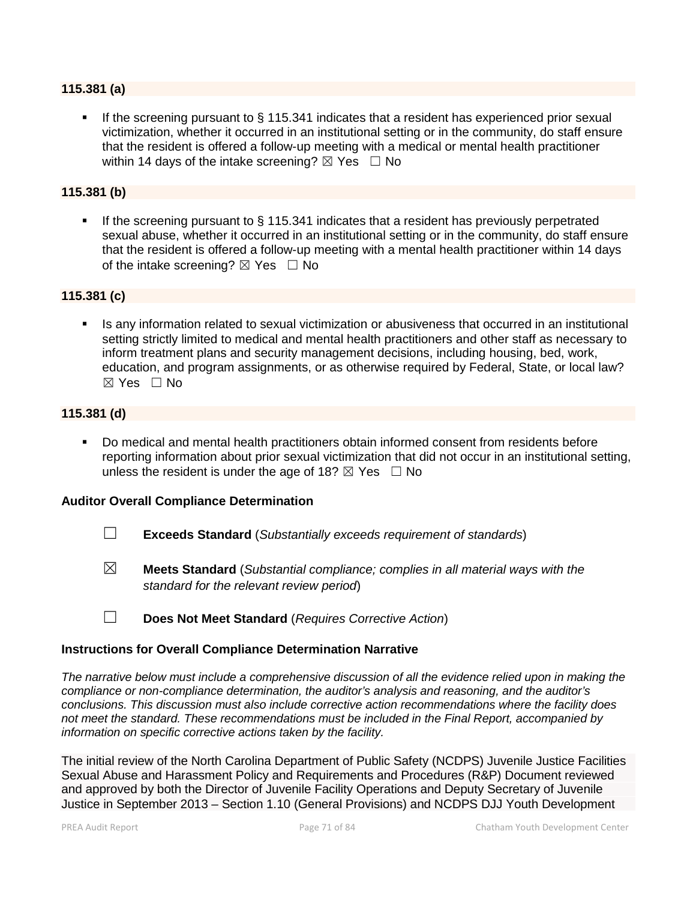**115.381 (a)**

- If the screening pursuant to § 115.341 indicates that a resident has experienced prior sexual victimization, whether it occurred in an institutional setting or in the community, do staff ensure that the resident is offered a follow-up meeting with a medical or mental health practitioner within 14 days of the intake screening? ☒ Yes ☐ No

**115.381 (b)**

- If the screening pursuant to § 115.341 indicates that a resident has previously perpetrated sexual abuse, whether it occurred in an institutional setting or in the community, do staff ensure that the resident is offered a follow-up meeting with a mental health practitioner within 14 days of the intake screening? ☒ Yes ☐ No

**115.381 (c)**

- Is any information related to sexual victimization or abusiveness that occurred in an institutional setting strictly limited to medical and mental health practitioners and other staff as necessary to inform treatment plans and security management decisions, including housing, bed, work, education, and program assignments, or as otherwise required by Federal, State, or local law? ☒ Yes ☐ No

**115.381 (d)**

- Do medical and mental health practitioners obtain informed consent from residents before reporting information about prior sexual victimization that did not occur in an institutional setting, unless the resident is under the age of 18? ☒ Yes ☐ No

**Auditor Overall Compliance Determination**

☐ **Exceeds Standard** (*Substantially exceeds requirement of standards*)

☒ **Meets Standard** (*Substantial compliance; complies in all material ways with the standard for the relevant review period*)

☐ **Does Not Meet Standard** (*Requires Corrective Action*)

**Instructions for Overall Compliance Determination Narrative**

*The narrative below must include a comprehensive discussion of all the evidence relied upon in making the compliance or non-compliance determination, the auditor's analysis and reasoning, and the auditor's conclusions. This discussion must also include corrective action recommendations where the facility does not meet the standard. These recommendations must be included in the Final Report, accompanied by information on specific corrective actions taken by the facility.*

The initial review of the North Carolina Department of Public Safety (NCDPS) Juvenile Justice Facilities Sexual Abuse and Harassment Policy and Requirements and Procedures (R&P) Document reviewed and approved by both the Director of Juvenile Facility Operations and Deputy Secretary of Juvenile Justice in September 2013 – Section 1.10 (General Provisions) and NCDPS DJJ Youth Development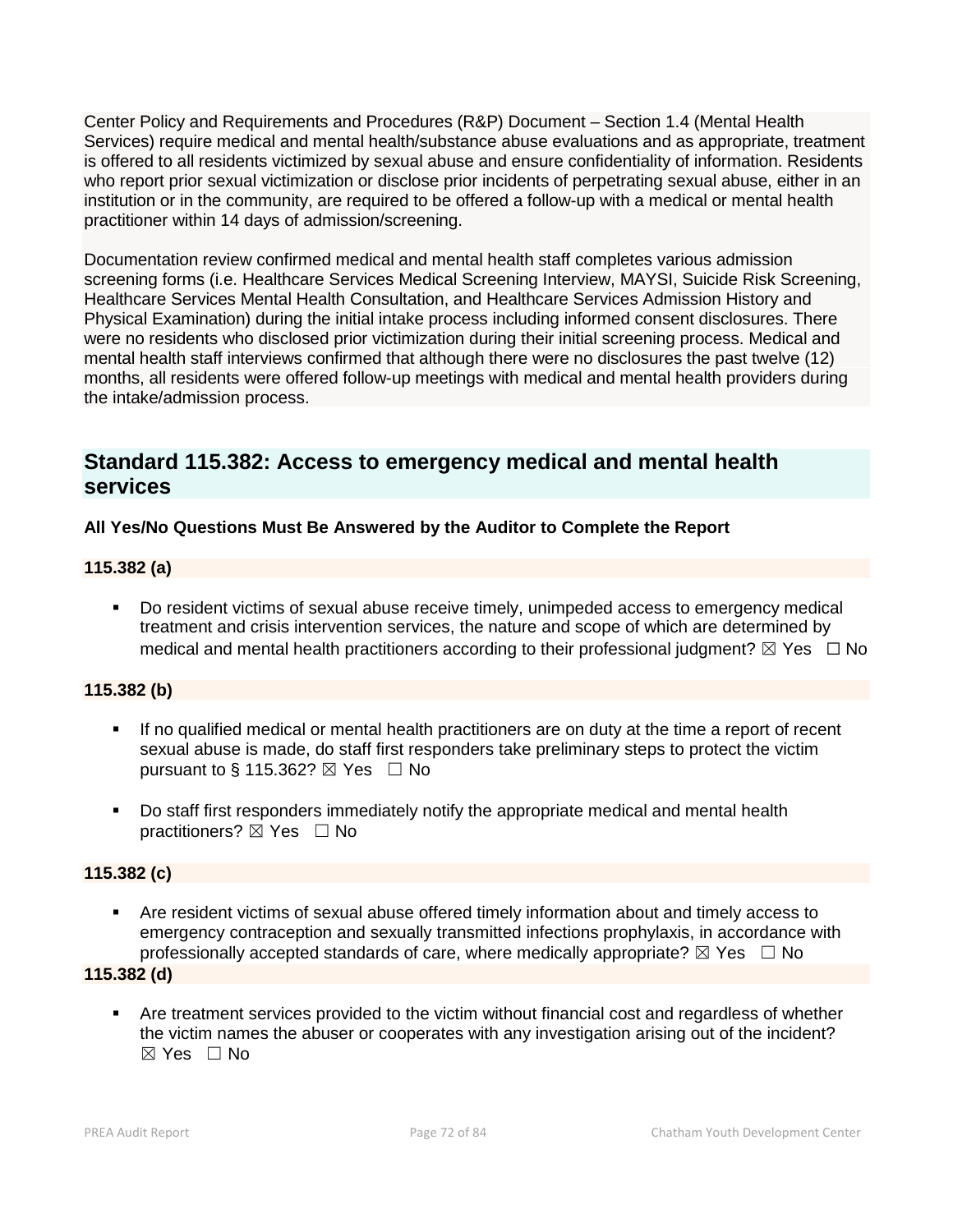Center Policy and Requirements and Procedures (R&P) Document – Section 1.4 (Mental Health Services) require medical and mental health/substance abuse evaluations and as appropriate, treatment is offered to all residents victimized by sexual abuse and ensure confidentiality of information. Residents who report prior sexual victimization or disclose prior incidents of perpetrating sexual abuse, either in an institution or in the community, are required to be offered a follow-up with a medical or mental health practitioner within 14 days of admission/screening.

Documentation review confirmed medical and mental health staff completes various admission screening forms (i.e. Healthcare Services Medical Screening Interview, MAYSI, Suicide Risk Screening, Healthcare Services Mental Health Consultation, and Healthcare Services Admission History and Physical Examination) during the initial intake process including informed consent disclosures. There were no residents who disclosed prior victimization during their initial screening process. Medical and mental health staff interviews confirmed that although there were no disclosures the past twelve (12) months, all residents were offered follow-up meetings with medical and mental health providers during the intake/admission process.

## Standard 115.382: Access to emergency medical and mental health services

**All Yes/No Questions Must Be Answered by the Auditor to Complete the Report**

**115.382 (a)**

- Do resident victims of sexual abuse receive timely, unimpeded access to emergency medical treatment and crisis intervention services, the nature and scope of which are determined by medical and mental health practitioners according to their professional judgment? ☒ Yes ☐ No

**115.382 (b)**

- If no qualified medical or mental health practitioners are on duty at the time a report of recent sexual abuse is made, do staff first responders take preliminary steps to protect the victim pursuant to § 115.362? ☒ Yes ☐ No
- Do staff first responders immediately notify the appropriate medical and mental health practitioners? ☒ Yes ☐ No

**115.382 (c)**

- Are resident victims of sexual abuse offered timely information about and timely access to emergency contraception and sexually transmitted infections prophylaxis, in accordance with professionally accepted standards of care, where medically appropriate? ☒ Yes ☐ No

**115.382 (d)**

- Are treatment services provided to the victim without financial cost and regardless of whether the victim names the abuser or cooperates with any investigation arising out of the incident? ☒ Yes ☐ No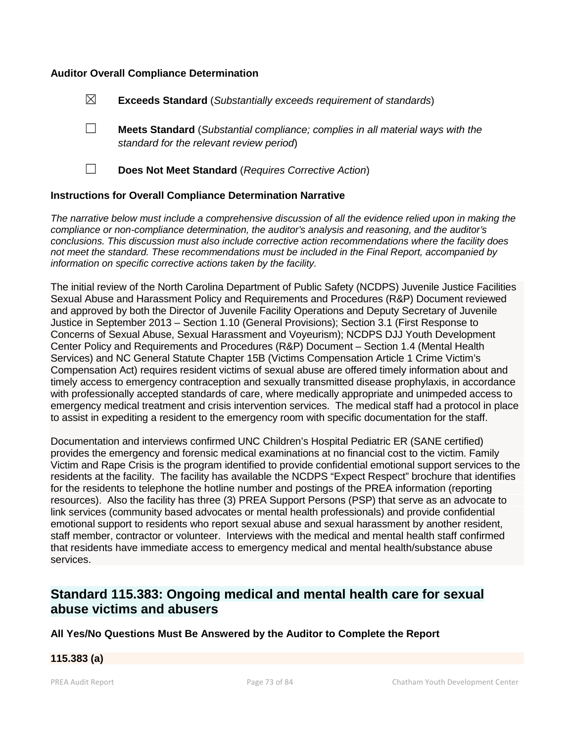**Auditor Overall Compliance Determination**

☒ **Exceeds Standard** (*Substantially exceeds requirement of standards*)

☐ **Meets Standard** (*Substantial compliance; complies in all material ways with the standard for the relevant review period*)

☐ **Does Not Meet Standard** (*Requires Corrective Action*)

**Instructions for Overall Compliance Determination Narrative**

*The narrative below must include a comprehensive discussion of all the evidence relied upon in making the compliance or non-compliance determination, the auditor's analysis and reasoning, and the auditor's conclusions. This discussion must also include corrective action recommendations where the facility does not meet the standard. These recommendations must be included in the Final Report, accompanied by information on specific corrective actions taken by the facility.*

The initial review of the North Carolina Department of Public Safety (NCDPS) Juvenile Justice Facilities Sexual Abuse and Harassment Policy and Requirements and Procedures (R&P) Document reviewed and approved by both the Director of Juvenile Facility Operations and Deputy Secretary of Juvenile Justice in September 2013 – Section 1.10 (General Provisions); Section 3.1 (First Response to Concerns of Sexual Abuse, Sexual Harassment and Voyeurism); NCDPS DJJ Youth Development Center Policy and Requirements and Procedures (R&P) Document – Section 1.4 (Mental Health Services) and NC General Statute Chapter 15B (Victims Compensation Article 1 Crime Victim's Compensation Act) requires resident victims of sexual abuse are offered timely information about and timely access to emergency contraception and sexually transmitted disease prophylaxis, in accordance with professionally accepted standards of care, where medically appropriate and unimpeded access to emergency medical treatment and crisis intervention services. The medical staff had a protocol in place to assist in expediting a resident to the emergency room with specific documentation for the staff.

Documentation and interviews confirmed UNC Children's Hospital Pediatric ER (SANE certified) provides the emergency and forensic medical examinations at no financial cost to the victim. Family Victim and Rape Crisis is the program identified to provide confidential emotional support services to the residents at the facility. The facility has available the NCDPS "Expect Respect" brochure that identifies for the residents to telephone the hotline number and postings of the PREA information (reporting resources). Also the facility has three (3) PREA Support Persons (PSP) that serve as an advocate to link services (community based advocates or mental health professionals) and provide confidential emotional support to residents who report sexual abuse and sexual harassment by another resident, staff member, contractor or volunteer. Interviews with the medical and mental health staff confirmed that residents have immediate access to emergency medical and mental health/substance abuse services.

## Standard 115.383: Ongoing medical and mental health care for sexual abuse victims and abusers

**All Yes/No Questions Must Be Answered by the Auditor to Complete the Report**

**115.383 (a)**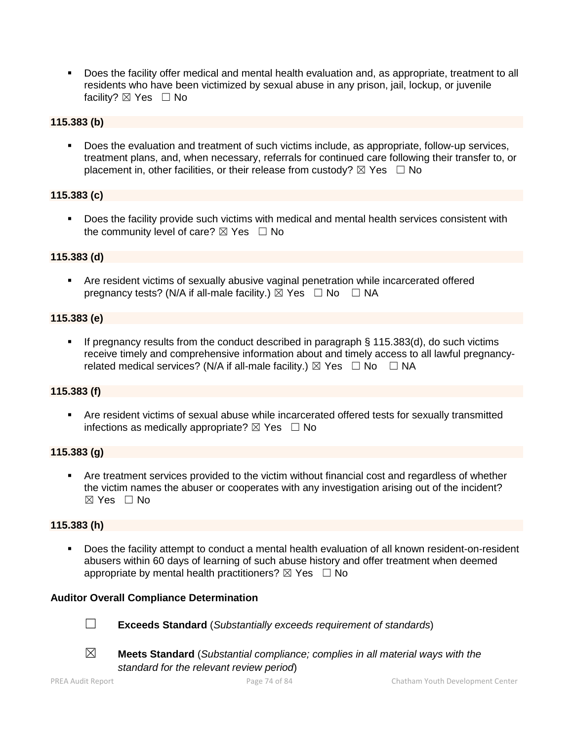- Does the facility offer medical and mental health evaluation and, as appropriate, treatment to all residents who have been victimized by sexual abuse in any prison, jail, lockup, or juvenile facility? ☒ Yes ☐ No

**115.383 (b)**

- Does the evaluation and treatment of such victims include, as appropriate, follow-up services, treatment plans, and, when necessary, referrals for continued care following their transfer to, or placement in, other facilities, or their release from custody? ☒ Yes ☐ No

**115.383 (c)**

- Does the facility provide such victims with medical and mental health services consistent with the community level of care? ☒ Yes ☐ No

**115.383 (d)**

- Are resident victims of sexually abusive vaginal penetration while incarcerated offered pregnancy tests? (N/A if all-male facility.) ☒ Yes ☐ No ☐ NA

**115.383 (e)**

- If pregnancy results from the conduct described in paragraph § 115.383(d), do such victims receive timely and comprehensive information about and timely access to all lawful pregnancy-related medical services? (N/A if all-male facility.) ☒ Yes ☐ No ☐ NA

**115.383 (f)**

- Are resident victims of sexual abuse while incarcerated offered tests for sexually transmitted infections as medically appropriate? ☒ Yes ☐ No

**115.383 (g)**

- Are treatment services provided to the victim without financial cost and regardless of whether the victim names the abuser or cooperates with any investigation arising out of the incident? ☒ Yes ☐ No

**115.383 (h)**

- Does the facility attempt to conduct a mental health evaluation of all known resident-on-resident abusers within 60 days of learning of such abuse history and offer treatment when deemed appropriate by mental health practitioners? ☒ Yes ☐ No

**Auditor Overall Compliance Determination**

☐ **Exceeds Standard** (*Substantially exceeds requirement of standards*)

☒ **Meets Standard** (*Substantial compliance; complies in all material ways with the standard for the relevant review period*)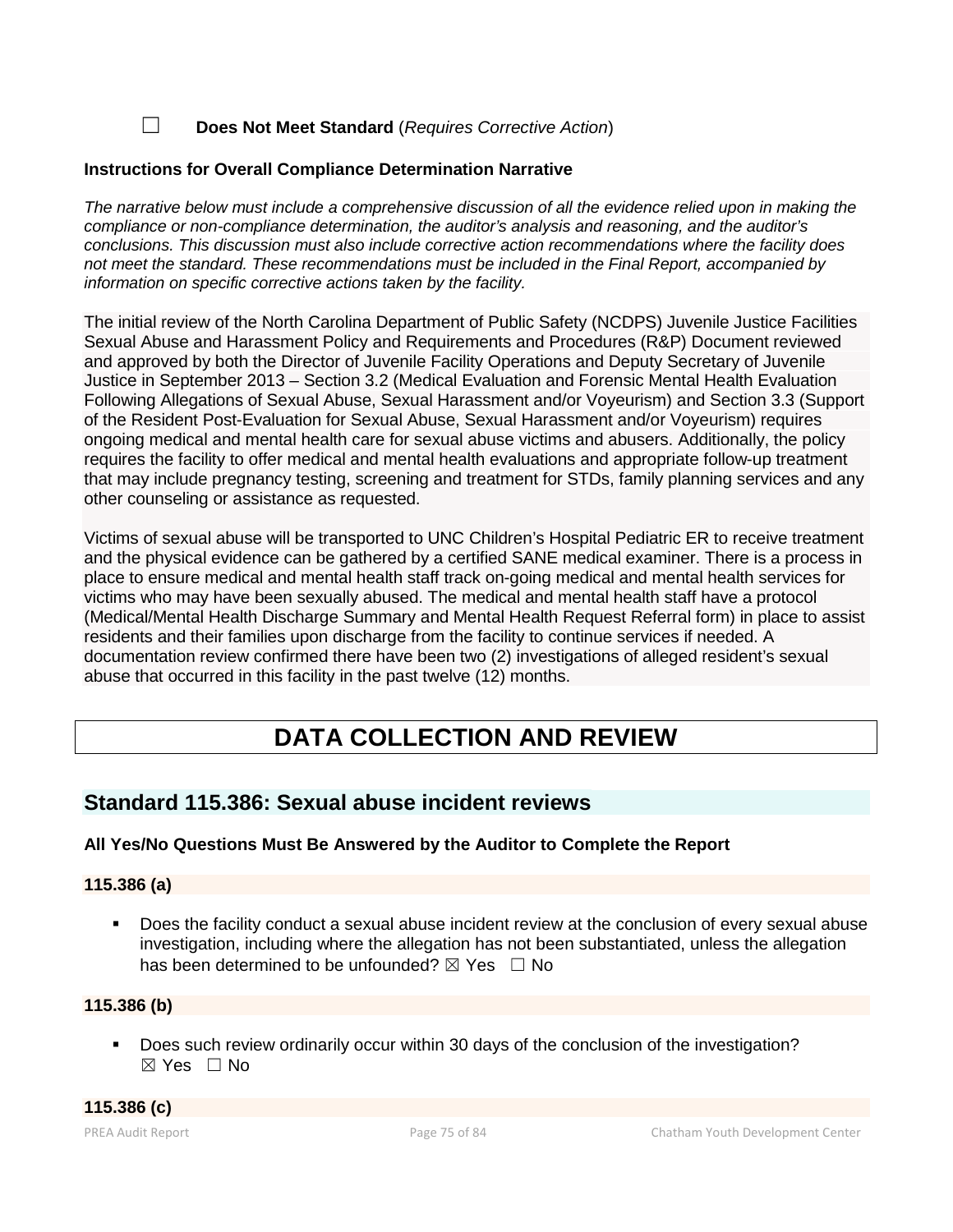☐ **Does Not Meet Standard** (*Requires Corrective Action*)

**Instructions for Overall Compliance Determination Narrative**

*The narrative below must include a comprehensive discussion of all the evidence relied upon in making the compliance or non-compliance determination, the auditor's analysis and reasoning, and the auditor's conclusions. This discussion must also include corrective action recommendations where the facility does not meet the standard. These recommendations must be included in the Final Report, accompanied by information on specific corrective actions taken by the facility.*

The initial review of the North Carolina Department of Public Safety (NCDPS) Juvenile Justice Facilities Sexual Abuse and Harassment Policy and Requirements and Procedures (R&P) Document reviewed and approved by both the Director of Juvenile Facility Operations and Deputy Secretary of Juvenile Justice in September 2013 – Section 3.2 (Medical Evaluation and Forensic Mental Health Evaluation Following Allegations of Sexual Abuse, Sexual Harassment and/or Voyeurism) and Section 3.3 (Support of the Resident Post-Evaluation for Sexual Abuse, Sexual Harassment and/or Voyeurism) requires ongoing medical and mental health care for sexual abuse victims and abusers. Additionally, the policy requires the facility to offer medical and mental health evaluations and appropriate follow-up treatment that may include pregnancy testing, screening and treatment for STDs, family planning services and any other counseling or assistance as requested.

Victims of sexual abuse will be transported to UNC Children's Hospital Pediatric ER to receive treatment and the physical evidence can be gathered by a certified SANE medical examiner. There is a process in place to ensure medical and mental health staff track on-going medical and mental health services for victims who may have been sexually abused. The medical and mental health staff have a protocol (Medical/Mental Health Discharge Summary and Mental Health Request Referral form) in place to assist residents and their families upon discharge from the facility to continue services if needed. A documentation review confirmed there have been two (2) investigations of alleged resident's sexual abuse that occurred in this facility in the past twelve (12) months.

# DATA COLLECTION AND REVIEW

## Standard 115.386: Sexual abuse incident reviews

**All Yes/No Questions Must Be Answered by the Auditor to Complete the Report**

**115.386 (a)**

- Does the facility conduct a sexual abuse incident review at the conclusion of every sexual abuse investigation, including where the allegation has not been substantiated, unless the allegation has been determined to be unfounded? ☒ Yes ☐ No

**115.386 (b)**

- Does such review ordinarily occur within 30 days of the conclusion of the investigation? ☒ Yes ☐ No

**115.386 (c)**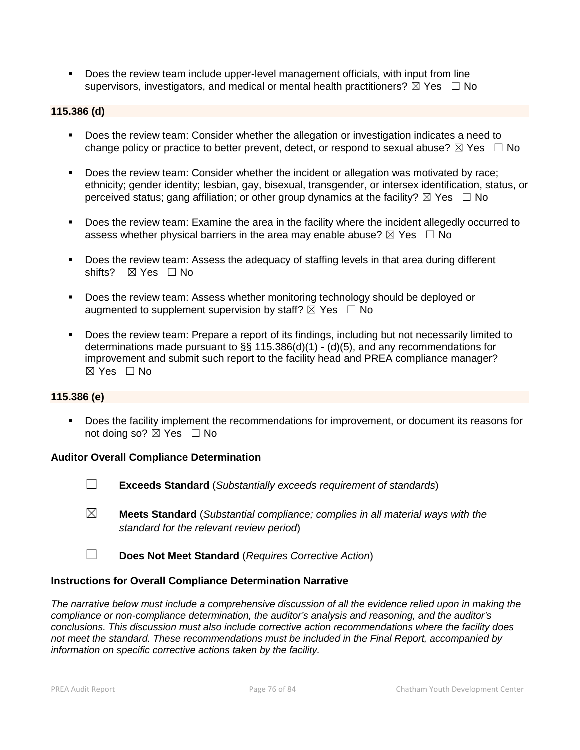- Does the review team include upper-level management officials, with input from line supervisors, investigators, and medical or mental health practitioners? ☒ Yes ☐ No

**115.386 (d)**

- Does the review team: Consider whether the allegation or investigation indicates a need to change policy or practice to better prevent, detect, or respond to sexual abuse? ☒ Yes ☐ No
- Does the review team: Consider whether the incident or allegation was motivated by race; ethnicity; gender identity; lesbian, gay, bisexual, transgender, or intersex identification, status, or perceived status; gang affiliation; or other group dynamics at the facility? ☒ Yes ☐ No
- Does the review team: Examine the area in the facility where the incident allegedly occurred to assess whether physical barriers in the area may enable abuse? ☒ Yes ☐ No
- Does the review team: Assess the adequacy of staffing levels in that area during different shifts? ☒ Yes ☐ No
- Does the review team: Assess whether monitoring technology should be deployed or augmented to supplement supervision by staff? ☒ Yes ☐ No
- Does the review team: Prepare a report of its findings, including but not necessarily limited to determinations made pursuant to §§ 115.386(d)(1) - (d)(5), and any recommendations for improvement and submit such report to the facility head and PREA compliance manager? ☒ Yes ☐ No

**115.386 (e)**

- Does the facility implement the recommendations for improvement, or document its reasons for not doing so? ☒ Yes ☐ No

**Auditor Overall Compliance Determination**

☐ **Exceeds Standard** (*Substantially exceeds requirement of standards*)

☒ **Meets Standard** (*Substantial compliance; complies in all material ways with the standard for the relevant review period*)

☐ **Does Not Meet Standard** (*Requires Corrective Action*)

**Instructions for Overall Compliance Determination Narrative**

*The narrative below must include a comprehensive discussion of all the evidence relied upon in making the compliance or non-compliance determination, the auditor's analysis and reasoning, and the auditor's conclusions. This discussion must also include corrective action recommendations where the facility does not meet the standard. These recommendations must be included in the Final Report, accompanied by information on specific corrective actions taken by the facility.*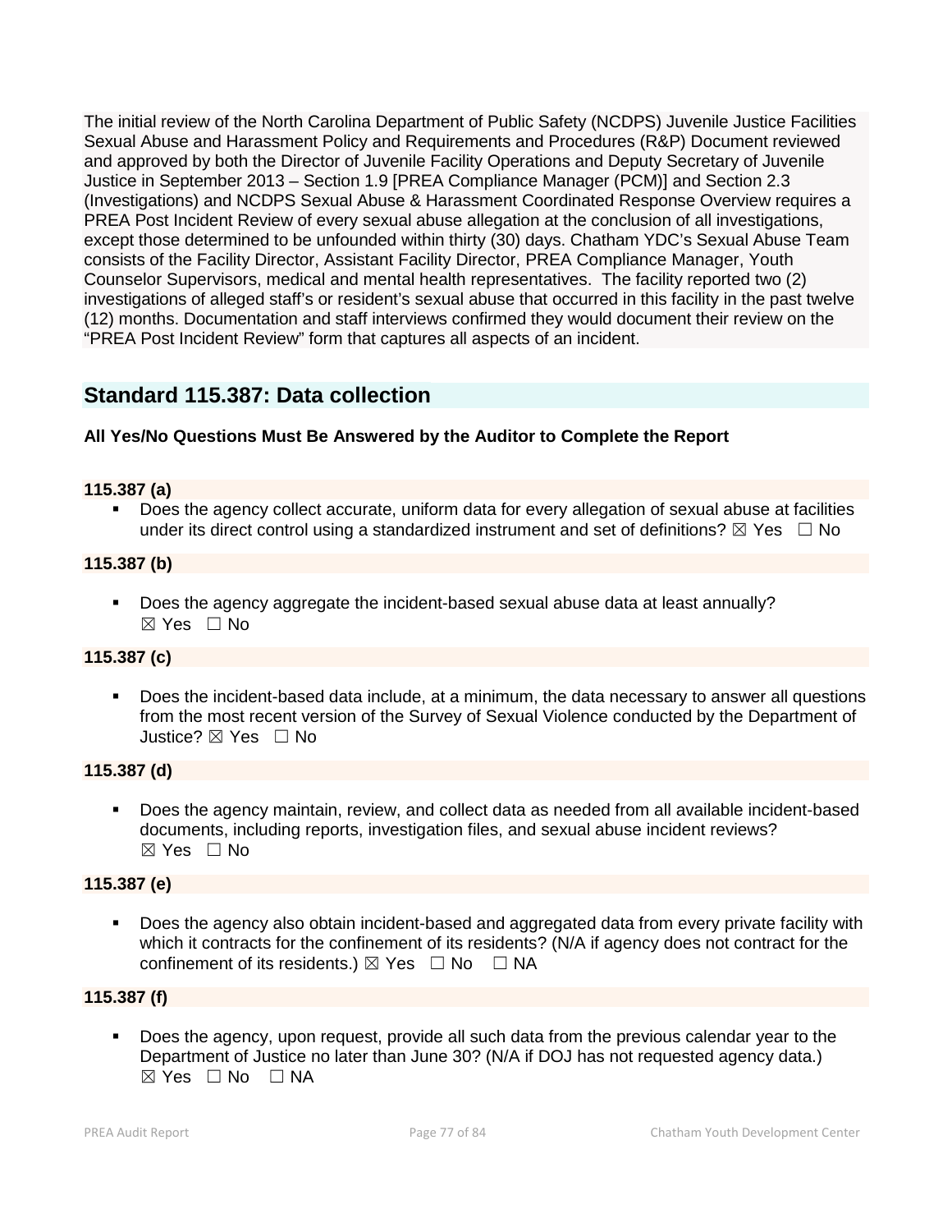The initial review of the North Carolina Department of Public Safety (NCDPS) Juvenile Justice Facilities Sexual Abuse and Harassment Policy and Requirements and Procedures (R&P) Document reviewed and approved by both the Director of Juvenile Facility Operations and Deputy Secretary of Juvenile Justice in September 2013 – Section 1.9 [PREA Compliance Manager (PCM)] and Section 2.3 (Investigations) and NCDPS Sexual Abuse & Harassment Coordinated Response Overview requires a PREA Post Incident Review of every sexual abuse allegation at the conclusion of all investigations, except those determined to be unfounded within thirty (30) days. Chatham YDC's Sexual Abuse Team consists of the Facility Director, Assistant Facility Director, PREA Compliance Manager, Youth Counselor Supervisors, medical and mental health representatives. The facility reported two (2) investigations of alleged staff's or resident's sexual abuse that occurred in this facility in the past twelve (12) months. Documentation and staff interviews confirmed they would document their review on the "PREA Post Incident Review" form that captures all aspects of an incident.

## Standard 115.387: Data collection

**All Yes/No Questions Must Be Answered by the Auditor to Complete the Report**

**115.387 (a)**

- Does the agency collect accurate, uniform data for every allegation of sexual abuse at facilities under its direct control using a standardized instrument and set of definitions? ☒ Yes ☐ No

**115.387 (b)**

- Does the agency aggregate the incident-based sexual abuse data at least annually? ☒ Yes ☐ No

**115.387 (c)**

- Does the incident-based data include, at a minimum, the data necessary to answer all questions from the most recent version of the Survey of Sexual Violence conducted by the Department of Justice? ☒ Yes ☐ No

**115.387 (d)**

- Does the agency maintain, review, and collect data as needed from all available incident-based documents, including reports, investigation files, and sexual abuse incident reviews? ☒ Yes ☐ No

**115.387 (e)**

- Does the agency also obtain incident-based and aggregated data from every private facility with which it contracts for the confinement of its residents? (N/A if agency does not contract for the confinement of its residents.) ☒ Yes ☐ No ☐ NA

**115.387 (f)**

- Does the agency, upon request, provide all such data from the previous calendar year to the Department of Justice no later than June 30? (N/A if DOJ has not requested agency data.) ☒ Yes ☐ No ☐ NA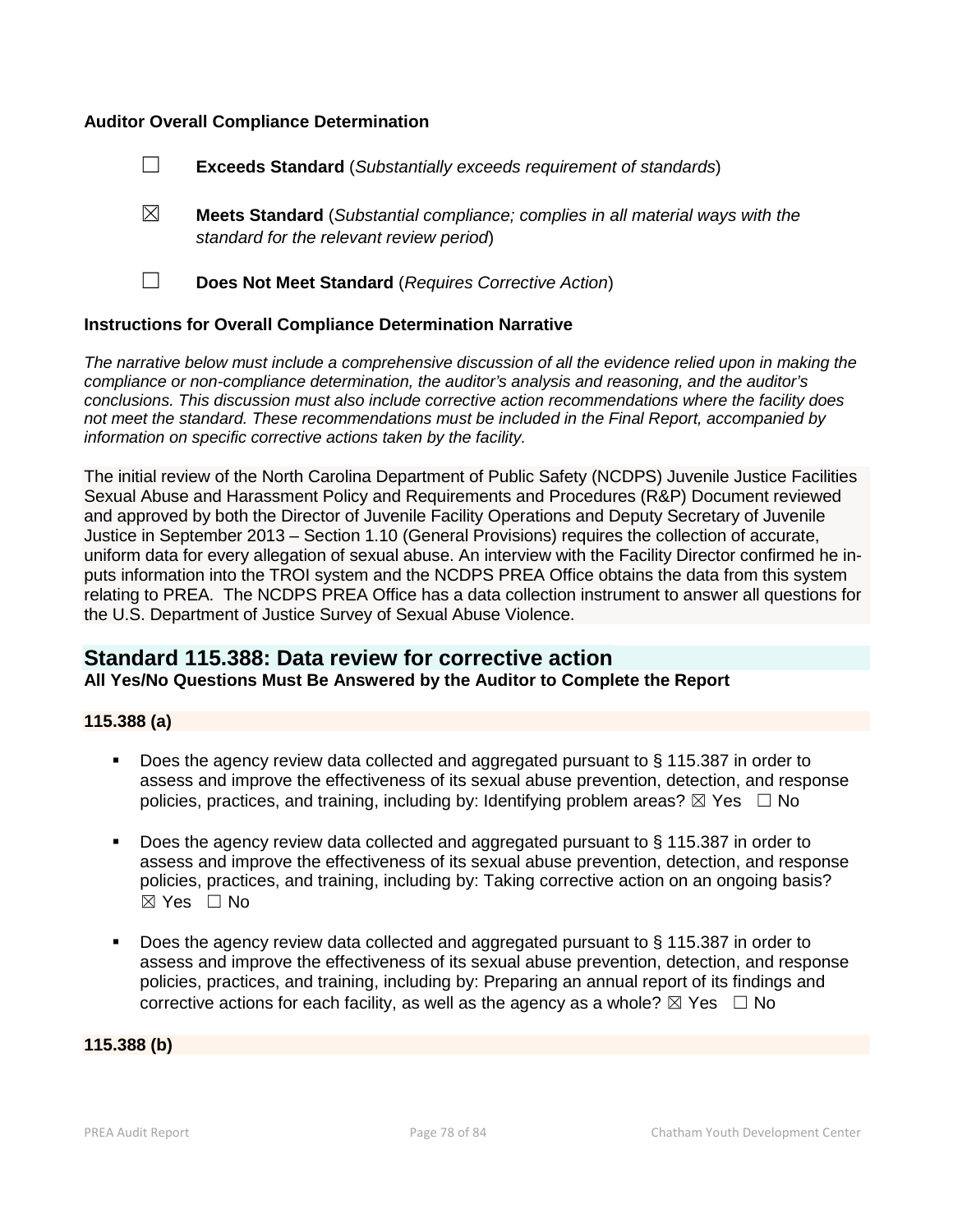**Auditor Overall Compliance Determination**

☐ **Exceeds Standard** (*Substantially exceeds requirement of standards*)

☒ **Meets Standard** (*Substantial compliance; complies in all material ways with the standard for the relevant review period*)

☐ **Does Not Meet Standard** (*Requires Corrective Action*)

**Instructions for Overall Compliance Determination Narrative**

*The narrative below must include a comprehensive discussion of all the evidence relied upon in making the compliance or non-compliance determination, the auditor's analysis and reasoning, and the auditor's conclusions. This discussion must also include corrective action recommendations where the facility does not meet the standard. These recommendations must be included in the Final Report, accompanied by information on specific corrective actions taken by the facility.*

The initial review of the North Carolina Department of Public Safety (NCDPS) Juvenile Justice Facilities Sexual Abuse and Harassment Policy and Requirements and Procedures (R&P) Document reviewed and approved by both the Director of Juvenile Facility Operations and Deputy Secretary of Juvenile Justice in September 2013 – Section 1.10 (General Provisions) requires the collection of accurate, uniform data for every allegation of sexual abuse. An interview with the Facility Director confirmed he in-puts information into the TROI system and the NCDPS PREA Office obtains the data from this system relating to PREA. The NCDPS PREA Office has a data collection instrument to answer all questions for the U.S. Department of Justice Survey of Sexual Abuse Violence.

## Standard 115.388: Data review for corrective action

**All Yes/No Questions Must Be Answered by the Auditor to Complete the Report**

**115.388 (a)**

- Does the agency review data collected and aggregated pursuant to § 115.387 in order to assess and improve the effectiveness of its sexual abuse prevention, detection, and response policies, practices, and training, including by: Identifying problem areas? ☒ Yes ☐ No
- Does the agency review data collected and aggregated pursuant to § 115.387 in order to assess and improve the effectiveness of its sexual abuse prevention, detection, and response policies, practices, and training, including by: Taking corrective action on an ongoing basis? ☒ Yes ☐ No
- Does the agency review data collected and aggregated pursuant to § 115.387 in order to assess and improve the effectiveness of its sexual abuse prevention, detection, and response policies, practices, and training, including by: Preparing an annual report of its findings and corrective actions for each facility, as well as the agency as a whole? ☒ Yes ☐ No

**115.388 (b)**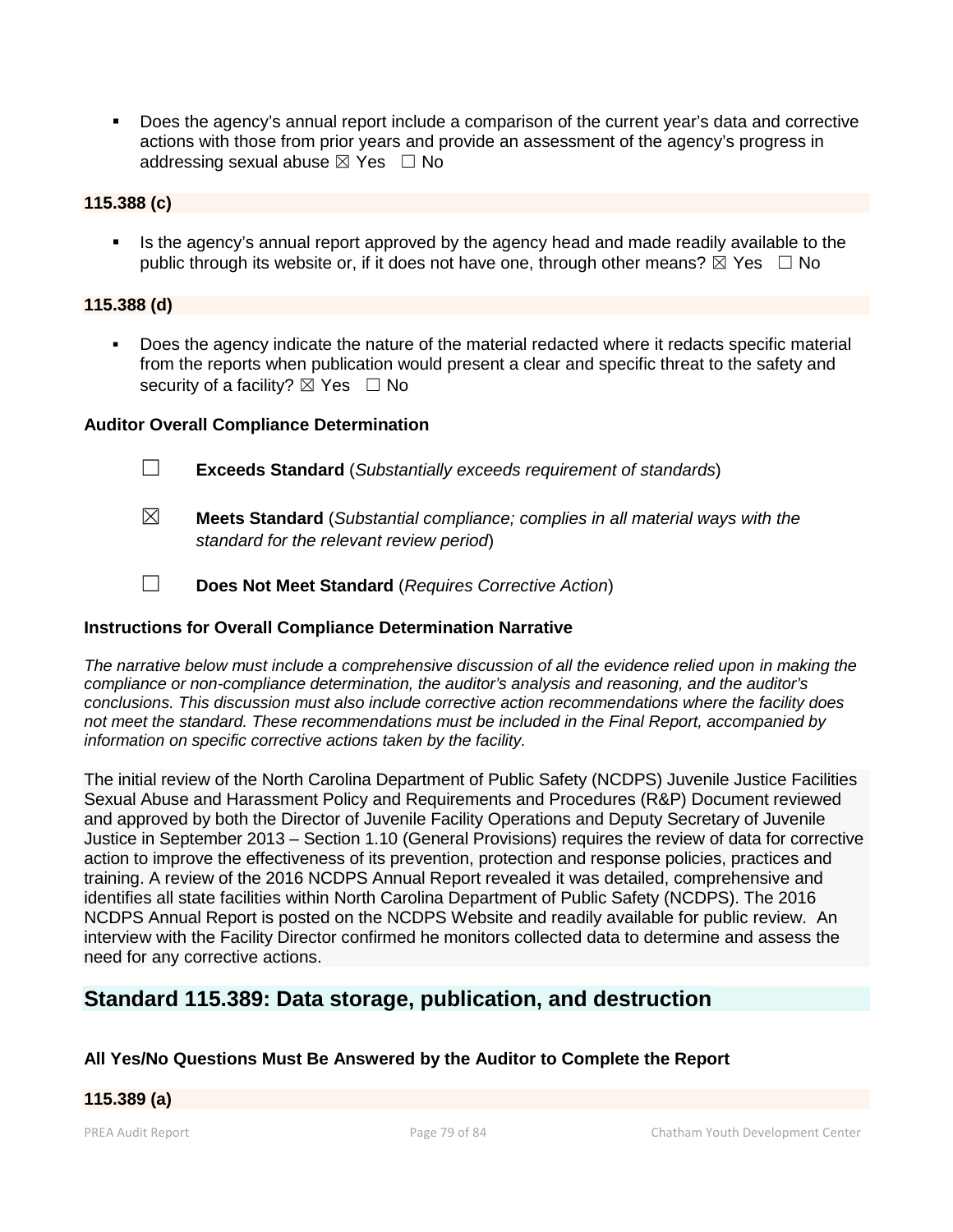- Does the agency's annual report include a comparison of the current year's data and corrective actions with those from prior years and provide an assessment of the agency's progress in addressing sexual abuse ☒ Yes ☐ No

**115.388 (c)**

- Is the agency's annual report approved by the agency head and made readily available to the public through its website or, if it does not have one, through other means? ☒ Yes ☐ No

**115.388 (d)**

- Does the agency indicate the nature of the material redacted where it redacts specific material from the reports when publication would present a clear and specific threat to the safety and security of a facility? ☒ Yes ☐ No

**Auditor Overall Compliance Determination**

☐ **Exceeds Standard** (*Substantially exceeds requirement of standards*)

☒ **Meets Standard** (*Substantial compliance; complies in all material ways with the standard for the relevant review period*)

☐ **Does Not Meet Standard** (*Requires Corrective Action*)

**Instructions for Overall Compliance Determination Narrative**

*The narrative below must include a comprehensive discussion of all the evidence relied upon in making the compliance or non-compliance determination, the auditor's analysis and reasoning, and the auditor's conclusions. This discussion must also include corrective action recommendations where the facility does not meet the standard. These recommendations must be included in the Final Report, accompanied by information on specific corrective actions taken by the facility.*

The initial review of the North Carolina Department of Public Safety (NCDPS) Juvenile Justice Facilities Sexual Abuse and Harassment Policy and Requirements and Procedures (R&P) Document reviewed and approved by both the Director of Juvenile Facility Operations and Deputy Secretary of Juvenile Justice in September 2013 – Section 1.10 (General Provisions) requires the review of data for corrective action to improve the effectiveness of its prevention, protection and response policies, practices and training. A review of the 2016 NCDPS Annual Report revealed it was detailed, comprehensive and identifies all state facilities within North Carolina Department of Public Safety (NCDPS). The 2016 NCDPS Annual Report is posted on the NCDPS Website and readily available for public review. An interview with the Facility Director confirmed he monitors collected data to determine and assess the need for any corrective actions.

## Standard 115.389: Data storage, publication, and destruction

**All Yes/No Questions Must Be Answered by the Auditor to Complete the Report**

**115.389 (a)**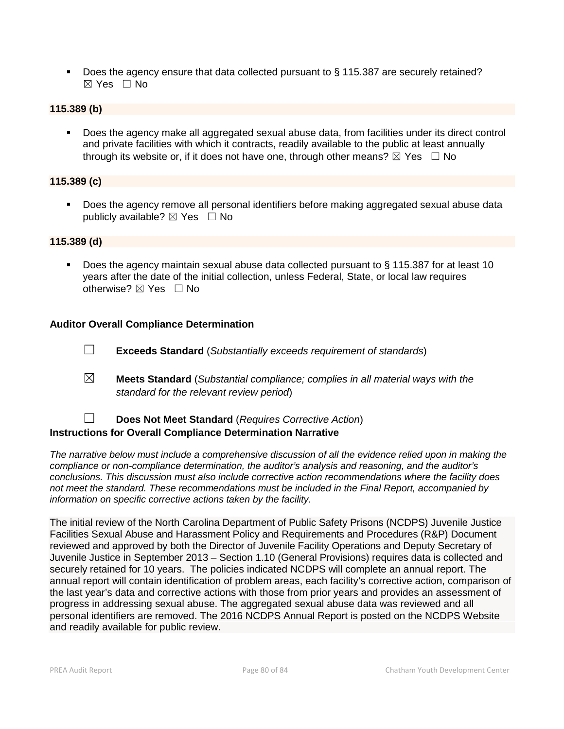- Does the agency ensure that data collected pursuant to § 115.387 are securely retained? ☒ Yes ☐ No

**115.389 (b)**

- Does the agency make all aggregated sexual abuse data, from facilities under its direct control and private facilities with which it contracts, readily available to the public at least annually through its website or, if it does not have one, through other means? ☒ Yes ☐ No

**115.389 (c)**

- Does the agency remove all personal identifiers before making aggregated sexual abuse data publicly available? ☒ Yes ☐ No

**115.389 (d)**

- Does the agency maintain sexual abuse data collected pursuant to § 115.387 for at least 10 years after the date of the initial collection, unless Federal, State, or local law requires otherwise? ☒ Yes ☐ No

**Auditor Overall Compliance Determination**

☐ **Exceeds Standard** (*Substantially exceeds requirement of standards*)

☒ **Meets Standard** (*Substantial compliance; complies in all material ways with the standard for the relevant review period*)

☐ **Does Not Meet Standard** (*Requires Corrective Action*)

**Instructions for Overall Compliance Determination Narrative**

*The narrative below must include a comprehensive discussion of all the evidence relied upon in making the compliance or non-compliance determination, the auditor's analysis and reasoning, and the auditor's conclusions. This discussion must also include corrective action recommendations where the facility does not meet the standard. These recommendations must be included in the Final Report, accompanied by information on specific corrective actions taken by the facility.*

The initial review of the North Carolina Department of Public Safety Prisons (NCDPS) Juvenile Justice Facilities Sexual Abuse and Harassment Policy and Requirements and Procedures (R&P) Document reviewed and approved by both the Director of Juvenile Facility Operations and Deputy Secretary of Juvenile Justice in September 2013 – Section 1.10 (General Provisions) requires data is collected and securely retained for 10 years. The policies indicated NCDPS will complete an annual report. The annual report will contain identification of problem areas, each facility's corrective action, comparison of the last year's data and corrective actions with those from prior years and provides an assessment of progress in addressing sexual abuse. The aggregated sexual abuse data was reviewed and all personal identifiers are removed. The 2016 NCDPS Annual Report is posted on the NCDPS Website and readily available for public review.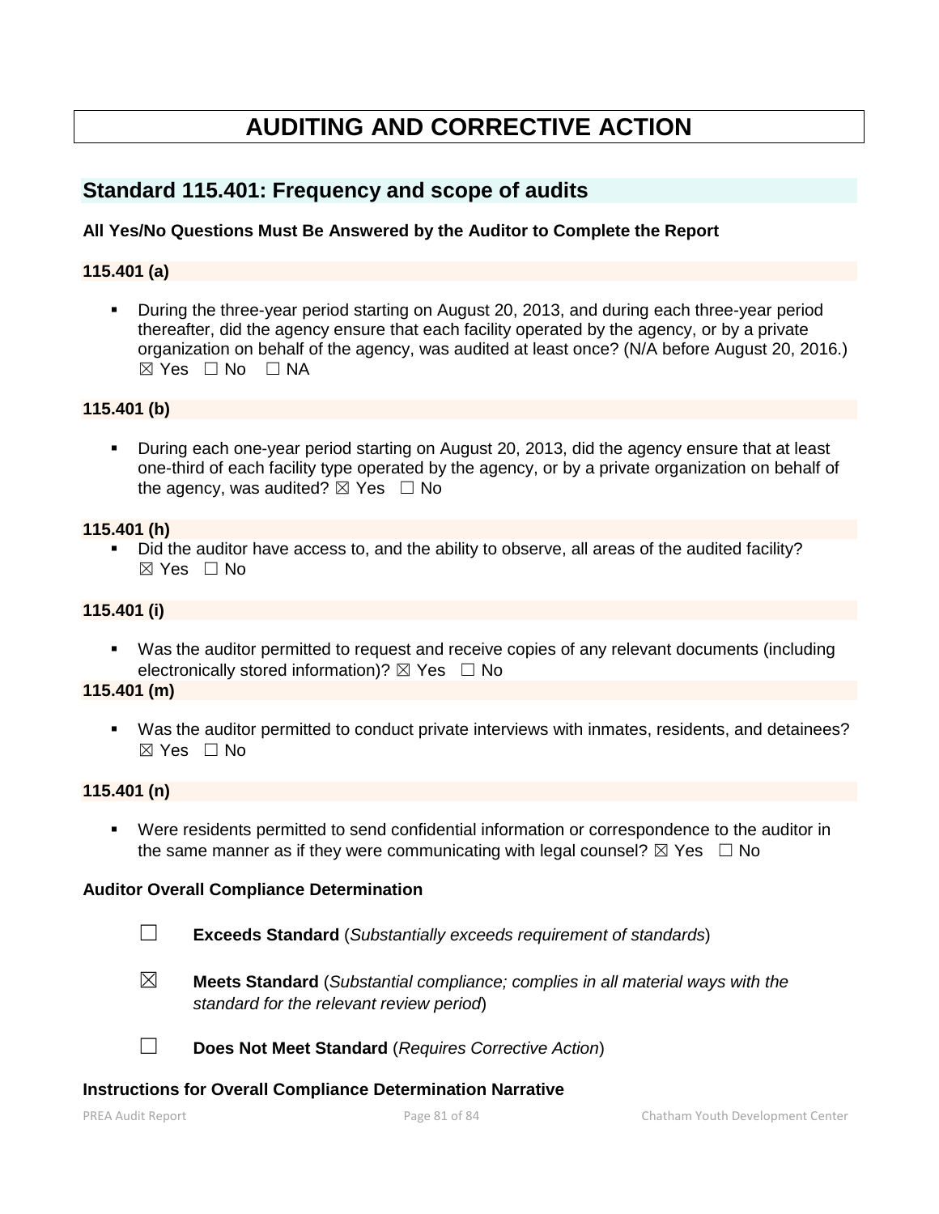# AUDITING AND CORRECTIVE ACTION

## Standard 115.401: Frequency and scope of audits

**All Yes/No Questions Must Be Answered by the Auditor to Complete the Report**

### 115.401 (a)

- During the three-year period starting on August 20, 2013, and during each three-year period thereafter, did the agency ensure that each facility operated by the agency, or by a private organization on behalf of the agency, was audited at least once? (N/A before August 20, 2016.) ☒ Yes ☐ No ☐ NA

### 115.401 (b)

- During each one-year period starting on August 20, 2013, did the agency ensure that at least one-third of each facility type operated by the agency, or by a private organization on behalf of the agency, was audited? ☒ Yes ☐ No

### 115.401 (h)

- Did the auditor have access to, and the ability to observe, all areas of the audited facility? ☒ Yes ☐ No

### 115.401 (i)

- Was the auditor permitted to request and receive copies of any relevant documents (including electronically stored information)? ☒ Yes ☐ No

### 115.401 (m)

- Was the auditor permitted to conduct private interviews with inmates, residents, and detainees? ☒ Yes ☐ No

### 115.401 (n)

- Were residents permitted to send confidential information or correspondence to the auditor in the same manner as if they were communicating with legal counsel? ☒ Yes ☐ No

**Auditor Overall Compliance Determination**

☐ **Exceeds Standard** (*Substantially exceeds requirement of standards*)

☒ **Meets Standard** (*Substantial compliance; complies in all material ways with the standard for the relevant review period*)

☐ **Does Not Meet Standard** (*Requires Corrective Action*)

**Instructions for Overall Compliance Determination Narrative**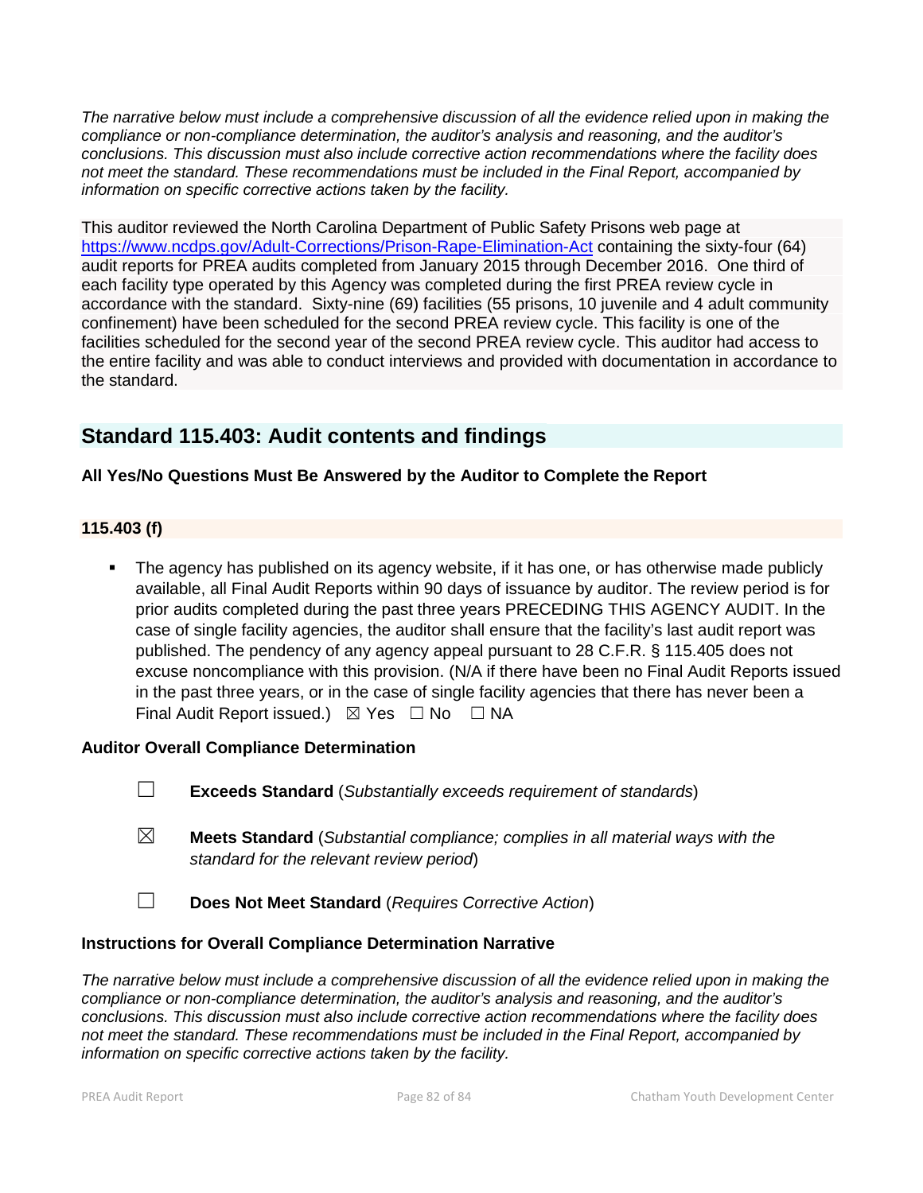*The narrative below must include a comprehensive discussion of all the evidence relied upon in making the compliance or non-compliance determination, the auditor's analysis and reasoning, and the auditor's conclusions. This discussion must also include corrective action recommendations where the facility does not meet the standard. These recommendations must be included in the Final Report, accompanied by information on specific corrective actions taken by the facility.*

This auditor reviewed the North Carolina Department of Public Safety Prisons web page at https://www.ncdps.gov/Adult-Corrections/Prison-Rape-Elimination-Act containing the sixty-four (64) audit reports for PREA audits completed from January 2015 through December 2016. One third of each facility type operated by this Agency was completed during the first PREA review cycle in accordance with the standard. Sixty-nine (69) facilities (55 prisons, 10 juvenile and 4 adult community confinement) have been scheduled for the second PREA review cycle. This facility is one of the facilities scheduled for the second year of the second PREA review cycle. This auditor had access to the entire facility and was able to conduct interviews and provided with documentation in accordance to the standard.

## Standard 115.403: Audit contents and findings

**All Yes/No Questions Must Be Answered by the Auditor to Complete the Report**

### 115.403 (f)

- The agency has published on its agency website, if it has one, or has otherwise made publicly available, all Final Audit Reports within 90 days of issuance by auditor. The review period is for prior audits completed during the past three years PRECEDING THIS AGENCY AUDIT. In the case of single facility agencies, the auditor shall ensure that the facility's last audit report was published. The pendency of any agency appeal pursuant to 28 C.F.R. § 115.405 does not excuse noncompliance with this provision. (N/A if there have been no Final Audit Reports issued in the past three years, or in the case of single facility agencies that there has never been a Final Audit Report issued.) ☒ Yes ☐ No ☐ NA

**Auditor Overall Compliance Determination**

☐ **Exceeds Standard** (*Substantially exceeds requirement of standards*)

☒ **Meets Standard** (*Substantial compliance; complies in all material ways with the standard for the relevant review period*)

☐ **Does Not Meet Standard** (*Requires Corrective Action*)

**Instructions for Overall Compliance Determination Narrative**

*The narrative below must include a comprehensive discussion of all the evidence relied upon in making the compliance or non-compliance determination, the auditor's analysis and reasoning, and the auditor's conclusions. This discussion must also include corrective action recommendations where the facility does not meet the standard. These recommendations must be included in the Final Report, accompanied by information on specific corrective actions taken by the facility.*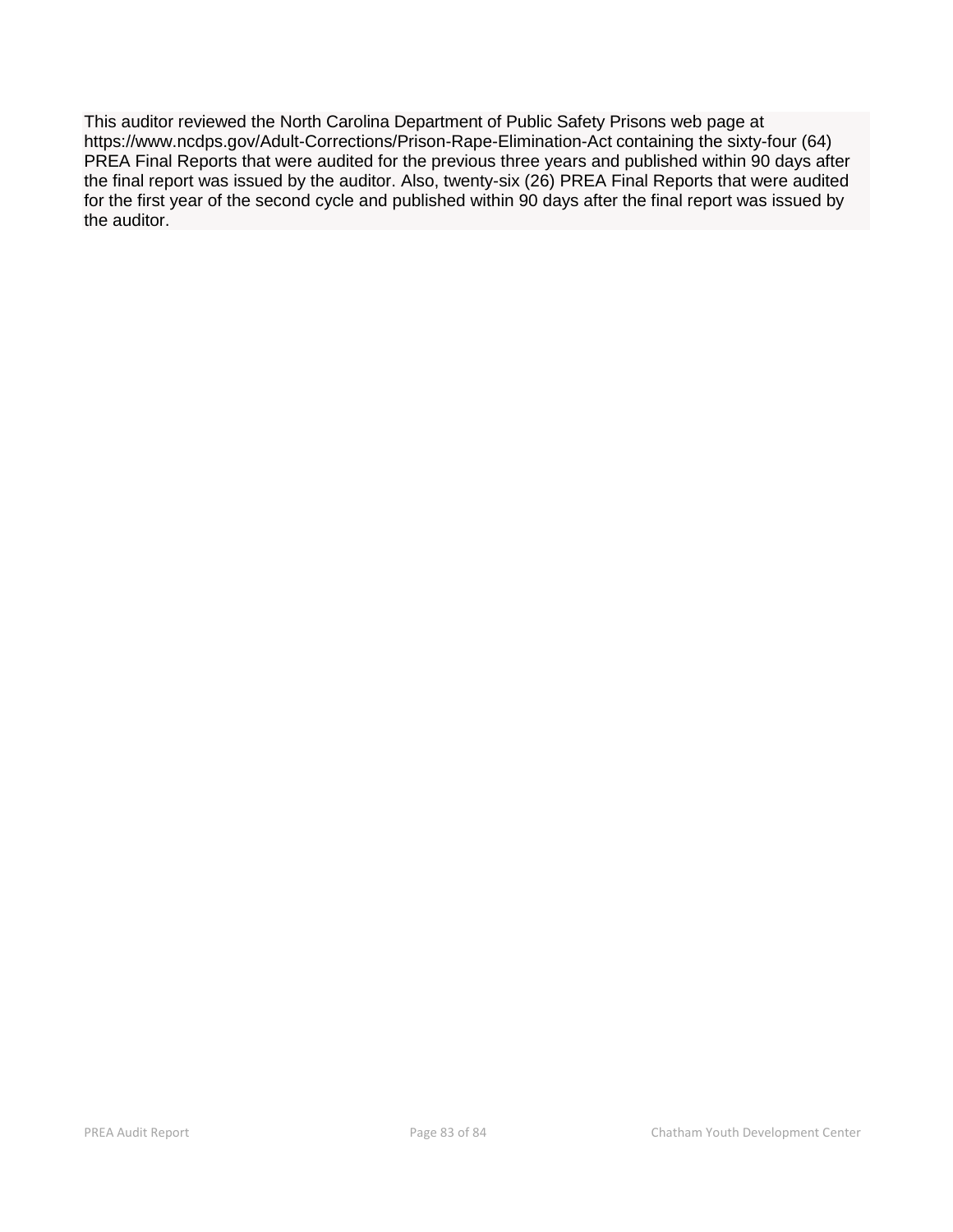This auditor reviewed the North Carolina Department of Public Safety Prisons web page at https://www.ncdps.gov/Adult-Corrections/Prison-Rape-Elimination-Act containing the sixty-four (64) PREA Final Reports that were audited for the previous three years and published within 90 days after the final report was issued by the auditor. Also, twenty-six (26) PREA Final Reports that were audited for the first year of the second cycle and published within 90 days after the final report was issued by the auditor.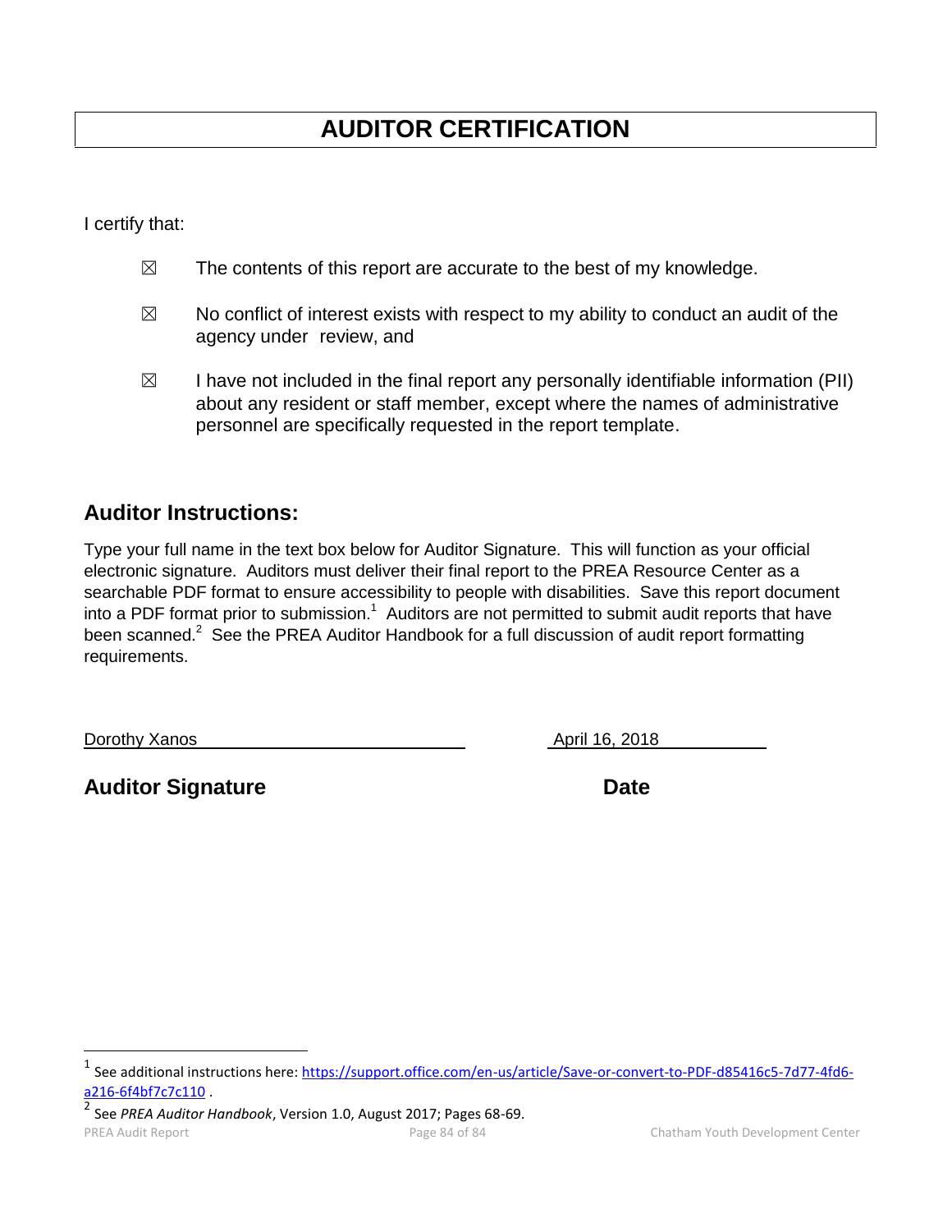# AUDITOR CERTIFICATION

I certify that:

☒ The contents of this report are accurate to the best of my knowledge.

☒ No conflict of interest exists with respect to my ability to conduct an audit of the agency under review, and

☒ I have not included in the final report any personally identifiable information (PII) about any resident or staff member, except where the names of administrative personnel are specifically requested in the report template.

## Auditor Instructions:

Type your full name in the text box below for Auditor Signature. This will function as your official electronic signature. Auditors must deliver their final report to the PREA Resource Center as a searchable PDF format to ensure accessibility to people with disabilities. Save this report document into a PDF format prior to submission.[1] Auditors are not permitted to submit audit reports that have been scanned.[2] See the PREA Auditor Handbook for a full discussion of audit report formatting requirements.

Dorothy Xanos

**Auditor Signature**

April 16, 2018

**Date**

[1] See additional instructions here: https://support.office.com/en-us/article/Save-or-convert-to-PDF-d85416c5-7d77-4fd6-a216-6f4bf7c7c110 .

[2] See *PREA Auditor Handbook*, Version 1.0, August 2017; Pages 68-69.